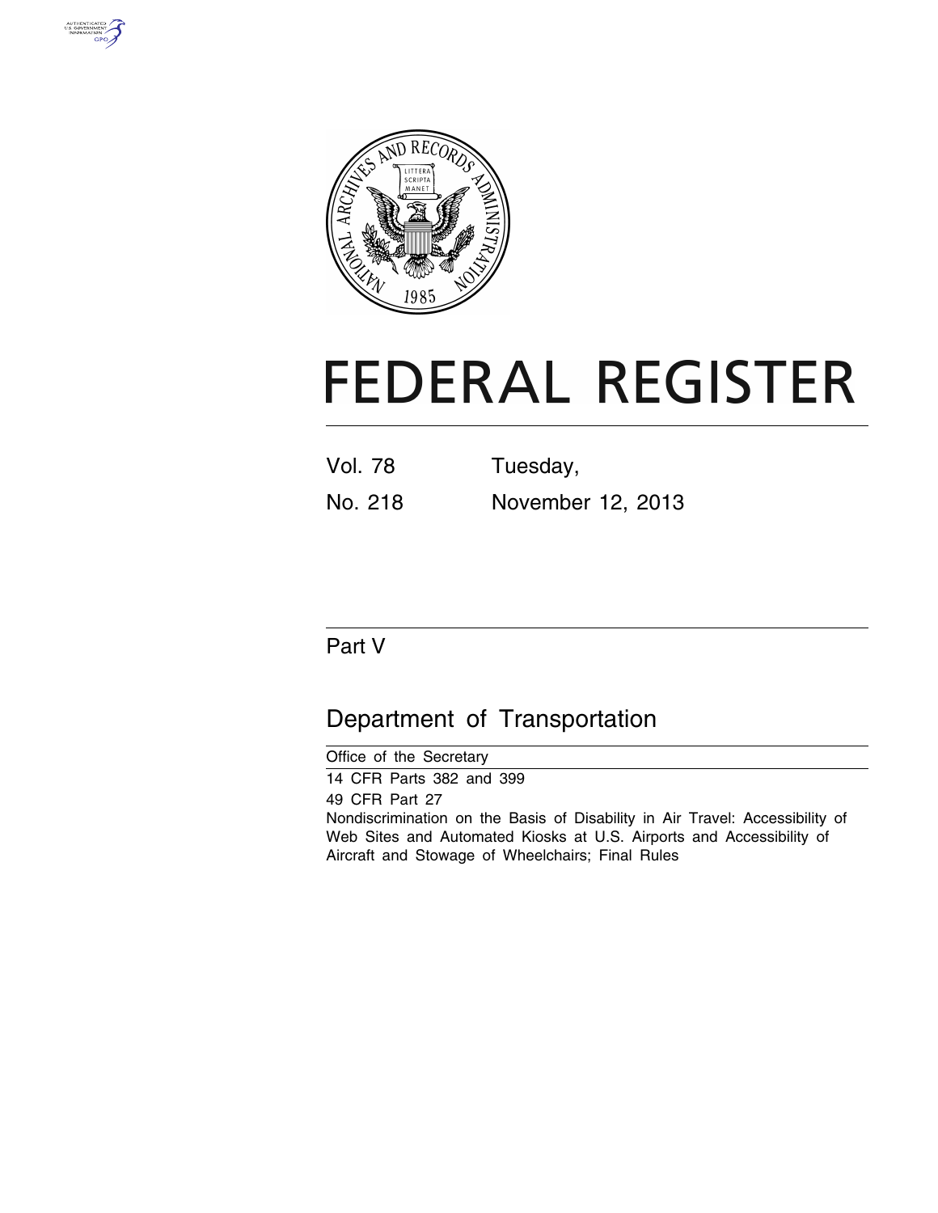# FEDERAL REGISTER

Vol. 78 Tuesday,

No. 218 November 12, 2013

## Part V

## Department of Transportation

Office of the Secretary

14 CFR Parts 382 and 399

49 CFR Part 27

Nondiscrimination on the Basis of Disability in Air Travel: Accessibility of Web Sites and Automated Kiosks at U.S. Airports and Accessibility of Aircraft and Stowage of Wheelchairs; Final Rules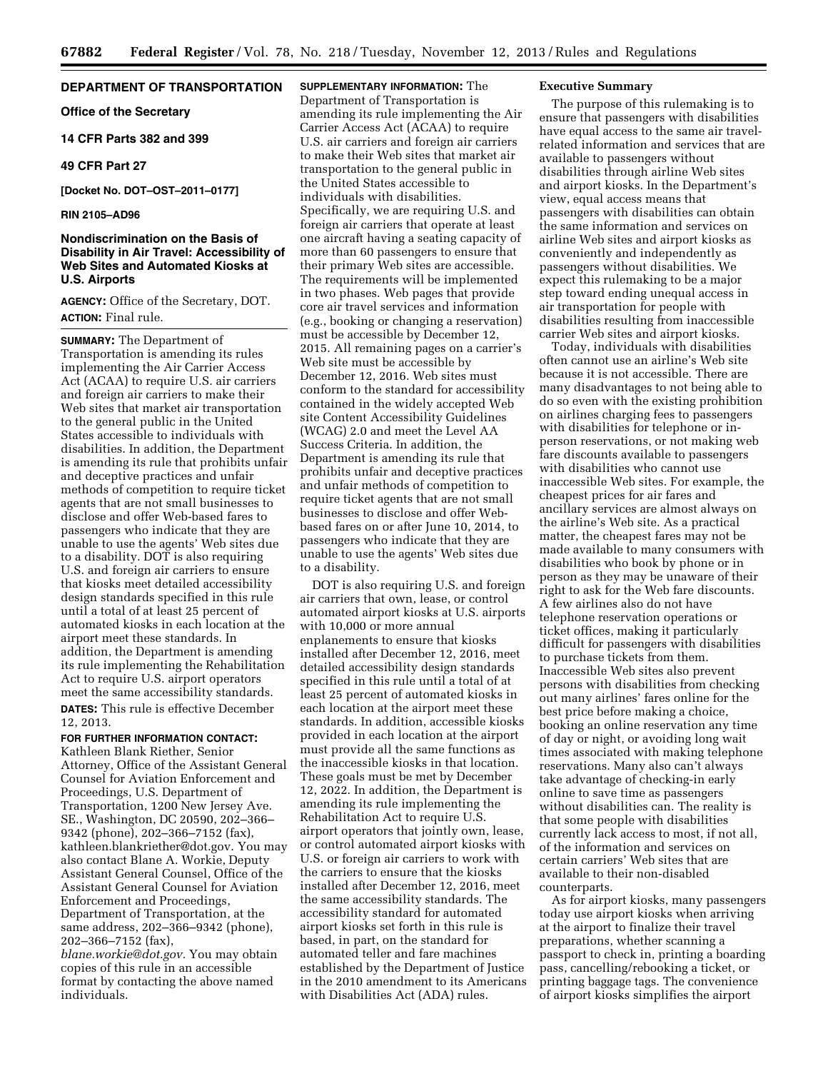# DEPARTMENT OF TRANSPORTATION

## Office of the Secretary

## 14 CFR Parts 382 and 399

## 49 CFR Part 27

**[Docket No. DOT–OST–2011–0177]**

**RIN 2105–AD96**

## Nondiscrimination on the Basis of Disability in Air Travel: Accessibility of Web Sites and Automated Kiosks at U.S. Airports

**AGENCY:** Office of the Secretary, DOT.

**ACTION:** Final rule.

**SUMMARY:** The Department of Transportation is amending its rules implementing the Air Carrier Access Act (ACAA) to require U.S. air carriers and foreign air carriers to make their Web sites that market air transportation to the general public in the United States accessible to individuals with disabilities. In addition, the Department is amending its rule that prohibits unfair and deceptive practices and unfair methods of competition to require ticket agents that are not small businesses to disclose and offer Web-based fares to passengers who indicate that they are unable to use the agents' Web sites due to a disability. DOT is also requiring U.S. and foreign air carriers to ensure that kiosks meet detailed accessibility design standards specified in this rule until a total of at least 25 percent of automated kiosks in each location at the airport meet these standards. In addition, the Department is amending its rule implementing the Rehabilitation Act to require U.S. airport operators meet the same accessibility standards.

**DATES:** This rule is effective December 12, 2013.

**FOR FURTHER INFORMATION CONTACT:** Kathleen Blank Riether, Senior Attorney, Office of the Assistant General Counsel for Aviation Enforcement and Proceedings, U.S. Department of Transportation, 1200 New Jersey Ave. SE., Washington, DC 20590, 202–366–9342 (phone), 202–366–7152 (fax), kathleen.blankriether@dot.gov. You may also contact Blane A. Workie, Deputy Assistant General Counsel, Office of the Assistant General Counsel for Aviation Enforcement and Proceedings, Department of Transportation, at the same address, 202–366–9342 (phone), 202–366–7152 (fax), *blane.workie@dot.gov.* You may obtain copies of this rule in an accessible format by contacting the above named individuals.

**SUPPLEMENTARY INFORMATION:** The Department of Transportation is amending its rule implementing the Air Carrier Access Act (ACAA) to require U.S. air carriers and foreign air carriers to make their Web sites that market air transportation to the general public in the United States accessible to individuals with disabilities. Specifically, we are requiring U.S. and foreign air carriers that operate at least one aircraft having a seating capacity of more than 60 passengers to ensure that their primary Web sites are accessible. The requirements will be implemented in two phases. Web pages that provide core air travel services and information (e.g., booking or changing a reservation) must be accessible by December 12, 2015. All remaining pages on a carrier's Web site must be accessible by December 12, 2016. Web sites must conform to the standard for accessibility contained in the widely accepted Web site Content Accessibility Guidelines (WCAG) 2.0 and meet the Level AA Success Criteria. In addition, the Department is amending its rule that prohibits unfair and deceptive practices and unfair methods of competition to require ticket agents that are not small businesses to disclose and offer Web-based fares on or after June 10, 2014, to passengers who indicate that they are unable to use the agents' Web sites due to a disability.

DOT is also requiring U.S. and foreign air carriers that own, lease, or control automated airport kiosks at U.S. airports with 10,000 or more annual enplanements to ensure that kiosks installed after December 12, 2016, meet detailed accessibility design standards specified in this rule until a total of at least 25 percent of automated kiosks in each location at the airport meet these standards. In addition, accessible kiosks provided in each location at the airport must provide all the same functions as the inaccessible kiosks in that location. These goals must be met by December 12, 2022. In addition, the Department is amending its rule implementing the Rehabilitation Act to require U.S. airport operators that jointly own, lease, or control automated airport kiosks with U.S. or foreign air carriers to work with the carriers to ensure that the kiosks installed after December 12, 2016, meet the same accessibility standards. The accessibility standard for automated airport kiosks set forth in this rule is based, in part, on the standard for automated teller and fare machines established by the Department of Justice in the 2010 amendment to its Americans with Disabilities Act (ADA) rules.

### Executive Summary

The purpose of this rulemaking is to ensure that passengers with disabilities have equal access to the same air travel-related information and services that are available to passengers without disabilities through airline Web sites and airport kiosks. In the Department's view, equal access means that passengers with disabilities can obtain the same information and services on airline Web sites and airport kiosks as conveniently and independently as passengers without disabilities. We expect this rulemaking to be a major step toward ending unequal access in air transportation for people with disabilities resulting from inaccessible carrier Web sites and airport kiosks.

Today, individuals with disabilities often cannot use an airline's Web site because it is not accessible. There are many disadvantages to not being able to do so even with the existing prohibition on airlines charging fees to passengers with disabilities for telephone or in-person reservations, or not making web fare discounts available to passengers with disabilities who cannot use inaccessible Web sites. For example, the cheapest prices for air fares and ancillary services are almost always on the airline's Web site. As a practical matter, the cheapest fares may not be made available to many consumers with disabilities who book by phone or in person as they may be unaware of their right to ask for the Web fare discounts. A few airlines also do not have telephone reservation operations or ticket offices, making it particularly difficult for passengers with disabilities to purchase tickets from them. Inaccessible Web sites also prevent persons with disabilities from checking out many airlines' fares online for the best price before making a choice, booking an online reservation any time of day or night, or avoiding long wait times associated with making telephone reservations. Many also can't always take advantage of checking-in early online to save time as passengers without disabilities can. The reality is that some people with disabilities currently lack access to most, if not all, of the information and services on certain carriers' Web sites that are available to their non-disabled counterparts.

As for airport kiosks, many passengers today use airport kiosks when arriving at the airport to finalize their travel preparations, whether scanning a passport to check in, printing a boarding pass, cancelling/rebooking a ticket, or printing baggage tags. The convenience of airport kiosks simplifies the airport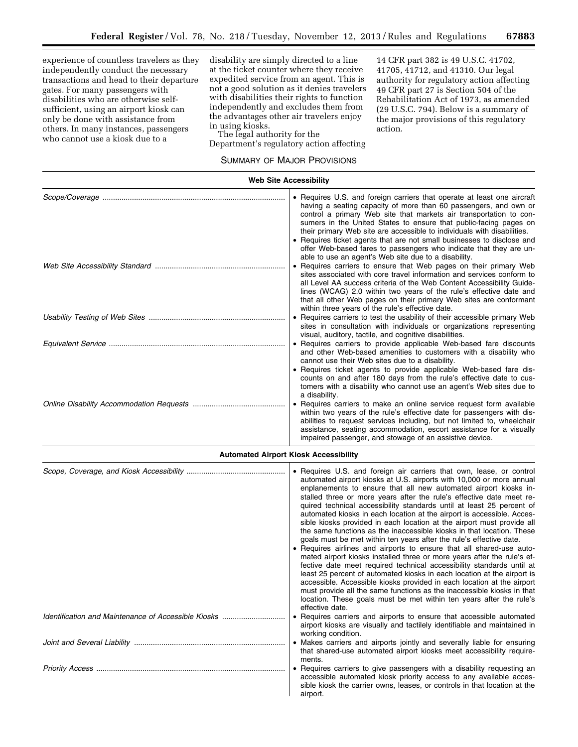experience of countless travelers as they independently conduct the necessary transactions and head to their departure gates. For many passengers with disabilities who are otherwise self-sufficient, using an airport kiosk can only be done with assistance from others. In many instances, passengers who cannot use a kiosk due to a disability are simply directed to a line at the ticket counter where they receive expedited service from an agent. This is not a good solution as it denies travelers with disabilities their rights to function independently and excludes them from the advantages other air travelers enjoy in using kiosks.

The legal authority for the Department's regulatory action affecting 14 CFR part 382 is 49 U.S.C. 41702, 41705, 41712, and 41310. Our legal authority for regulatory action affecting 49 CFR part 27 is Section 504 of the Rehabilitation Act of 1973, as amended (29 U.S.C. 794). Below is a summary of the major provisions of this regulatory action.

## SUMMARY OF MAJOR PROVISIONS

| **Web Site Accessibility** | |
|---|---|
| *Scope/Coverage* | • Requires U.S. and foreign carriers that operate at least one aircraft having a seating capacity of more than 60 passengers, and own or control a primary Web site that markets air transportation to consumers in the United States to ensure that public-facing pages on their primary Web site are accessible to individuals with disabilities.<br>• Requires ticket agents that are not small businesses to disclose and offer Web-based fares to passengers who indicate that they are unable to use an agent's Web site due to a disability. |
| *Web Site Accessibility Standard* | • Requires carriers to ensure that Web pages on their primary Web sites associated with core travel information and services conform to all Level AA success criteria of the Web Content Accessibility Guidelines (WCAG) 2.0 within two years of the rule's effective date and that all other Web pages on their primary Web sites are conformant within three years of the rule's effective date. |
| *Usability Testing of Web Sites* | • Requires carriers to test the usability of their accessible primary Web sites in consultation with individuals or organizations representing visual, auditory, tactile, and cognitive disabilities. |
| *Equivalent Service* | • Requires carriers to provide applicable Web-based fare discounts and other Web-based amenities to customers with a disability who cannot use their Web sites due to a disability.<br>• Requires ticket agents to provide applicable Web-based fare discounts on and after 180 days from the rule's effective date to customers with a disability who cannot use an agent's Web sites due to a disability. |
| *Online Disability Accommodation Requests* | • Requires carriers to make an online service request form available within two years of the rule's effective date for passengers with disabilities to request services including, but not limited to, wheelchair assistance, seating accommodation, escort assistance for a visually impaired passenger, and stowage of an assistive device. |
| **Automated Airport Kiosk Accessibility** | |
| *Scope, Coverage, and Kiosk Accessibility* | • Requires U.S. and foreign air carriers that own, lease, or control automated airport kiosks at U.S. airports with 10,000 or more annual enplanements to ensure that all new automated airport kiosks installed three or more years after the rule's effective date meet required technical accessibility standards until at least 25 percent of automated kiosks in each location at the airport is accessible. Accessible kiosks provided in each location at the airport must provide all the same functions as the inaccessible kiosks in that location. These goals must be met within ten years after the rule's effective date.<br>• Requires airlines and airports to ensure that all shared-use automated airport kiosks installed three or more years after the rule's effective date meet required technical accessibility standards until at least 25 percent of automated kiosks in each location at the airport is accessible. Accessible kiosks provided in each location at the airport must provide all the same functions as the inaccessible kiosks in that location. These goals must be met within ten years after the rule's effective date. |
| *Identification and Maintenance of Accessible Kiosks* | • Requires carriers and airports to ensure that accessible automated airport kiosks are visually and tactilely identifiable and maintained in working condition. |
| *Joint and Several Liability* | • Makes carriers and airports jointly and severally liable for ensuring that shared-use automated airport kiosks meet accessibility requirements. |
| *Priority Access* | • Requires carriers to give passengers with a disability requesting an accessible automated kiosk priority access to any available accessible kiosk the carrier owns, leases, or controls in that location at the airport. |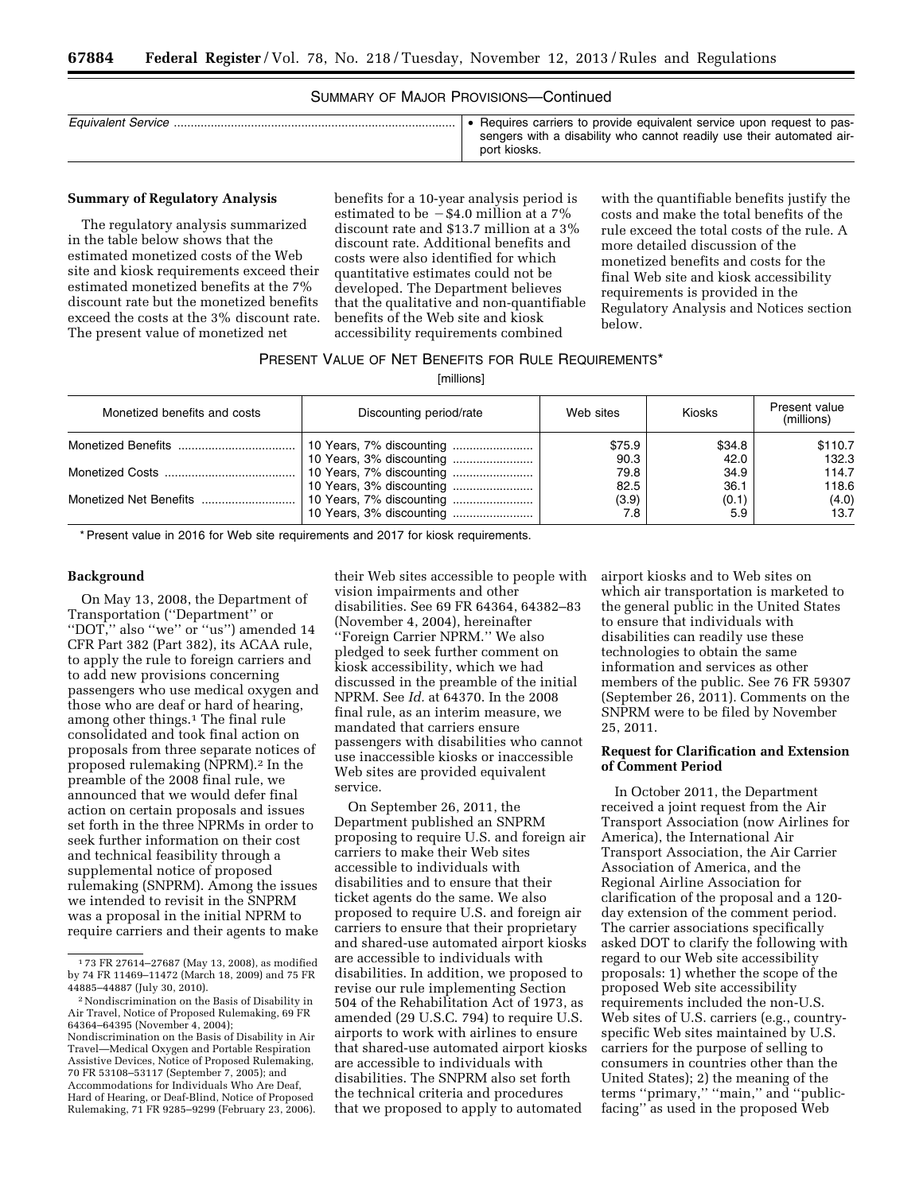SUMMARY OF MAJOR PROVISIONS—Continued

| | |
|---|---|
| *Equivalent Service* | • Requires carriers to provide equivalent service upon request to passengers with a disability who cannot readily use their automated airport kiosks. |

**Summary of Regulatory Analysis**

The regulatory analysis summarized in the table below shows that the estimated monetized costs of the Web site and kiosk requirements exceed their estimated monetized benefits at the 7% discount rate but the monetized benefits exceed the costs at the 3% discount rate. The present value of monetized net benefits for a 10-year analysis period is estimated to be −$4.0 million at a 7% discount rate and $13.7 million at a 3% discount rate. Additional benefits and costs were also identified for which quantitative estimates could not be developed. The Department believes that the qualitative and non-quantifiable benefits of the Web site and kiosk accessibility requirements combined with the quantifiable benefits justify the costs and make the total benefits of the rule exceed the total costs of the rule. A more detailed discussion of the monetized benefits and costs for the final Web site and kiosk accessibility requirements is provided in the Regulatory Analysis and Notices section below.

PRESENT VALUE OF NET BENEFITS FOR RULE REQUIREMENTS*

[millions]

| Monetized benefits and costs | Discounting period/rate | Web sites | Kiosks | Present value (millions) |
|---|---|---|---|---|
| Monetized Benefits | 10 Years, 7% discounting | $75.9 | $34.8 | $110.7 |
| | 10 Years, 3% discounting | 90.3 | 42.0 | 132.3 |
| Monetized Costs | 10 Years, 7% discounting | 79.8 | 34.9 | 114.7 |
| | 10 Years, 3% discounting | 82.5 | 36.1 | 118.6 |
| Monetized Net Benefits | 10 Years, 7% discounting | (3.9) | (0.1) | (4.0) |
| | 10 Years, 3% discounting | 7.8 | 5.9 | 13.7 |

* Present value in 2016 for Web site requirements and 2017 for kiosk requirements.

**Background**

On May 13, 2008, the Department of Transportation (''Department'' or ''DOT,'' also ''we'' or ''us'') amended 14 CFR Part 382 (Part 382), its ACAA rule, to apply the rule to foreign carriers and to add new provisions concerning passengers who use medical oxygen and those who are deaf or hard of hearing, among other things.[1] The final rule consolidated and took final action on proposals from three separate notices of proposed rulemaking (NPRM).[2] In the preamble of the 2008 final rule, we announced that we would defer final action on certain proposals and issues set forth in the three NPRMs in order to seek further information on their cost and technical feasibility through a supplemental notice of proposed rulemaking (SNPRM). Among the issues we intended to revisit in the SNPRM was a proposal in the initial NPRM to require carriers and their agents to make their Web sites accessible to people with vision impairments and other disabilities. See 69 FR 64364, 64382–83 (November 4, 2004), hereinafter ''Foreign Carrier NPRM.'' We also pledged to seek further comment on kiosk accessibility, which we had discussed in the preamble of the initial NPRM. See *Id.* at 64370. In the 2008 final rule, as an interim measure, we mandated that carriers ensure passengers with disabilities who cannot use inaccessible kiosks or inaccessible Web sites are provided equivalent service.

On September 26, 2011, the Department published an SNPRM proposing to require U.S. and foreign air carriers to make their Web sites accessible to individuals with disabilities and to ensure that their ticket agents do the same. We also proposed to require U.S. and foreign air carriers to ensure that their proprietary and shared-use automated airport kiosks are accessible to individuals with disabilities. In addition, we proposed to revise our rule implementing Section 504 of the Rehabilitation Act of 1973, as amended (29 U.S.C. 794) to require U.S. airports to work with airlines to ensure that shared-use automated airport kiosks are accessible to individuals with disabilities. The SNPRM also set forth the technical criteria and procedures that we proposed to apply to automated airport kiosks and to Web sites on which air transportation is marketed to the general public in the United States to ensure that individuals with disabilities can readily use these technologies to obtain the same information and services as other members of the public. See 76 FR 59307 (September 26, 2011). Comments on the SNPRM were to be filed by November 25, 2011.

**Request for Clarification and Extension of Comment Period**

In October 2011, the Department received a joint request from the Air Transport Association (now Airlines for America), the International Air Transport Association, the Air Carrier Association of America, and the Regional Airline Association for clarification of the proposal and a 120-day extension of the comment period. The carrier associations specifically asked DOT to clarify the following with regard to our Web site accessibility proposals: 1) whether the scope of the proposed Web site accessibility requirements included the non-U.S. Web sites of U.S. carriers (e.g., country-specific Web sites maintained by U.S. carriers for the purpose of selling to consumers in countries other than the United States); 2) the meaning of the terms ''primary,'' ''main,'' and ''public-facing'' as used in the proposed Web

[1] 73 FR 27614–27687 (May 13, 2008), as modified by 74 FR 11469–11472 (March 18, 2009) and 75 FR 44885–44887 (July 30, 2010).

[2] Nondiscrimination on the Basis of Disability in Air Travel, Notice of Proposed Rulemaking, 69 FR 64364–64395 (November 4, 2004); Nondiscrimination on the Basis of Disability in Air Travel—Medical Oxygen and Portable Respiration Assistive Devices, Notice of Proposed Rulemaking, 70 FR 53108–53117 (September 7, 2005); and Accommodations for Individuals Who Are Deaf, Hard of Hearing, or Deaf-Blind, Notice of Proposed Rulemaking, 71 FR 9285–9299 (February 23, 2006).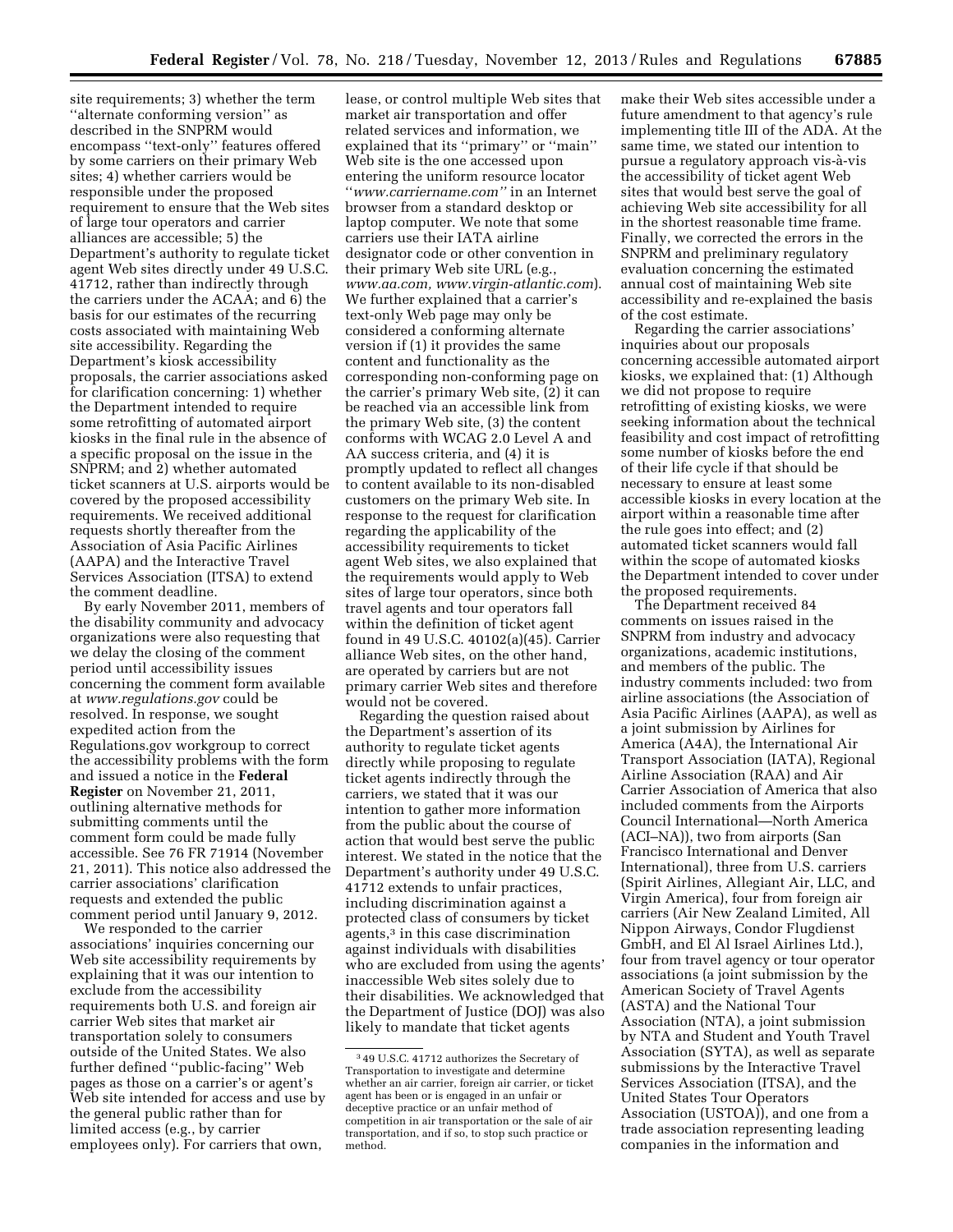site requirements; 3) whether the term "alternate conforming version" as described in the SNPRM would encompass "text-only" features offered by some carriers on their primary Web sites; 4) whether carriers would be responsible under the proposed requirement to ensure that the Web sites of large tour operators and carrier alliances are accessible; 5) the Department's authority to regulate ticket agent Web sites directly under 49 U.S.C. 41712, rather than indirectly through the carriers under the ACAA; and 6) the basis for our estimates of the recurring costs associated with maintaining Web site accessibility. Regarding the Department's kiosk accessibility proposals, the carrier associations asked for clarification concerning: 1) whether the Department intended to require some retrofitting of automated airport kiosks in the final rule in the absence of a specific proposal on the issue in the SNPRM; and 2) whether automated ticket scanners at U.S. airports would be covered by the proposed accessibility requirements. We received additional requests shortly thereafter from the Association of Asia Pacific Airlines (AAPA) and the Interactive Travel Services Association (ITSA) to extend the comment deadline.

By early November 2011, members of the disability community and advocacy organizations were also requesting that we delay the closing of the comment period until accessibility issues concerning the comment form available at *www.regulations.gov* could be resolved. In response, we sought expedited action from the Regulations.gov workgroup to correct the accessibility problems with the form and issued a notice in the **Federal Register** on November 21, 2011, outlining alternative methods for submitting comments until the comment form could be made fully accessible. See 76 FR 71914 (November 21, 2011). This notice also addressed the carrier associations' clarification requests and extended the public comment period until January 9, 2012.

We responded to the carrier associations' inquiries concerning our Web site accessibility requirements by explaining that it was our intention to exclude from the accessibility requirements both U.S. and foreign air carrier Web sites that market air transportation solely to consumers outside of the United States. We also further defined "public-facing" Web pages as those on a carrier's or agent's Web site intended for access and use by the general public rather than for limited access (e.g., by carrier employees only). For carriers that own, lease, or control multiple Web sites that market air transportation and offer related services and information, we explained that its "primary" or "main" Web site is the one accessed upon entering the uniform resource locator "*www.carriername.com"* in an Internet browser from a standard desktop or laptop computer. We note that some carriers use their IATA airline designator code or other convention in their primary Web site URL (e.g., *www.aa.com, www.virgin-atlantic.com*). We further explained that a carrier's text-only Web page may only be considered a conforming alternate version if (1) it provides the same content and functionality as the corresponding non-conforming page on the carrier's primary Web site, (2) it can be reached via an accessible link from the primary Web site, (3) the content conforms with WCAG 2.0 Level A and AA success criteria, and (4) it is promptly updated to reflect all changes to content available to its non-disabled customers on the primary Web site. In response to the request for clarification regarding the applicability of the accessibility requirements to ticket agent Web sites, we also explained that the requirements would apply to Web sites of large tour operators, since both travel agents and tour operators fall within the definition of ticket agent found in 49 U.S.C. 40102(a)(45). Carrier alliance Web sites, on the other hand, are operated by carriers but are not primary carrier Web sites and therefore would not be covered.

Regarding the question raised about the Department's assertion of its authority to regulate ticket agents directly while proposing to regulate ticket agents indirectly through the carriers, we stated that it was our intention to gather more information from the public about the course of action that would best serve the public interest. We stated in the notice that the Department's authority under 49 U.S.C. 41712 extends to unfair practices, including discrimination against a protected class of consumers by ticket agents,[3] in this case discrimination against individuals with disabilities who are excluded from using the agents' inaccessible Web sites solely due to their disabilities. We acknowledged that the Department of Justice (DOJ) was also likely to mandate that ticket agents make their Web sites accessible under a future amendment to that agency's rule implementing title III of the ADA. At the same time, we stated our intention to pursue a regulatory approach vis-à-vis the accessibility of ticket agent Web sites that would best serve the goal of achieving Web site accessibility for all in the shortest reasonable time frame. Finally, we corrected the errors in the SNPRM and preliminary regulatory evaluation concerning the estimated annual cost of maintaining Web site accessibility and re-explained the basis of the cost estimate.

Regarding the carrier associations' inquiries about our proposals concerning accessible automated airport kiosks, we explained that: (1) Although we did not propose to require retrofitting of existing kiosks, we were seeking information about the technical feasibility and cost impact of retrofitting some number of kiosks before the end of their life cycle if that should be necessary to ensure at least some accessible kiosks in every location at the airport within a reasonable time after the rule goes into effect; and (2) automated ticket scanners would fall within the scope of automated kiosks the Department intended to cover under the proposed requirements.

The Department received 84 comments on issues raised in the SNPRM from industry and advocacy organizations, academic institutions, and members of the public. The industry comments included: two from airline associations (the Association of Asia Pacific Airlines (AAPA), as well as a joint submission by Airlines for America (A4A), the International Air Transport Association (IATA), Regional Airline Association (RAA) and Air Carrier Association of America that also included comments from the Airports Council International—North America (ACI–NA)), two from airports (San Francisco International and Denver International), three from U.S. carriers (Spirit Airlines, Allegiant Air, LLC, and Virgin America), four from foreign air carriers (Air New Zealand Limited, All Nippon Airways, Condor Flugdienst GmbH, and El Al Israel Airlines Ltd.), four from travel agency or tour operator associations (a joint submission by the American Society of Travel Agents (ASTA) and the National Tour Association (NTA), a joint submission by NTA and Student and Youth Travel Association (SYTA), as well as separate submissions by the Interactive Travel Services Association (ITSA), and the United States Tour Operators Association (USTOA)), and one from a trade association representing leading companies in the information and

---

[3] 49 U.S.C. 41712 authorizes the Secretary of Transportation to investigate and determine whether an air carrier, foreign air carrier, or ticket agent has been or is engaged in an unfair or deceptive practice or an unfair method of competition in air transportation or the sale of air transportation, and if so, to stop such practice or method.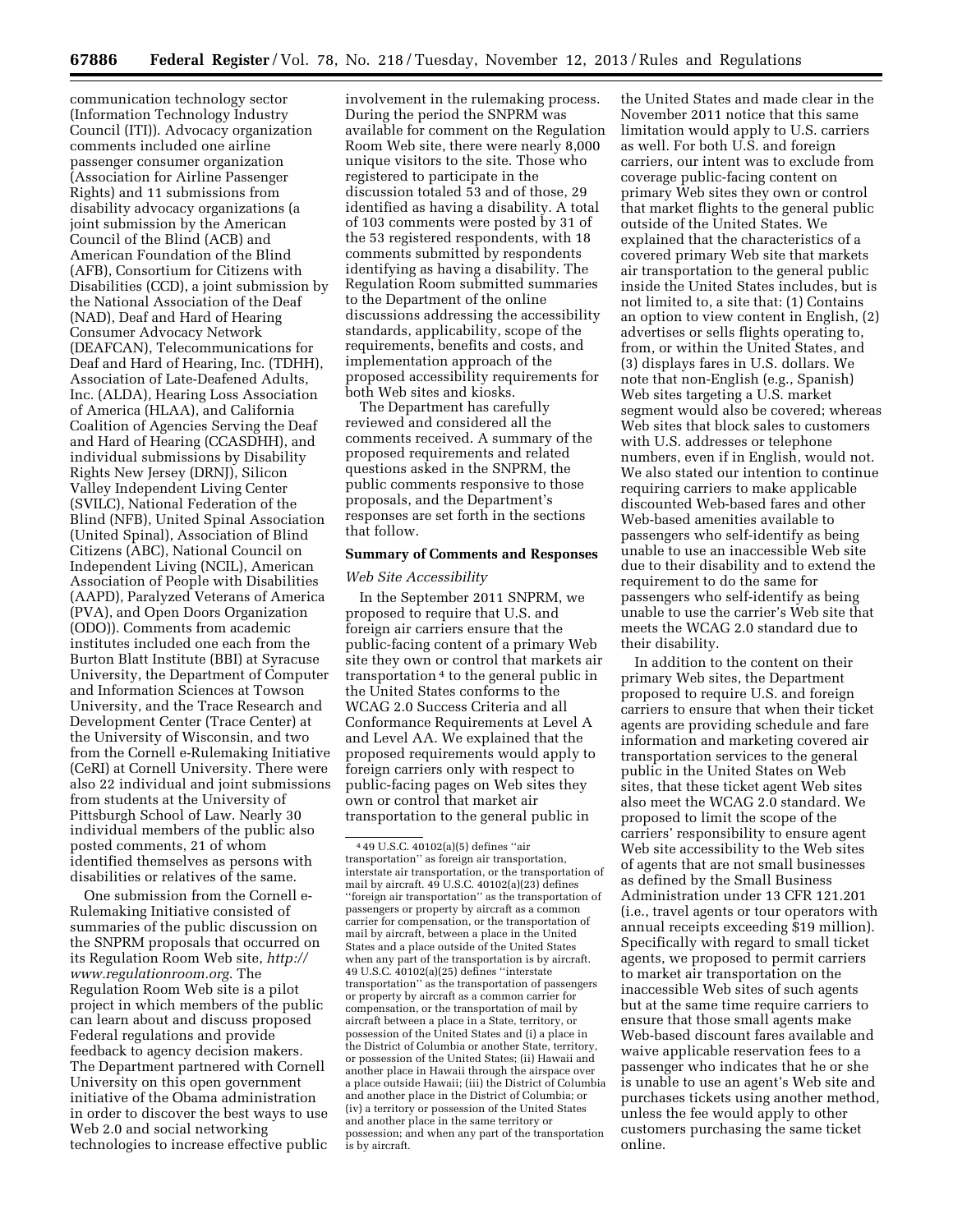communication technology sector (Information Technology Industry Council (ITI)). Advocacy organization comments included one airline passenger consumer organization (Association for Airline Passenger Rights) and 11 submissions from disability advocacy organizations (a joint submission by the American Council of the Blind (ACB) and American Foundation of the Blind (AFB), Consortium for Citizens with Disabilities (CCD), a joint submission by the National Association of the Deaf (NAD), Deaf and Hard of Hearing Consumer Advocacy Network (DEAFCAN), Telecommunications for Deaf and Hard of Hearing, Inc. (TDHH), Association of Late-Deafened Adults, Inc. (ALDA), Hearing Loss Association of America (HLAA), and California Coalition of Agencies Serving the Deaf and Hard of Hearing (CCASDHH), and individual submissions by Disability Rights New Jersey (DRNJ), Silicon Valley Independent Living Center (SVILC), National Federation of the Blind (NFB), United Spinal Association (United Spinal), Association of Blind Citizens (ABC), National Council on Independent Living (NCIL), American Association of People with Disabilities (AAPD), Paralyzed Veterans of America (PVA), and Open Doors Organization (ODO)). Comments from academic institutes included one each from the Burton Blatt Institute (BBI) at Syracuse University, the Department of Computer and Information Sciences at Towson University, and the Trace Research and Development Center (Trace Center) at the University of Wisconsin, and two from the Cornell e-Rulemaking Initiative (CeRI) at Cornell University. There were also 22 individual and joint submissions from students at the University of Pittsburgh School of Law. Nearly 30 individual members of the public also posted comments, 21 of whom identified themselves as persons with disabilities or relatives of the same.

One submission from the Cornell e-Rulemaking Initiative consisted of summaries of the public discussion on the SNPRM proposals that occurred on its Regulation Room Web site, *http://www.regulationroom.org.* The Regulation Room Web site is a pilot project in which members of the public can learn about and discuss proposed Federal regulations and provide feedback to agency decision makers. The Department partnered with Cornell University on this open government initiative of the Obama administration in order to discover the best ways to use Web 2.0 and social networking technologies to increase effective public involvement in the rulemaking process. During the period the SNPRM was available for comment on the Regulation Room Web site, there were nearly 8,000 unique visitors to the site. Those who registered to participate in the discussion totaled 53 and of those, 29 identified as having a disability. A total of 103 comments were posted by 31 of the 53 registered respondents, with 18 comments submitted by respondents identifying as having a disability. The Regulation Room submitted summaries to the Department of the online discussions addressing the accessibility standards, applicability, scope of the requirements, benefits and costs, and implementation approach of the proposed accessibility requirements for both Web sites and kiosks.

The Department has carefully reviewed and considered all the comments received. A summary of the proposed requirements and related questions asked in the SNPRM, the public comments responsive to those proposals, and the Department's responses are set forth in the sections that follow.

**Summary of Comments and Responses**

*Web Site Accessibility*

In the September 2011 SNPRM, we proposed to require that U.S. and foreign air carriers ensure that the public-facing content of a primary Web site they own or control that markets air transportation[4] to the general public in the United States conforms to the WCAG 2.0 Success Criteria and all Conformance Requirements at Level A and Level AA. We explained that the proposed requirements would apply to foreign carriers only with respect to public-facing pages on Web sites they own or control that market air transportation to the general public in the United States and made clear in the November 2011 notice that this same limitation would apply to U.S. carriers as well. For both U.S. and foreign carriers, our intent was to exclude from coverage public-facing content on primary Web sites they own or control that market flights to the general public outside of the United States. We explained that the characteristics of a covered primary Web site that markets air transportation to the general public inside the United States includes, but is not limited to, a site that: (1) Contains an option to view content in English, (2) advertises or sells flights operating to, from, or within the United States, and (3) displays fares in U.S. dollars. We note that non-English (e.g., Spanish) Web sites targeting a U.S. market segment would also be covered; whereas Web sites that block sales to customers with U.S. addresses or telephone numbers, even if in English, would not. We also stated our intention to continue requiring carriers to make applicable discounted Web-based fares and other Web-based amenities available to passengers who self-identify as being unable to use an inaccessible Web site due to their disability and to extend the requirement to do the same for passengers who self-identify as being unable to use the carrier's Web site that meets the WCAG 2.0 standard due to their disability.

In addition to the content on their primary Web sites, the Department proposed to require U.S. and foreign carriers to ensure that when their ticket agents are providing schedule and fare information and marketing covered air transportation services to the general public in the United States on Web sites, that these ticket agent Web sites also meet the WCAG 2.0 standard. We proposed to limit the scope of the carriers' responsibility to ensure agent Web site accessibility to the Web sites of agents that are not small businesses as defined by the Small Business Administration under 13 CFR 121.201 (i.e., travel agents or tour operators with annual receipts exceeding $19 million). Specifically with regard to small ticket agents, we proposed to permit carriers to market air transportation on the inaccessible Web sites of such agents but at the same time require carriers to ensure that those small agents make Web-based discount fares available and waive applicable reservation fees to a passenger who indicates that he or she is unable to use an agent's Web site and purchases tickets using another method, unless the fee would apply to other customers purchasing the same ticket online.

[4] 49 U.S.C. 40102(a)(5) defines "air transportation" as foreign air transportation, interstate air transportation, or the transportation of mail by aircraft. 49 U.S.C. 40102(a)(23) defines "foreign air transportation" as the transportation of passengers or property by aircraft as a common carrier for compensation, or the transportation of mail by aircraft, between a place in the United States and a place outside of the United States when any part of the transportation is by aircraft. 49 U.S.C. 40102(a)(25) defines "interstate transportation" as the transportation of passengers or property by aircraft as a common carrier for compensation, or the transportation of mail by aircraft between a place in a State, territory, or possession of the United States and (i) a place in the District of Columbia or another State, territory, or possession of the United States; (ii) Hawaii and another place in Hawaii through the airspace over a place outside Hawaii; (iii) the District of Columbia and another place in the District of Columbia; or (iv) a territory or possession of the United States and another place in the same territory or possession; and when any part of the transportation is by aircraft.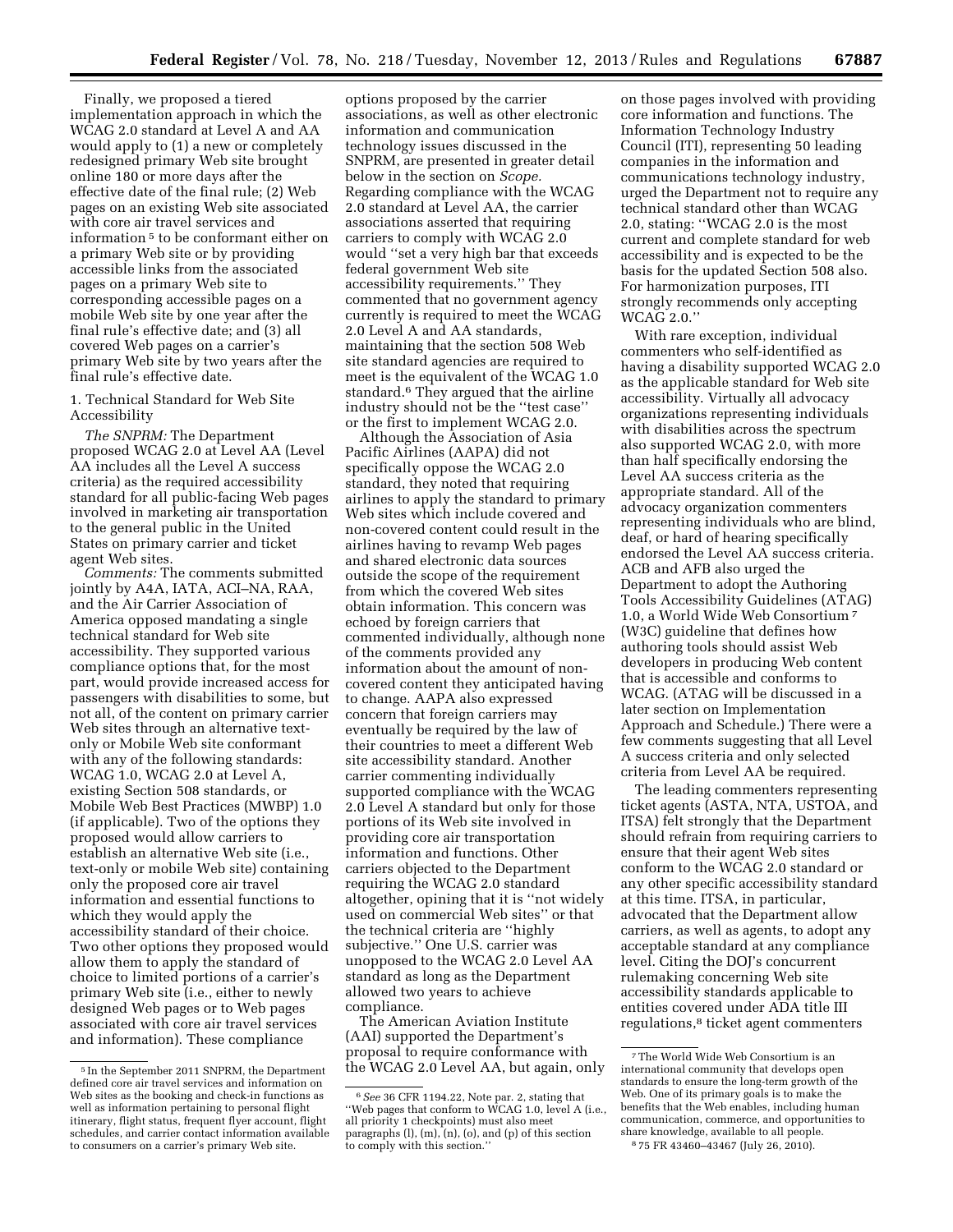Finally, we proposed a tiered implementation approach in which the WCAG 2.0 standard at Level A and AA would apply to (1) a new or completely redesigned primary Web site brought online 180 or more days after the effective date of the final rule; (2) Web pages on an existing Web site associated with core air travel services and information[5] to be conformant either on a primary Web site or by providing accessible links from the associated pages on a primary Web site to corresponding accessible pages on a mobile Web site by one year after the final rule's effective date; and (3) all covered Web pages on a carrier's primary Web site by two years after the final rule's effective date.

1. Technical Standard for Web Site Accessibility

*The SNPRM:* The Department proposed WCAG 2.0 at Level AA (Level AA includes all the Level A success criteria) as the required accessibility standard for all public-facing Web pages involved in marketing air transportation to the general public in the United States on primary carrier and ticket agent Web sites.

*Comments:* The comments submitted jointly by A4A, IATA, ACI–NA, RAA, and the Air Carrier Association of America opposed mandating a single technical standard for Web site accessibility. They supported various compliance options that, for the most part, would provide increased access for passengers with disabilities to some, but not all, of the content on primary carrier Web sites through an alternative text-only or Mobile Web site conformant with any of the following standards: WCAG 1.0, WCAG 2.0 at Level A, existing Section 508 standards, or Mobile Web Best Practices (MWBP) 1.0 (if applicable). Two of the options they proposed would allow carriers to establish an alternative Web site (i.e., text-only or mobile Web site) containing only the proposed core air travel information and essential functions to which they would apply the accessibility standard of their choice. Two other options they proposed would allow them to apply the standard of choice to limited portions of a carrier's primary Web site (i.e., either to newly designed Web pages or to Web pages associated with core air travel services and information). These compliance options proposed by the carrier associations, as well as other electronic information and communication technology issues discussed in the SNPRM, are presented in greater detail below in the section on *Scope*. Regarding compliance with the WCAG 2.0 standard at Level AA, the carrier associations asserted that requiring carriers to comply with WCAG 2.0 would "set a very high bar that exceeds federal government Web site accessibility requirements." They commented that no government agency currently is required to meet the WCAG 2.0 Level A and AA standards, maintaining that the section 508 Web site standard agencies are required to meet is the equivalent of the WCAG 1.0 standard.[6] They argued that the airline industry should not be the "test case" or the first to implement WCAG 2.0.

Although the Association of Asia Pacific Airlines (AAPA) did not specifically oppose the WCAG 2.0 standard, they noted that requiring airlines to apply the standard to primary Web sites which include covered and non-covered content could result in the airlines having to revamp Web pages and shared electronic data sources outside the scope of the requirement from which the covered Web sites obtain information. This concern was echoed by foreign carriers that commented individually, although none of the comments provided any information about the amount of non-covered content they anticipated having to change. AAPA also expressed concern that foreign carriers may eventually be required by the law of their countries to meet a different Web site accessibility standard. Another carrier commenting individually supported compliance with the WCAG 2.0 Level A standard but only for those portions of its Web site involved in providing core air transportation information and functions. Other carriers objected to the Department requiring the WCAG 2.0 standard altogether, opining that it is "not widely used on commercial Web sites" or that the technical criteria are "highly subjective." One U.S. carrier was unopposed to the WCAG 2.0 Level AA standard as long as the Department allowed two years to achieve compliance.

The American Aviation Institute (AAI) supported the Department's proposal to require conformance with the WCAG 2.0 Level AA, but again, only on those pages involved with providing core information and functions. The Information Technology Industry Council (ITI), representing 50 leading companies in the information and communications technology industry, urged the Department not to require any technical standard other than WCAG 2.0, stating: "WCAG 2.0 is the most current and complete standard for web accessibility and is expected to be the basis for the updated Section 508 also. For harmonization purposes, ITI strongly recommends only accepting WCAG 2.0."

With rare exception, individual commenters who self-identified as having a disability supported WCAG 2.0 as the applicable standard for Web site accessibility. Virtually all advocacy organizations representing individuals with disabilities across the spectrum also supported WCAG 2.0, with more than half specifically endorsing the Level AA success criteria as the appropriate standard. All of the advocacy organization commenters representing individuals who are blind, deaf, or hard of hearing specifically endorsed the Level AA success criteria. ACB and AFB also urged the Department to adopt the Authoring Tools Accessibility Guidelines (ATAG) 1.0, a World Wide Web Consortium[7] (W3C) guideline that defines how authoring tools should assist Web developers in producing Web content that is accessible and conforms to WCAG. (ATAG will be discussed in a later section on Implementation Approach and Schedule.) There were a few comments suggesting that all Level A success criteria and only selected criteria from Level AA be required.

The leading commenters representing ticket agents (ASTA, NTA, USTOA, and ITSA) felt strongly that the Department should refrain from requiring carriers to ensure that their agent Web sites conform to the WCAG 2.0 standard or any other specific accessibility standard at this time. ITSA, in particular, advocated that the Department allow carriers, as well as agents, to adopt any acceptable standard at any compliance level. Citing the DOJ's concurrent rulemaking concerning Web site accessibility standards applicable to entities covered under ADA title III regulations,[8] ticket agent commenters

---

[5] In the September 2011 SNPRM, the Department defined core air travel services and information on Web sites as the booking and check-in functions as well as information pertaining to personal flight itinerary, flight status, frequent flyer account, flight schedules, and carrier contact information available to consumers on a carrier's primary Web site.

[6] *See* 36 CFR 1194.22, Note par. 2, stating that "Web pages that conform to WCAG 1.0, level A (i.e., all priority 1 checkpoints) must also meet paragraphs (l), (m), (n), (o), and (p) of this section to comply with this section."

[7] The World Wide Web Consortium is an international community that develops open standards to ensure the long-term growth of the Web. One of its primary goals is to make the benefits that the Web enables, including human communication, commerce, and opportunities to share knowledge, available to all people.

[8] 75 FR 43460–43467 (July 26, 2010).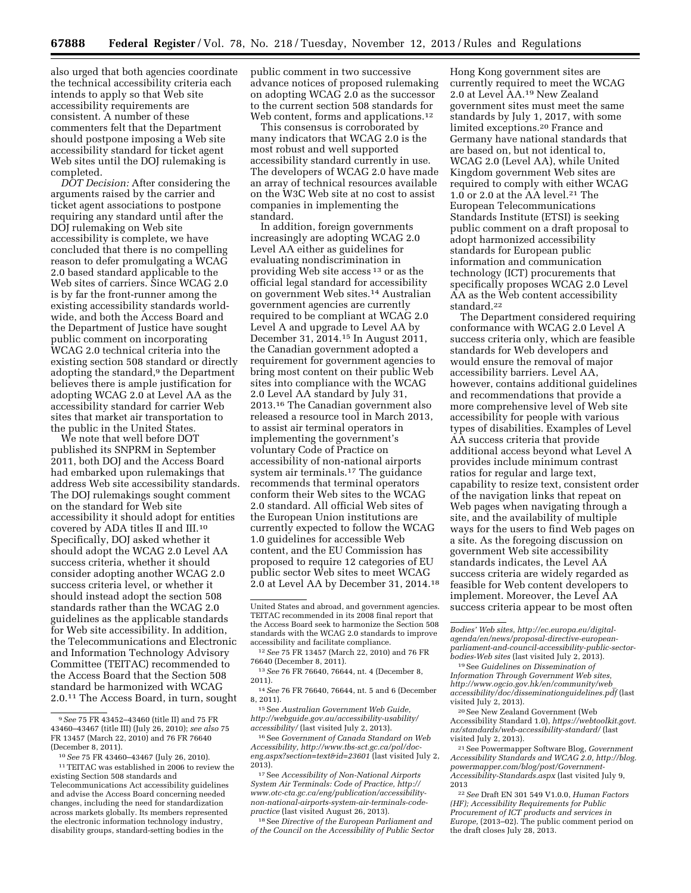also urged that both agencies coordinate the technical accessibility criteria each intends to apply so that Web site accessibility requirements are consistent. A number of these commenters felt that the Department should postpone imposing a Web site accessibility standard for ticket agent Web sites until the DOJ rulemaking is completed.

*DOT Decision:* After considering the arguments raised by the carrier and ticket agent associations to postpone requiring any standard until after the DOJ rulemaking on Web site accessibility is complete, we have concluded that there is no compelling reason to defer promulgating a WCAG 2.0 based standard applicable to the Web sites of carriers. Since WCAG 2.0 is by far the front-runner among the existing accessibility standards worldwide, and both the Access Board and the Department of Justice have sought public comment on incorporating WCAG 2.0 technical criteria into the existing section 508 standard or directly adopting the standard,[9] the Department believes there is ample justification for adopting WCAG 2.0 at Level AA as the accessibility standard for carrier Web sites that market air transportation to the public in the United States.

We note that well before DOT published its SNPRM in September 2011, both DOJ and the Access Board had embarked upon rulemakings that address Web site accessibility standards. The DOJ rulemakings sought comment on the standard for Web site accessibility it should adopt for entities covered by ADA titles II and III.[10] Specifically, DOJ asked whether it should adopt the WCAG 2.0 Level AA success criteria, whether it should consider adopting another WCAG 2.0 success criteria level, or whether it should instead adopt the section 508 standards rather than the WCAG 2.0 guidelines as the applicable standards for Web site accessibility. In addition, the Telecommunications and Electronic and Information Technology Advisory Committee (TEITAC) recommended to the Access Board that the Section 508 standard be harmonized with WCAG 2.0.[11] The Access Board, in turn, sought public comment in two successive advance notices of proposed rulemaking on adopting WCAG 2.0 as the successor to the current section 508 standards for Web content, forms and applications.[12]

This consensus is corroborated by many indicators that WCAG 2.0 is the most robust and well supported accessibility standard currently in use. The developers of WCAG 2.0 have made an array of technical resources available on the W3C Web site at no cost to assist companies in implementing the standard.

In addition, foreign governments increasingly are adopting WCAG 2.0 Level AA either as guidelines for evaluating nondiscrimination in providing Web site access[13] or as the official legal standard for accessibility on government Web sites.[14] Australian government agencies are currently required to be compliant at WCAG 2.0 Level A and upgrade to Level AA by December 31, 2014.[15] In August 2011, the Canadian government adopted a requirement for government agencies to bring most content on their public Web sites into compliance with the WCAG 2.0 Level AA standard by July 31, 2013.[16] The Canadian government also released a resource tool in March 2013, to assist air terminal operators in implementing the government's voluntary Code of Practice on accessibility of non-national airports system air terminals.[17] The guidance recommends that terminal operators conform their Web sites to the WCAG 2.0 standard. All official Web sites of the European Union institutions are currently expected to follow the WCAG 1.0 guidelines for accessible Web content, and the EU Commission has proposed to require 12 categories of EU public sector Web sites to meet WCAG 2.0 at Level AA by December 31, 2014.[18] Hong Kong government sites are currently required to meet the WCAG 2.0 at Level AA.[19] New Zealand government sites must meet the same standards by July 1, 2017, with some limited exceptions.[20] France and Germany have national standards that are based on, but not identical to, WCAG 2.0 (Level AA), while United Kingdom government Web sites are required to comply with either WCAG 1.0 or 2.0 at the AA level.[21] The European Telecommunications Standards Institute (ETSI) is seeking public comment on a draft proposal to adopt harmonized accessibility standards for European public information and communication technology (ICT) procurements that specifically proposes WCAG 2.0 Level AA as the Web content accessibility standard.[22]

The Department considered requiring conformance with WCAG 2.0 Level A success criteria only, which are feasible standards for Web developers and would ensure the removal of major accessibility barriers. Level AA, however, contains additional guidelines and recommendations that provide a more comprehensive level of Web site accessibility for people with various types of disabilities. Examples of Level AA success criteria that provide additional access beyond what Level A provides include minimum contrast ratios for regular and large text, capability to resize text, consistent order of the navigation links that repeat on Web pages when navigating through a site, and the availability of multiple ways for the users to find Web pages on a site. As the foregoing discussion on government Web site accessibility standards indicates, the Level AA success criteria are widely regarded as feasible for Web content developers to implement. Moreover, the Level AA success criteria appear to be most often

---

[9] *See* 75 FR 43452–43460 (title II) and 75 FR 43460–43467 (title III) (July 26, 2010); *see also* 75 FR 13457 (March 22, 2010) and 76 FR 76640 (December 8, 2011).

[10] *See* 75 FR 43460–43467 (July 26, 2010).

[11] TEITAC was established in 2006 to review the existing Section 508 standards and Telecommunications Act accessibility guidelines and advise the Access Board concerning needed changes, including the need for standardization across markets globally. Its members represented the electronic information technology industry, disability groups, standard-setting bodies in the United States and abroad, and government agencies. TEITAC recommended in its 2008 final report that the Access Board seek to harmonize the Section 508 standards with the WCAG 2.0 standards to improve accessibility and facilitate compliance.

[12] *See* 75 FR 13457 (March 22, 2010) and 76 FR 76640 (December 8, 2011).

[13] *See* 76 FR 76640, 76644, nt. 4 (December 8, 2011).

[14] *See* 76 FR 76640, 76644, nt. 5 and 6 (December 8, 2011).

[15] See *Australian Government Web Guide, http://webguide.gov.au/accessibility-usability/accessibility/* (last visited July 2, 2013).

[16] See *Government of Canada Standard on Web Accessibility, http://www.tbs-sct.gc.ca/pol/doc-eng.aspx?section=text&id=23601* (last visited July 2, 2013).

[17] See *Accessibility of Non-National Airports System Air Terminals: Code of Practice, http://www.otc-cta.gc.ca/eng/publication/accessibility-non-national-airports-system-air-terminals-code-practice* (last visited August 26, 2013).

[18] See *Directive of the European Parliament and of the Council on the Accessibility of Public Sector Bodies' Web sites, http://ec.europa.eu/digital-agenda/en/news/proposal-directive-european-parliament-and-council-accessibility-public-sector-bodies-Web sites* (last visited July 2, 2013).

[19] See *Guidelines on Dissemination of Information Through Government Web sites, http://www.ogcio.gov.hk/en/community/web_accessibility/doc/disseminationguidelines.pdf* (last visited July 2, 2013).

[20] See New Zealand Government (Web Accessibility Standard 1.0), *https://webtoolkit.govt.nz/standards/web-accessibility-standard/* (last visited July 2, 2013).

[21] See Powermapper Software Blog, *Government Accessibility Standards and WCAG 2.0, http://blog.powermapper.com/blog/post/Government-Accessibility-Standards.aspx* (last visited July 9, 2013

[22] *See* Draft EN 301 549 V1.0.0, *Human Factors (HF); Accessibility Requirements for Public Procurement of ICT products and services in Europe,* (2013–02). The public comment period on the draft closes July 28, 2013.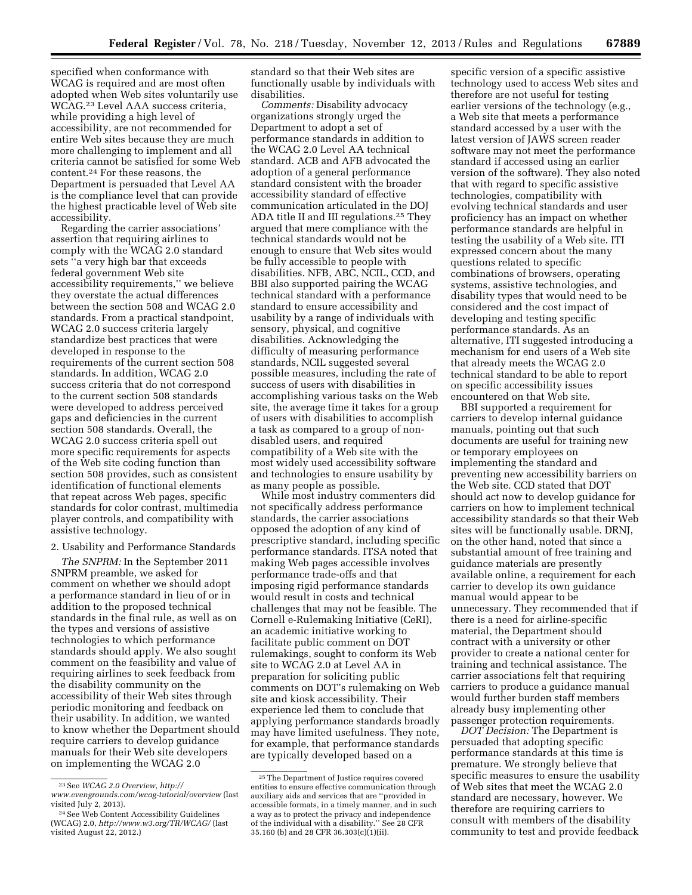specified when conformance with WCAG is required and are most often adopted when Web sites voluntarily use WCAG.[23] Level AAA success criteria, while providing a high level of accessibility, are not recommended for entire Web sites because they are much more challenging to implement and all criteria cannot be satisfied for some Web content.[24] For these reasons, the Department is persuaded that Level AA is the compliance level that can provide the highest practicable level of Web site accessibility.

Regarding the carrier associations' assertion that requiring airlines to comply with the WCAG 2.0 standard sets ''a very high bar that exceeds federal government Web site accessibility requirements,'' we believe they overstate the actual differences between the section 508 and WCAG 2.0 standards. From a practical standpoint, WCAG 2.0 success criteria largely standardize best practices that were developed in response to the requirements of the current section 508 standards. In addition, WCAG 2.0 success criteria that do not correspond to the current section 508 standards were developed to address perceived gaps and deficiencies in the current section 508 standards. Overall, the WCAG 2.0 success criteria spell out more specific requirements for aspects of the Web site coding function than section 508 provides, such as consistent identification of functional elements that repeat across Web pages, specific standards for color contrast, multimedia player controls, and compatibility with assistive technology.

2. Usability and Performance Standards

*The SNPRM:* In the September 2011 SNPRM preamble, we asked for comment on whether we should adopt a performance standard in lieu of or in addition to the proposed technical standards in the final rule, as well as on the types and versions of assistive technologies to which performance standards should apply. We also sought comment on the feasibility and value of requiring airlines to seek feedback from the disability community on the accessibility of their Web sites through periodic monitoring and feedback on their usability. In addition, we wanted to know whether the Department should require carriers to develop guidance manuals for their Web site developers on implementing the WCAG 2.0 standard so that their Web sites are functionally usable by individuals with disabilities.

*Comments:* Disability advocacy organizations strongly urged the Department to adopt a set of performance standards in addition to the WCAG 2.0 Level AA technical standard. ACB and AFB advocated the adoption of a general performance standard consistent with the broader accessibility standard of effective communication articulated in the DOJ ADA title II and III regulations.[25] They argued that mere compliance with the technical standards would not be enough to ensure that Web sites would be fully accessible to people with disabilities. NFB, ABC, NCIL, CCD, and BBI also supported pairing the WCAG technical standard with a performance standard to ensure accessibility and usability by a range of individuals with sensory, physical, and cognitive disabilities. Acknowledging the difficulty of measuring performance standards, NCIL suggested several possible measures, including the rate of success of users with disabilities in accomplishing various tasks on the Web site, the average time it takes for a group of users with disabilities to accomplish a task as compared to a group of non-disabled users, and required compatibility of a Web site with the most widely used accessibility software and technologies to ensure usability by as many people as possible.

While most industry commenters did not specifically address performance standards, the carrier associations opposed the adoption of any kind of prescriptive standard, including specific performance standards. ITSA noted that making Web pages accessible involves performance trade-offs and that imposing rigid performance standards would result in costs and technical challenges that may not be feasible. The Cornell e-Rulemaking Initiative (CeRI), an academic initiative working to facilitate public comment on DOT rulemakings, sought to conform its Web site to WCAG 2.0 at Level AA in preparation for soliciting public comments on DOT's rulemaking on Web site and kiosk accessibility. Their experience led them to conclude that applying performance standards broadly may have limited usefulness. They note, for example, that performance standards are typically developed based on a specific version of a specific assistive technology used to access Web sites and therefore are not useful for testing earlier versions of the technology (e.g., a Web site that meets a performance standard accessed by a user with the latest version of JAWS screen reader software may not meet the performance standard if accessed using an earlier version of the software). They also noted that with regard to specific assistive technologies, compatibility with evolving technical standards and user proficiency has an impact on whether performance standards are helpful in testing the usability of a Web site. ITI expressed concern about the many questions related to specific combinations of browsers, operating systems, assistive technologies, and disability types that would need to be considered and the cost impact of developing and testing specific performance standards. As an alternative, ITI suggested introducing a mechanism for end users of a Web site that already meets the WCAG 2.0 technical standard to be able to report on specific accessibility issues encountered on that Web site.

BBI supported a requirement for carriers to develop internal guidance manuals, pointing out that such documents are useful for training new or temporary employees on implementing the standard and preventing new accessibility barriers on the Web site. CCD stated that DOT should act now to develop guidance for carriers on how to implement technical accessibility standards so that their Web sites will be functionally usable. DRNJ, on the other hand, noted that since a substantial amount of free training and guidance materials are presently available online, a requirement for each carrier to develop its own guidance manual would appear to be unnecessary. They recommended that if there is a need for airline-specific material, the Department should contract with a university or other provider to create a national center for training and technical assistance. The carrier associations felt that requiring carriers to produce a guidance manual would further burden staff members already busy implementing other passenger protection requirements.

*DOT Decision:* The Department is persuaded that adopting specific performance standards at this time is premature. We strongly believe that specific measures to ensure the usability of Web sites that meet the WCAG 2.0 standard are necessary, however. We therefore are requiring carriers to consult with members of the disability community to test and provide feedback

---

[23] See *WCAG 2.0 Overview, http://www.evengrounds.com/wcag-tutorial/overview* (last visited July 2, 2013).

[24] See Web Content Accessibility Guidelines (WCAG) 2.0, *http://www.w3.org/TR/WCAG/* (last visited August 22, 2012.)

[25] The Department of Justice requires covered entities to ensure effective communication through auxiliary aids and services that are ''provided in accessible formats, in a timely manner, and in such a way as to protect the privacy and independence of the individual with a disability.'' See 28 CFR 35.160 (b) and 28 CFR 36.303(c)(1)(ii).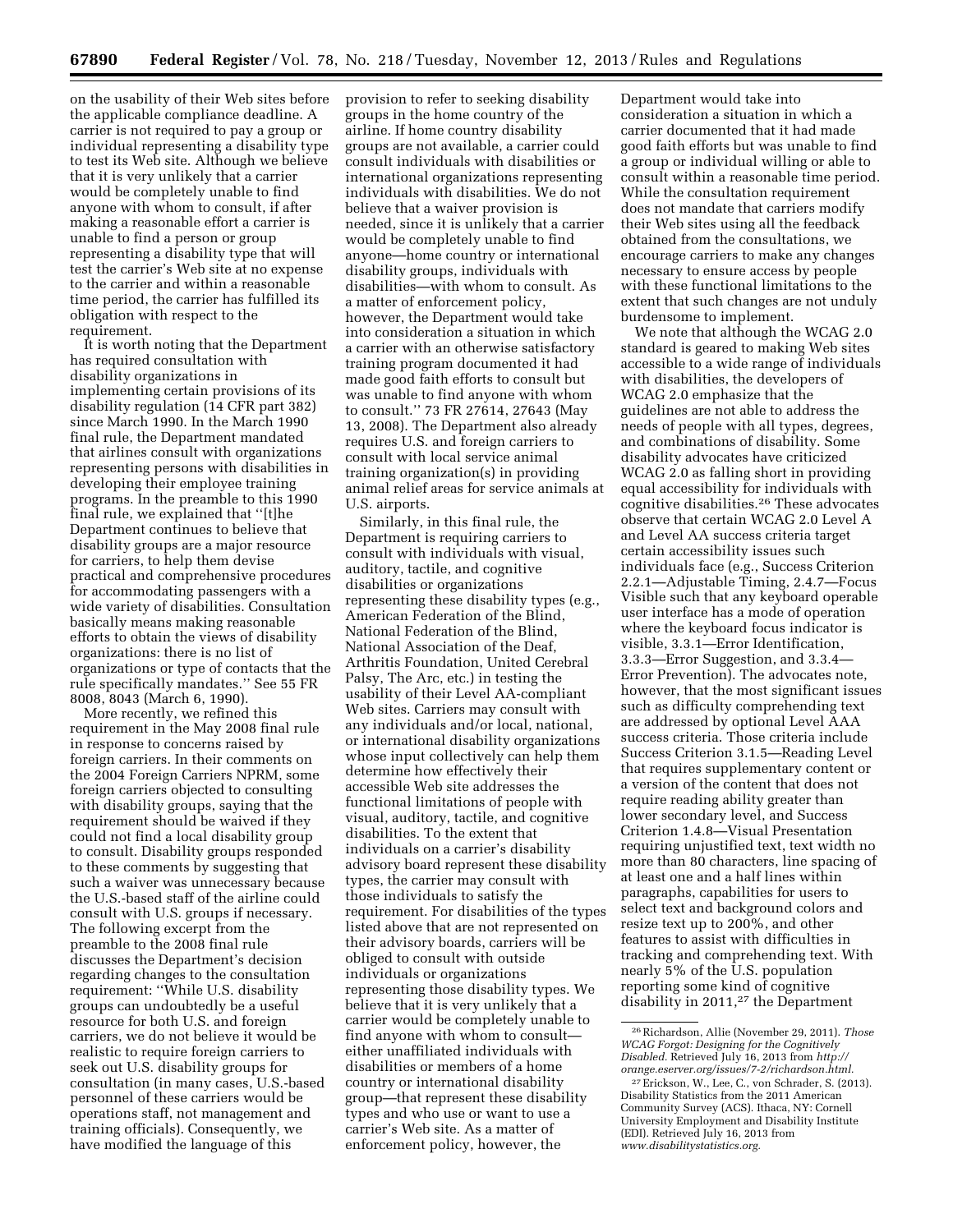on the usability of their Web sites before the applicable compliance deadline. A carrier is not required to pay a group or individual representing a disability type to test its Web site. Although we believe that it is very unlikely that a carrier would be completely unable to find anyone with whom to consult, if after making a reasonable effort a carrier is unable to find a person or group representing a disability type that will test the carrier's Web site at no expense to the carrier and within a reasonable time period, the carrier has fulfilled its obligation with respect to the requirement.

It is worth noting that the Department has required consultation with disability organizations in implementing certain provisions of its disability regulation (14 CFR part 382) since March 1990. In the March 1990 final rule, the Department mandated that airlines consult with organizations representing persons with disabilities in developing their employee training programs. In the preamble to this 1990 final rule, we explained that ''[t]he Department continues to believe that disability groups are a major resource for carriers, to help them devise practical and comprehensive procedures for accommodating passengers with a wide variety of disabilities. Consultation basically means making reasonable efforts to obtain the views of disability organizations: there is no list of organizations or type of contacts that the rule specifically mandates.'' See 55 FR 8008, 8043 (March 6, 1990).

More recently, we refined this requirement in the May 2008 final rule in response to concerns raised by foreign carriers. In their comments on the 2004 Foreign Carriers NPRM, some foreign carriers objected to consulting with disability groups, saying that the requirement should be waived if they could not find a local disability group to consult. Disability groups responded to these comments by suggesting that such a waiver was unnecessary because the U.S.-based staff of the airline could consult with U.S. groups if necessary. The following excerpt from the preamble to the 2008 final rule discusses the Department's decision regarding changes to the consultation requirement: ''While U.S. disability groups can undoubtedly be a useful resource for both U.S. and foreign carriers, we do not believe it would be realistic to require foreign carriers to seek out U.S. disability groups for consultation (in many cases, U.S.-based personnel of these carriers would be operations staff, not management and training officials). Consequently, we have modified the language of this provision to refer to seeking disability groups in the home country of the airline. If home country disability groups are not available, a carrier could consult individuals with disabilities or international organizations representing individuals with disabilities. We do not believe that a waiver provision is needed, since it is unlikely that a carrier would be completely unable to find anyone—home country or international disability groups, individuals with disabilities—with whom to consult. As a matter of enforcement policy, however, the Department would take into consideration a situation in which a carrier with an otherwise satisfactory training program documented it had made good faith efforts to consult but was unable to find anyone with whom to consult.'' 73 FR 27614, 27643 (May 13, 2008). The Department also already requires U.S. and foreign carriers to consult with local service animal training organization(s) in providing animal relief areas for service animals at U.S. airports.

Similarly, in this final rule, the Department is requiring carriers to consult with individuals with visual, auditory, tactile, and cognitive disabilities or organizations representing these disability types (e.g., American Federation of the Blind, National Federation of the Blind, National Association of the Deaf, Arthritis Foundation, United Cerebral Palsy, The Arc, etc.) in testing the usability of their Level AA-compliant Web sites. Carriers may consult with any individuals and/or local, national, or international disability organizations whose input collectively can help them determine how effectively their accessible Web site addresses the functional limitations of people with visual, auditory, tactile, and cognitive disabilities. To the extent that individuals on a carrier's disability advisory board represent these disability types, the carrier may consult with those individuals to satisfy the requirement. For disabilities of the types listed above that are not represented on their advisory boards, carriers will be obliged to consult with outside individuals or organizations representing those disability types. We believe that it is very unlikely that a carrier would be completely unable to find anyone with whom to consult—either unaffiliated individuals with disabilities or members of a home country or international disability group—that represent these disability types and who use or want to use a carrier's Web site. As a matter of enforcement policy, however, the Department would take into consideration a situation in which a carrier documented that it had made good faith efforts but was unable to find a group or individual willing or able to consult within a reasonable time period. While the consultation requirement does not mandate that carriers modify their Web sites using all the feedback obtained from the consultations, we encourage carriers to make any changes necessary to ensure access by people with these functional limitations to the extent that such changes are not unduly burdensome to implement.

We note that although the WCAG 2.0 standard is geared to making Web sites accessible to a wide range of individuals with disabilities, the developers of WCAG 2.0 emphasize that the guidelines are not able to address the needs of people with all types, degrees, and combinations of disability. Some disability advocates have criticized WCAG 2.0 as falling short in providing equal accessibility for individuals with cognitive disabilities.[26] These advocates observe that certain WCAG 2.0 Level A and Level AA success criteria target certain accessibility issues such individuals face (e.g., Success Criterion 2.2.1—Adjustable Timing, 2.4.7—Focus Visible such that any keyboard operable user interface has a mode of operation where the keyboard focus indicator is visible, 3.3.1—Error Identification, 3.3.3—Error Suggestion, and 3.3.4—Error Prevention). The advocates note, however, that the most significant issues such as difficulty comprehending text are addressed by optional Level AAA success criteria. Those criteria include Success Criterion 3.1.5—Reading Level that requires supplementary content or a version of the content that does not require reading ability greater than lower secondary level, and Success Criterion 1.4.8—Visual Presentation requiring unjustified text, text width no more than 80 characters, line spacing of at least one and a half lines within paragraphs, capabilities for users to select text and background colors and resize text up to 200%, and other features to assist with difficulties in tracking and comprehending text. With nearly 5% of the U.S. population reporting some kind of cognitive disability in 2011,[27] the Department

[26] Richardson, Allie (November 29, 2011). *Those WCAG Forgot: Designing for the Cognitively Disabled.* Retrieved July 16, 2013 from *http://orange.eserver.org/issues/7-2/richardson.html.*

[27] Erickson, W., Lee, C., von Schrader, S. (2013). Disability Statistics from the 2011 American Community Survey (ACS). Ithaca, NY: Cornell University Employment and Disability Institute (EDI). Retrieved July 16, 2013 from *www.disabilitystatistics.org.*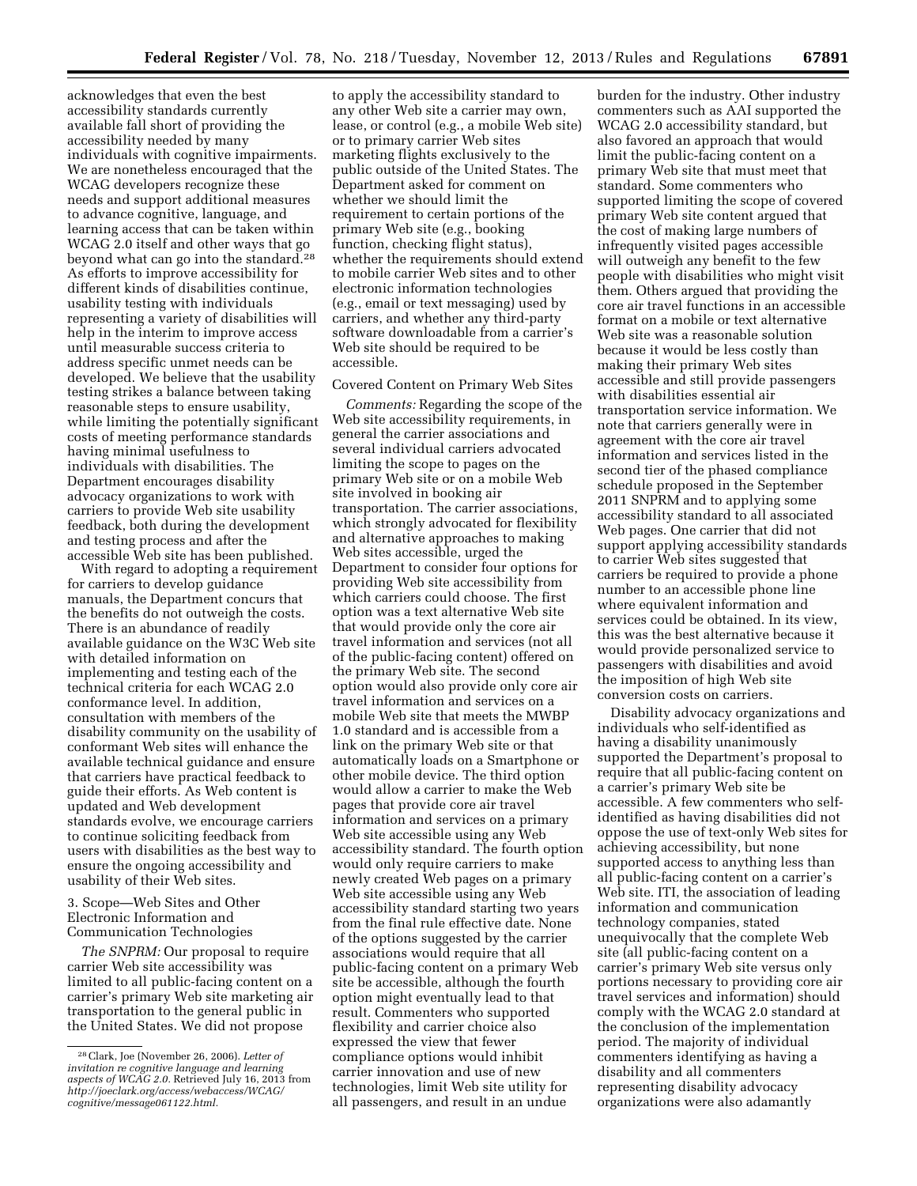acknowledges that even the best accessibility standards currently available fall short of providing the accessibility needed by many individuals with cognitive impairments. We are nonetheless encouraged that the WCAG developers recognize these needs and support additional measures to advance cognitive, language, and learning access that can be taken within WCAG 2.0 itself and other ways that go beyond what can go into the standard.[28] As efforts to improve accessibility for different kinds of disabilities continue, usability testing with individuals representing a variety of disabilities will help in the interim to improve access until measurable success criteria to address specific unmet needs can be developed. We believe that the usability testing strikes a balance between taking reasonable steps to ensure usability, while limiting the potentially significant costs of meeting performance standards having minimal usefulness to individuals with disabilities. The Department encourages disability advocacy organizations to work with carriers to provide Web site usability feedback, both during the development and testing process and after the accessible Web site has been published.

With regard to adopting a requirement for carriers to develop guidance manuals, the Department concurs that the benefits do not outweigh the costs. There is an abundance of readily available guidance on the W3C Web site with detailed information on implementing and testing each of the technical criteria for each WCAG 2.0 conformance level. In addition, consultation with members of the disability community on the usability of conformant Web sites will enhance the available technical guidance and ensure that carriers have practical feedback to guide their efforts. As Web content is updated and Web development standards evolve, we encourage carriers to continue soliciting feedback from users with disabilities as the best way to ensure the ongoing accessibility and usability of their Web sites.

3. Scope—Web Sites and Other Electronic Information and Communication Technologies

*The SNPRM:* Our proposal to require carrier Web site accessibility was limited to all public-facing content on a carrier's primary Web site marketing air transportation to the general public in the United States. We did not propose to apply the accessibility standard to any other Web site a carrier may own, lease, or control (e.g., a mobile Web site) or to primary carrier Web sites marketing flights exclusively to the public outside of the United States. The Department asked for comment on whether we should limit the requirement to certain portions of the primary Web site (e.g., booking function, checking flight status), whether the requirements should extend to mobile carrier Web sites and to other electronic information technologies (e.g., email or text messaging) used by carriers, and whether any third-party software downloadable from a carrier's Web site should be required to be accessible.

Covered Content on Primary Web Sites

*Comments:* Regarding the scope of the Web site accessibility requirements, in general the carrier associations and several individual carriers advocated limiting the scope to pages on the primary Web site or on a mobile Web site involved in booking air transportation. The carrier associations, which strongly advocated for flexibility and alternative approaches to making Web sites accessible, urged the Department to consider four options for providing Web site accessibility from which carriers could choose. The first option was a text alternative Web site that would provide only the core air travel information and services (not all of the public-facing content) offered on the primary Web site. The second option would also provide only core air travel information and services on a mobile Web site that meets the MWBP 1.0 standard and is accessible from a link on the primary Web site or that automatically loads on a Smartphone or other mobile device. The third option would allow a carrier to make the Web pages that provide core air travel information and services on a primary Web site accessible using any Web accessibility standard. The fourth option would only require carriers to make newly created Web pages on a primary Web site accessible using any Web accessibility standard starting two years from the final rule effective date. None of the options suggested by the carrier associations would require that all public-facing content on a primary Web site be accessible, although the fourth option might eventually lead to that result. Commenters who supported flexibility and carrier choice also expressed the view that fewer compliance options would inhibit carrier innovation and use of new technologies, limit Web site utility for all passengers, and result in an undue burden for the industry. Other industry commenters such as AAI supported the WCAG 2.0 accessibility standard, but also favored an approach that would limit the public-facing content on a primary Web site that must meet that standard. Some commenters who supported limiting the scope of covered primary Web site content argued that the cost of making large numbers of infrequently visited pages accessible will outweigh any benefit to the few people with disabilities who might visit them. Others argued that providing the core air travel functions in an accessible format on a mobile or text alternative Web site was a reasonable solution because it would be less costly than making their primary Web sites accessible and still provide passengers with disabilities essential air transportation service information. We note that carriers generally were in agreement with the core air travel information and services listed in the second tier of the phased compliance schedule proposed in the September 2011 SNPRM and to applying some accessibility standard to all associated Web pages. One carrier that did not support applying accessibility standards to carrier Web sites suggested that carriers be required to provide a phone number to an accessible phone line where equivalent information and services could be obtained. In its view, this was the best alternative because it would provide personalized service to passengers with disabilities and avoid the imposition of high Web site conversion costs on carriers.

Disability advocacy organizations and individuals who self-identified as having a disability unanimously supported the Department's proposal to require that all public-facing content on a carrier's primary Web site be accessible. A few commenters who self-identified as having disabilities did not oppose the use of text-only Web sites for achieving accessibility, but none supported access to anything less than all public-facing content on a carrier's Web site. ITI, the association of leading information and communication technology companies, stated unequivocally that the complete Web site (all public-facing content on a carrier's primary Web site versus only portions necessary to providing core air travel services and information) should comply with the WCAG 2.0 standard at the conclusion of the implementation period. The majority of individual commenters identifying as having a disability and all commenters representing disability advocacy organizations were also adamantly

[28] Clark, Joe (November 26, 2006). *Letter of invitation re cognitive language and learning aspects of WCAG 2.0.* Retrieved July 16, 2013 from *http://joeclark.org/access/webaccess/WCAG/cognitive/message061122.html.*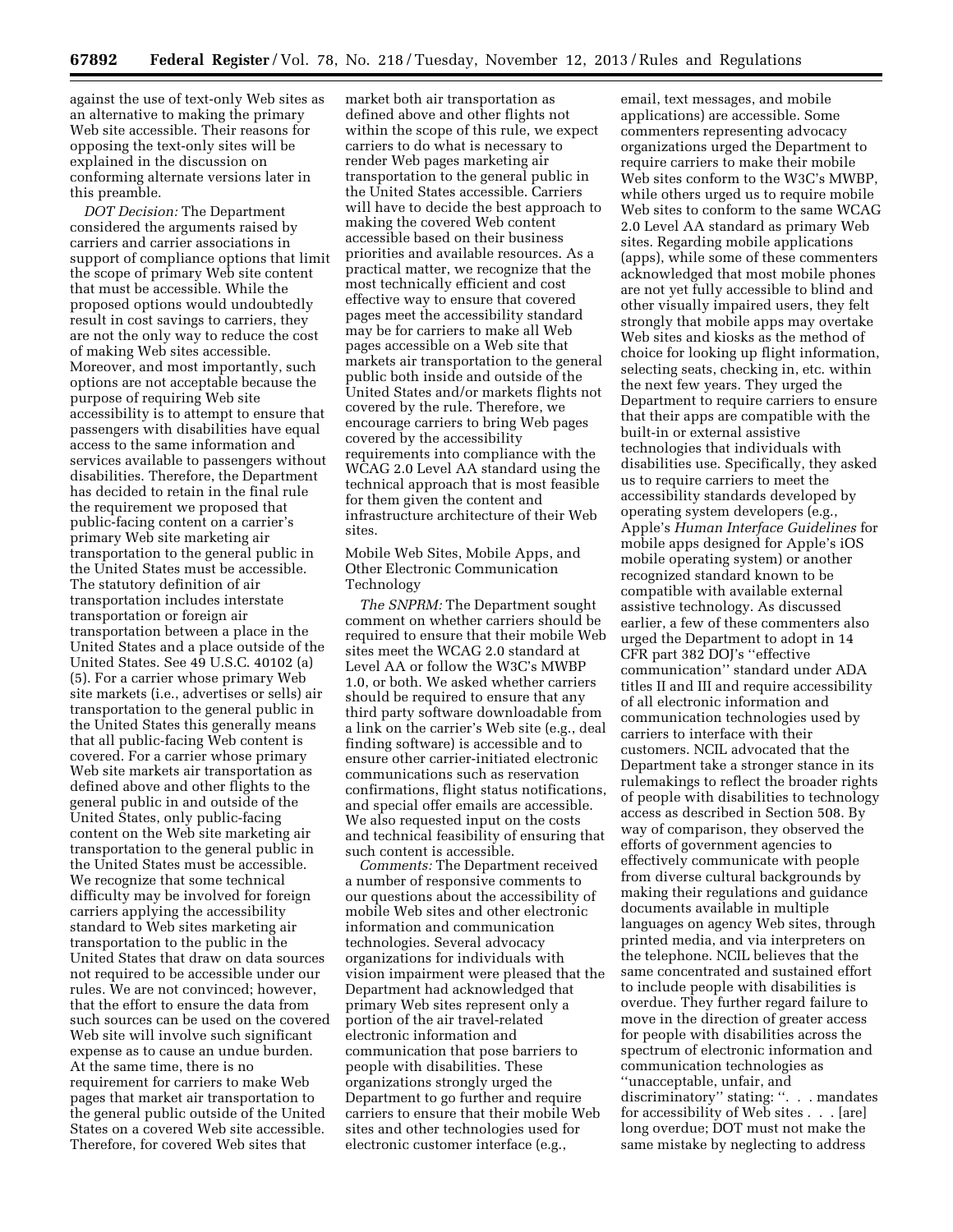against the use of text-only Web sites as an alternative to making the primary Web site accessible. Their reasons for opposing the text-only sites will be explained in the discussion on conforming alternate versions later in this preamble.

*DOT Decision:* The Department considered the arguments raised by carriers and carrier associations in support of compliance options that limit the scope of primary Web site content that must be accessible. While the proposed options would undoubtedly result in cost savings to carriers, they are not the only way to reduce the cost of making Web sites accessible. Moreover, and most importantly, such options are not acceptable because the purpose of requiring Web site accessibility is to attempt to ensure that passengers with disabilities have equal access to the same information and services available to passengers without disabilities. Therefore, the Department has decided to retain in the final rule the requirement we proposed that public-facing content on a carrier's primary Web site marketing air transportation to the general public in the United States must be accessible. The statutory definition of air transportation includes interstate transportation or foreign air transportation between a place in the United States and a place outside of the United States. See 49 U.S.C. 40102 (a) (5). For a carrier whose primary Web site markets (i.e., advertises or sells) air transportation to the general public in the United States this generally means that all public-facing Web content is covered. For a carrier whose primary Web site markets air transportation as defined above and other flights to the general public in and outside of the United States, only public-facing content on the Web site marketing air transportation to the general public in the United States must be accessible. We recognize that some technical difficulty may be involved for foreign carriers applying the accessibility standard to Web sites marketing air transportation to the public in the United States that draw on data sources not required to be accessible under our rules. We are not convinced; however, that the effort to ensure the data from such sources can be used on the covered Web site will involve such significant expense as to cause an undue burden. At the same time, there is no requirement for carriers to make Web pages that market air transportation to the general public outside of the United States on a covered Web site accessible. Therefore, for covered Web sites that market both air transportation as defined above and other flights not within the scope of this rule, we expect carriers to do what is necessary to render Web pages marketing air transportation to the general public in the United States accessible. Carriers will have to decide the best approach to making the covered Web content accessible based on their business priorities and available resources. As a practical matter, we recognize that the most technically efficient and cost effective way to ensure that covered pages meet the accessibility standard may be for carriers to make all Web pages accessible on a Web site that markets air transportation to the general public both inside and outside of the United States and/or markets flights not covered by the rule. Therefore, we encourage carriers to bring Web pages covered by the accessibility requirements into compliance with the WCAG 2.0 Level AA standard using the technical approach that is most feasible for them given the content and infrastructure architecture of their Web sites.

Mobile Web Sites, Mobile Apps, and Other Electronic Communication Technology

*The SNPRM:* The Department sought comment on whether carriers should be required to ensure that their mobile Web sites meet the WCAG 2.0 standard at Level AA or follow the W3C's MWBP 1.0, or both. We asked whether carriers should be required to ensure that any third party software downloadable from a link on the carrier's Web site (e.g., deal finding software) is accessible and to ensure other carrier-initiated electronic communications such as reservation confirmations, flight status notifications, and special offer emails are accessible. We also requested input on the costs and technical feasibility of ensuring that such content is accessible.

*Comments:* The Department received a number of responsive comments to our questions about the accessibility of mobile Web sites and other electronic information and communication technologies. Several advocacy organizations for individuals with vision impairment were pleased that the Department had acknowledged that primary Web sites represent only a portion of the air travel-related electronic information and communication that pose barriers to people with disabilities. These organizations strongly urged the Department to go further and require carriers to ensure that their mobile Web sites and other technologies used for electronic customer interface (e.g., email, text messages, and mobile applications) are accessible. Some commenters representing advocacy organizations urged the Department to require carriers to make their mobile Web sites conform to the W3C's MWBP, while others urged us to require mobile Web sites to conform to the same WCAG 2.0 Level AA standard as primary Web sites. Regarding mobile applications (apps), while some of these commenters acknowledged that most mobile phones are not yet fully accessible to blind and other visually impaired users, they felt strongly that mobile apps may overtake Web sites and kiosks as the method of choice for looking up flight information, selecting seats, checking in, etc. within the next few years. They urged the Department to require carriers to ensure that their apps are compatible with the built-in or external assistive technologies that individuals with disabilities use. Specifically, they asked us to require carriers to meet the accessibility standards developed by operating system developers (e.g., Apple's *Human Interface Guidelines* for mobile apps designed for Apple's iOS mobile operating system) or another recognized standard known to be compatible with available external assistive technology. As discussed earlier, a few of these commenters also urged the Department to adopt in 14 CFR part 382 DOJ's ''effective communication'' standard under ADA titles II and III and require accessibility of all electronic information and communication technologies used by carriers to interface with their customers. NCIL advocated that the Department take a stronger stance in its rulemakings to reflect the broader rights of people with disabilities to technology access as described in Section 508. By way of comparison, they observed the efforts of government agencies to effectively communicate with people from diverse cultural backgrounds by making their regulations and guidance documents available in multiple languages on agency Web sites, through printed media, and via interpreters on the telephone. NCIL believes that the same concentrated and sustained effort to include people with disabilities is overdue. They further regard failure to move in the direction of greater access for people with disabilities across the spectrum of electronic information and communication technologies as ''unacceptable, unfair, and discriminatory'' stating: ''. . . mandates for accessibility of Web sites . . . [are] long overdue; DOT must not make the same mistake by neglecting to address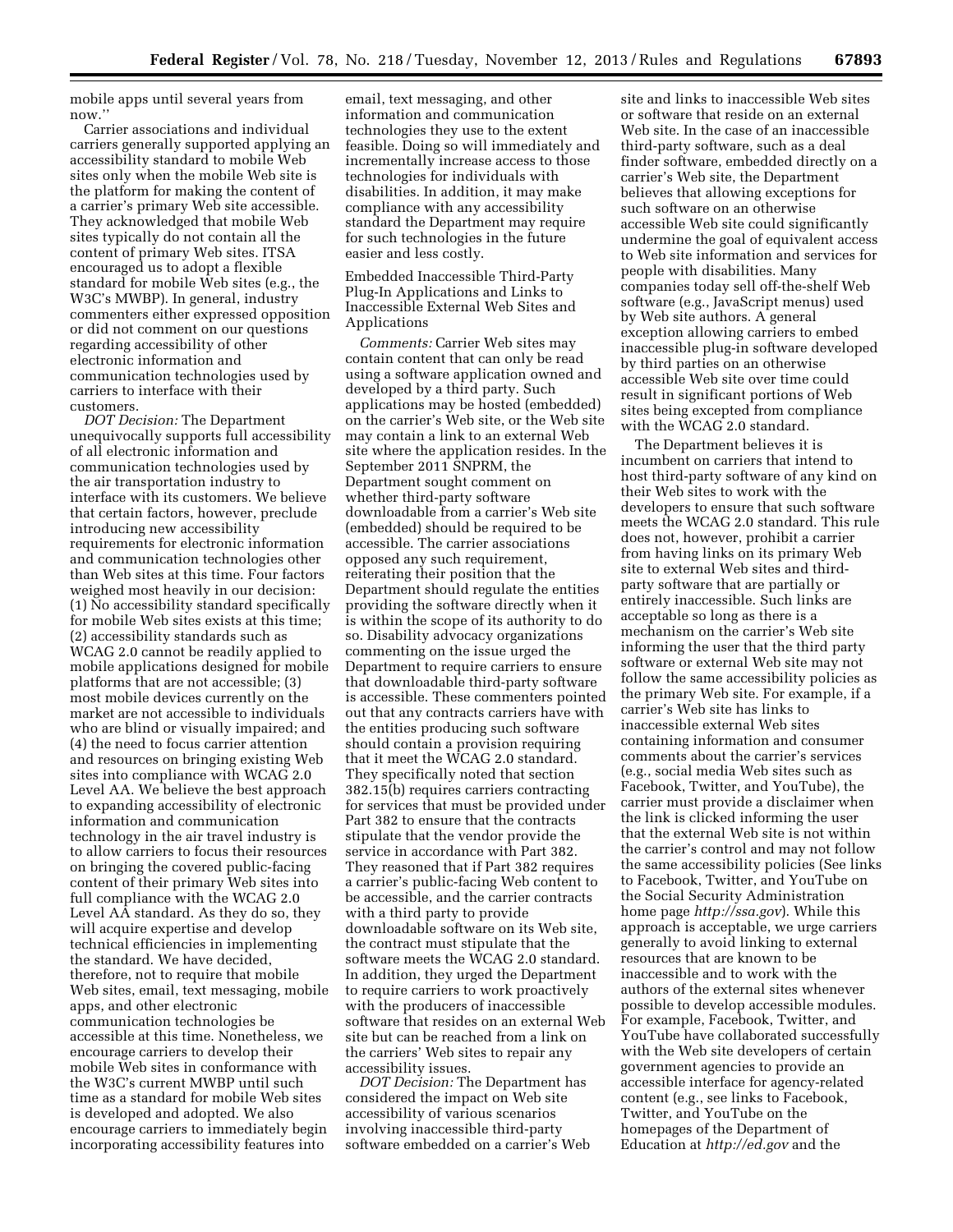mobile apps until several years from now.''

Carrier associations and individual carriers generally supported applying an accessibility standard to mobile Web sites only when the mobile Web site is the platform for making the content of a carrier's primary Web site accessible. They acknowledged that mobile Web sites typically do not contain all the content of primary Web sites. ITSA encouraged us to adopt a flexible standard for mobile Web sites (e.g., the W3C's MWBP). In general, industry commenters either expressed opposition or did not comment on our questions regarding accessibility of other electronic information and communication technologies used by carriers to interface with their customers.

*DOT Decision:* The Department unequivocally supports full accessibility of all electronic information and communication technologies used by the air transportation industry to interface with its customers. We believe that certain factors, however, preclude introducing new accessibility requirements for electronic information and communication technologies other than Web sites at this time. Four factors weighed most heavily in our decision: (1) No accessibility standard specifically for mobile Web sites exists at this time; (2) accessibility standards such as WCAG 2.0 cannot be readily applied to mobile applications designed for mobile platforms that are not accessible; (3) most mobile devices currently on the market are not accessible to individuals who are blind or visually impaired; and (4) the need to focus carrier attention and resources on bringing existing Web sites into compliance with WCAG 2.0 Level AA. We believe the best approach to expanding accessibility of electronic information and communication technology in the air travel industry is to allow carriers to focus their resources on bringing the covered public-facing content of their primary Web sites into full compliance with the WCAG 2.0 Level AA standard. As they do so, they will acquire expertise and develop technical efficiencies in implementing the standard. We have decided, therefore, not to require that mobile Web sites, email, text messaging, mobile apps, and other electronic communication technologies be accessible at this time. Nonetheless, we encourage carriers to develop their mobile Web sites in conformance with the W3C's current MWBP until such time as a standard for mobile Web sites is developed and adopted. We also encourage carriers to immediately begin incorporating accessibility features into email, text messaging, and other information and communication technologies they use to the extent feasible. Doing so will immediately and incrementally increase access to those technologies for individuals with disabilities. In addition, it may make compliance with any accessibility standard the Department may require for such technologies in the future easier and less costly.

Embedded Inaccessible Third-Party Plug-In Applications and Links to Inaccessible External Web Sites and Applications

*Comments:* Carrier Web sites may contain content that can only be read using a software application owned and developed by a third party. Such applications may be hosted (embedded) on the carrier's Web site, or the Web site may contain a link to an external Web site where the application resides. In the September 2011 SNPRM, the Department sought comment on whether third-party software downloadable from a carrier's Web site (embedded) should be required to be accessible. The carrier associations opposed any such requirement, reiterating their position that the Department should regulate the entities providing the software directly when it is within the scope of its authority to do so. Disability advocacy organizations commenting on the issue urged the Department to require carriers to ensure that downloadable third-party software is accessible. These commenters pointed out that any contracts carriers have with the entities producing such software should contain a provision requiring that it meet the WCAG 2.0 standard. They specifically noted that section 382.15(b) requires carriers contracting for services that must be provided under Part 382 to ensure that the contracts stipulate that the vendor provide the service in accordance with Part 382. They reasoned that if Part 382 requires a carrier's public-facing Web content to be accessible, and the carrier contracts with a third party to provide downloadable software on its Web site, the contract must stipulate that the software meets the WCAG 2.0 standard. In addition, they urged the Department to require carriers to work proactively with the producers of inaccessible software that resides on an external Web site but can be reached from a link on the carriers' Web sites to repair any accessibility issues.

*DOT Decision:* The Department has considered the impact on Web site accessibility of various scenarios involving inaccessible third-party software embedded on a carrier's Web site and links to inaccessible Web sites or software that reside on an external Web site. In the case of an inaccessible third-party software, such as a deal finder software, embedded directly on a carrier's Web site, the Department believes that allowing exceptions for such software on an otherwise accessible Web site could significantly undermine the goal of equivalent access to Web site information and services for people with disabilities. Many companies today sell off-the-shelf Web software (e.g., JavaScript menus) used by Web site authors. A general exception allowing carriers to embed inaccessible plug-in software developed by third parties on an otherwise accessible Web site over time could result in significant portions of Web sites being excepted from compliance with the WCAG 2.0 standard.

The Department believes it is incumbent on carriers that intend to host third-party software of any kind on their Web sites to work with the developers to ensure that such software meets the WCAG 2.0 standard. This rule does not, however, prohibit a carrier from having links on its primary Web site to external Web sites and third-party software that are partially or entirely inaccessible. Such links are acceptable so long as there is a mechanism on the carrier's Web site informing the user that the third party software or external Web site may not follow the same accessibility policies as the primary Web site. For example, if a carrier's Web site has links to inaccessible external Web sites containing information and consumer comments about the carrier's services (e.g., social media Web sites such as Facebook, Twitter, and YouTube), the carrier must provide a disclaimer when the link is clicked informing the user that the external Web site is not within the carrier's control and may not follow the same accessibility policies (See links to Facebook, Twitter, and YouTube on the Social Security Administration home page *http://ssa.gov*). While this approach is acceptable, we urge carriers generally to avoid linking to external resources that are known to be inaccessible and to work with the authors of the external sites whenever possible to develop accessible modules. For example, Facebook, Twitter, and YouTube have collaborated successfully with the Web site developers of certain government agencies to provide an accessible interface for agency-related content (e.g., see links to Facebook, Twitter, and YouTube on the homepages of the Department of Education at *http://ed.gov* and the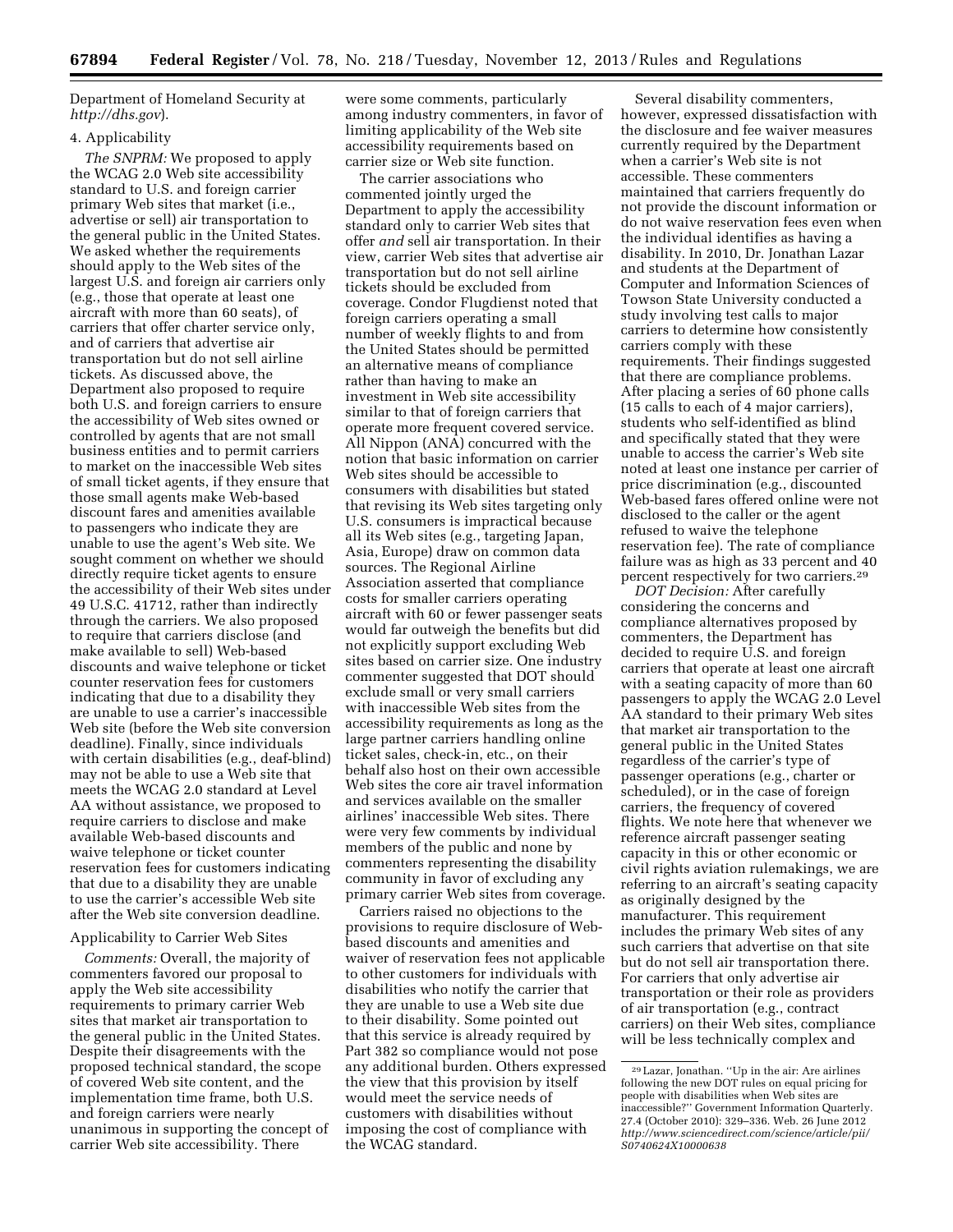Department of Homeland Security at *http://dhs.gov*).

4. Applicability

*The SNPRM:* We proposed to apply the WCAG 2.0 Web site accessibility standard to U.S. and foreign carrier primary Web sites that market (i.e., advertise or sell) air transportation to the general public in the United States. We asked whether the requirements should apply to the Web sites of the largest U.S. and foreign air carriers only (e.g., those that operate at least one aircraft with more than 60 seats), of carriers that offer charter service only, and of carriers that advertise air transportation but do not sell airline tickets. As discussed above, the Department also proposed to require both U.S. and foreign carriers to ensure the accessibility of Web sites owned or controlled by agents that are not small business entities and to permit carriers to market on the inaccessible Web sites of small ticket agents, if they ensure that those small agents make Web-based discount fares and amenities available to passengers who indicate they are unable to use the agent's Web site. We sought comment on whether we should directly require ticket agents to ensure the accessibility of their Web sites under 49 U.S.C. 41712, rather than indirectly through the carriers. We also proposed to require that carriers disclose (and make available to sell) Web-based discounts and waive telephone or ticket counter reservation fees for customers indicating that due to a disability they are unable to use a carrier's inaccessible Web site (before the Web site conversion deadline). Finally, since individuals with certain disabilities (e.g., deaf-blind) may not be able to use a Web site that meets the WCAG 2.0 standard at Level AA without assistance, we proposed to require carriers to disclose and make available Web-based discounts and waive telephone or ticket counter reservation fees for customers indicating that due to a disability they are unable to use the carrier's accessible Web site after the Web site conversion deadline.

Applicability to Carrier Web Sites

*Comments:* Overall, the majority of commenters favored our proposal to apply the Web site accessibility requirements to primary carrier Web sites that market air transportation to the general public in the United States. Despite their disagreements with the proposed technical standard, the scope of covered Web site content, and the implementation time frame, both U.S. and foreign carriers were nearly unanimous in supporting the concept of carrier Web site accessibility. There were some comments, particularly among industry commenters, in favor of limiting applicability of the Web site accessibility requirements based on carrier size or Web site function.

The carrier associations who commented jointly urged the Department to apply the accessibility standard only to carrier Web sites that offer *and* sell air transportation. In their view, carrier Web sites that advertise air transportation but do not sell airline tickets should be excluded from coverage. Condor Flugdienst noted that foreign carriers operating a small number of weekly flights to and from the United States should be permitted an alternative means of compliance rather than having to make an investment in Web site accessibility similar to that of foreign carriers that operate more frequent covered service. All Nippon (ANA) concurred with the notion that basic information on carrier Web sites should be accessible to consumers with disabilities but stated that revising its Web sites targeting only U.S. consumers is impractical because all its Web sites (e.g., targeting Japan, Asia, Europe) draw on common data sources. The Regional Airline Association asserted that compliance costs for smaller carriers operating aircraft with 60 or fewer passenger seats would far outweigh the benefits but did not explicitly support excluding Web sites based on carrier size. One industry commenter suggested that DOT should exclude small or very small carriers with inaccessible Web sites from the accessibility requirements as long as the large partner carriers handling online ticket sales, check-in, etc., on their behalf also host on their own accessible Web sites the core air travel information and services available on the smaller airlines' inaccessible Web sites. There were very few comments by individual members of the public and none by commenters representing the disability community in favor of excluding any primary carrier Web sites from coverage.

Carriers raised no objections to the provisions to require disclosure of Web-based discounts and amenities and waiver of reservation fees not applicable to other customers for individuals with disabilities who notify the carrier that they are unable to use a Web site due to their disability. Some pointed out that this service is already required by Part 382 so compliance would not pose any additional burden. Others expressed the view that this provision by itself would meet the service needs of customers with disabilities without imposing the cost of compliance with the WCAG standard.

Several disability commenters, however, expressed dissatisfaction with the disclosure and fee waiver measures currently required by the Department when a carrier's Web site is not accessible. These commenters maintained that carriers frequently do not provide the discount information or do not waive reservation fees even when the individual identifies as having a disability. In 2010, Dr. Jonathan Lazar and students at the Department of Computer and Information Sciences of Towson State University conducted a study involving test calls to major carriers to determine how consistently carriers comply with these requirements. Their findings suggested that there are compliance problems. After placing a series of 60 phone calls (15 calls to each of 4 major carriers), students who self-identified as blind and specifically stated that they were unable to access the carrier's Web site noted at least one instance per carrier of price discrimination (e.g., discounted Web-based fares offered online were not disclosed to the caller or the agent refused to waive the telephone reservation fee). The rate of compliance failure was as high as 33 percent and 40 percent respectively for two carriers.[29]

*DOT Decision:* After carefully considering the concerns and compliance alternatives proposed by commenters, the Department has decided to require U.S. and foreign carriers that operate at least one aircraft with a seating capacity of more than 60 passengers to apply the WCAG 2.0 Level AA standard to their primary Web sites that market air transportation to the general public in the United States regardless of the carrier's type of passenger operations (e.g., charter or scheduled), or in the case of foreign carriers, the frequency of covered flights. We note here that whenever we reference aircraft passenger seating capacity in this or other economic or civil rights aviation rulemakings, we are referring to an aircraft's seating capacity as originally designed by the manufacturer. This requirement includes the primary Web sites of any such carriers that advertise on that site but do not sell air transportation there. For carriers that only advertise air transportation or their role as providers of air transportation (e.g., contract carriers) on their Web sites, compliance will be less technically complex and

[29] Lazar, Jonathan. ''Up in the air: Are airlines following the new DOT rules on equal pricing for people with disabilities when Web sites are inaccessible?'' Government Information Quarterly. 27.4 (October 2010): 329–336. Web. 26 June 2012 *http://www.sciencedirect.com/science/article/pii/S0740624X10000638*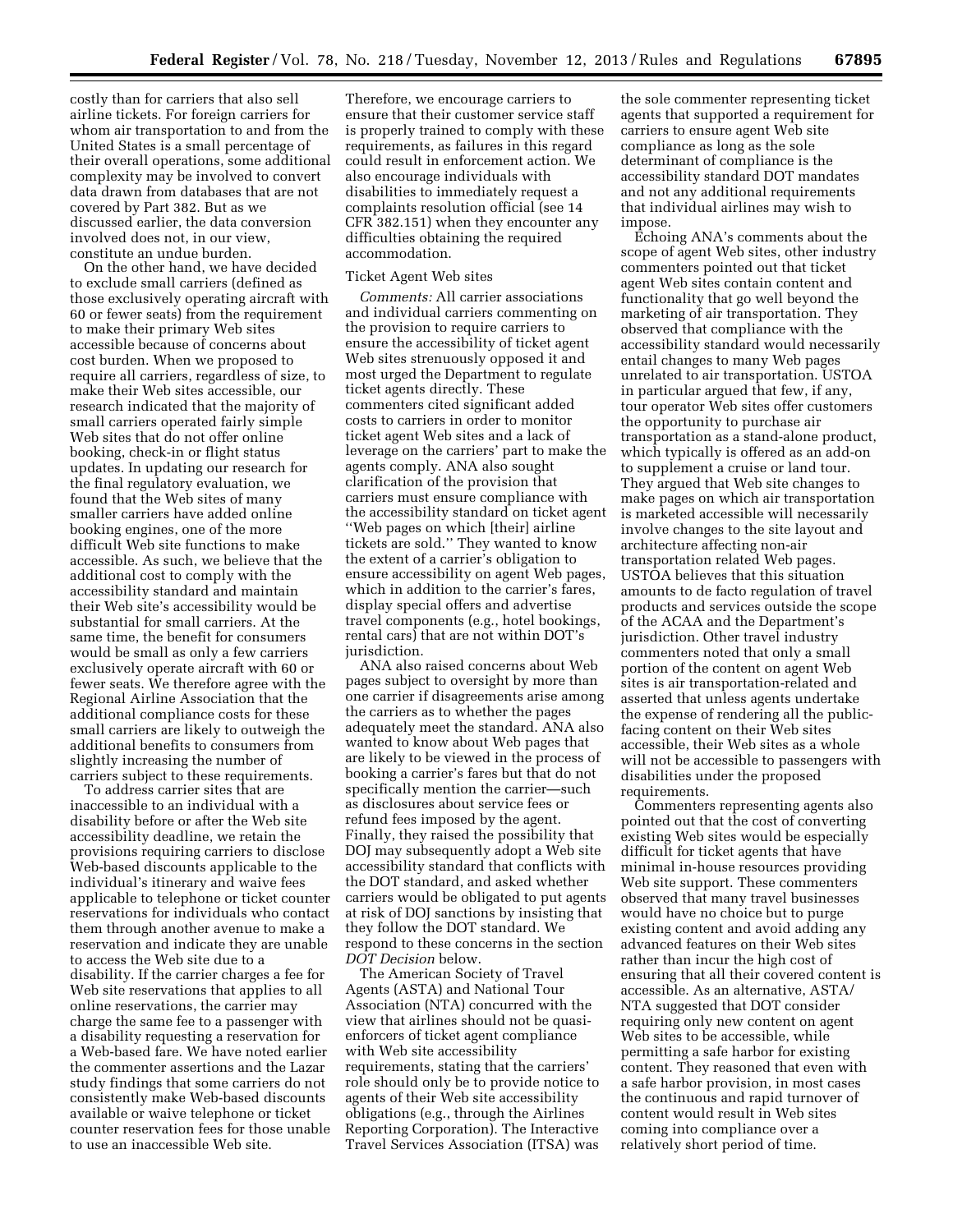costly than for carriers that also sell airline tickets. For foreign carriers for whom air transportation to and from the United States is a small percentage of their overall operations, some additional complexity may be involved to convert data drawn from databases that are not covered by Part 382. But as we discussed earlier, the data conversion involved does not, in our view, constitute an undue burden.

On the other hand, we have decided to exclude small carriers (defined as those exclusively operating aircraft with 60 or fewer seats) from the requirement to make their primary Web sites accessible because of concerns about cost burden. When we proposed to require all carriers, regardless of size, to make their Web sites accessible, our research indicated that the majority of small carriers operated fairly simple Web sites that do not offer online booking, check-in or flight status updates. In updating our research for the final regulatory evaluation, we found that the Web sites of many smaller carriers have added online booking engines, one of the more difficult Web site functions to make accessible. As such, we believe that the additional cost to comply with the accessibility standard and maintain their Web site's accessibility would be substantial for small carriers. At the same time, the benefit for consumers would be small as only a few carriers exclusively operate aircraft with 60 or fewer seats. We therefore agree with the Regional Airline Association that the additional compliance costs for these small carriers are likely to outweigh the additional benefits to consumers from slightly increasing the number of carriers subject to these requirements.

To address carrier sites that are inaccessible to an individual with a disability before or after the Web site accessibility deadline, we retain the provisions requiring carriers to disclose Web-based discounts applicable to the individual's itinerary and waive fees applicable to telephone or ticket counter reservations for individuals who contact them through another avenue to make a reservation and indicate they are unable to access the Web site due to a disability. If the carrier charges a fee for Web site reservations that applies to all online reservations, the carrier may charge the same fee to a passenger with a disability requesting a reservation for a Web-based fare. We have noted earlier the commenter assertions and the Lazar study findings that some carriers do not consistently make Web-based discounts available or waive telephone or ticket counter reservation fees for those unable to use an inaccessible Web site. Therefore, we encourage carriers to ensure that their customer service staff is properly trained to comply with these requirements, as failures in this regard could result in enforcement action. We also encourage individuals with disabilities to immediately request a complaints resolution official (see 14 CFR 382.151) when they encounter any difficulties obtaining the required accommodation.

Ticket Agent Web sites

*Comments:* All carrier associations and individual carriers commenting on the provision to require carriers to ensure the accessibility of ticket agent Web sites strenuously opposed it and most urged the Department to regulate ticket agents directly. These commenters cited significant added costs to carriers in order to monitor ticket agent Web sites and a lack of leverage on the carriers' part to make the agents comply. ANA also sought clarification of the provision that carriers must ensure compliance with the accessibility standard on ticket agent "Web pages on which [their] airline tickets are sold." They wanted to know the extent of a carrier's obligation to ensure accessibility on agent Web pages, which in addition to the carrier's fares, display special offers and advertise travel components (e.g., hotel bookings, rental cars) that are not within DOT's jurisdiction.

ANA also raised concerns about Web pages subject to oversight by more than one carrier if disagreements arise among the carriers as to whether the pages adequately meet the standard. ANA also wanted to know about Web pages that are likely to be viewed in the process of booking a carrier's fares but that do not specifically mention the carrier—such as disclosures about service fees or refund fees imposed by the agent. Finally, they raised the possibility that DOJ may subsequently adopt a Web site accessibility standard that conflicts with the DOT standard, and asked whether carriers would be obligated to put agents at risk of DOJ sanctions by insisting that they follow the DOT standard. We respond to these concerns in the section *DOT Decision* below.

The American Society of Travel Agents (ASTA) and National Tour Association (NTA) concurred with the view that airlines should not be quasi-enforcers of ticket agent compliance with Web site accessibility requirements, stating that the carriers' role should only be to provide notice to agents of their Web site accessibility obligations (e.g., through the Airlines Reporting Corporation). The Interactive Travel Services Association (ITSA) was the sole commenter representing ticket agents that supported a requirement for carriers to ensure agent Web site compliance as long as the sole determinant of compliance is the accessibility standard DOT mandates and not any additional requirements that individual airlines may wish to impose.

Echoing ANA's comments about the scope of agent Web sites, other industry commenters pointed out that ticket agent Web sites contain content and functionality that go well beyond the marketing of air transportation. They observed that compliance with the accessibility standard would necessarily entail changes to many Web pages unrelated to air transportation. USTOA in particular argued that few, if any, tour operator Web sites offer customers the opportunity to purchase air transportation as a stand-alone product, which typically is offered as an add-on to supplement a cruise or land tour. They argued that Web site changes to make pages on which air transportation is marketed accessible will necessarily involve changes to the site layout and architecture affecting non-air transportation related Web pages. USTOA believes that this situation amounts to de facto regulation of travel products and services outside the scope of the ACAA and the Department's jurisdiction. Other travel industry commenters noted that only a small portion of the content on agent Web sites is air transportation-related and asserted that unless agents undertake the expense of rendering all the public-facing content on their Web sites accessible, their Web sites as a whole will not be accessible to passengers with disabilities under the proposed requirements.

Commenters representing agents also pointed out that the cost of converting existing Web sites would be especially difficult for ticket agents that have minimal in-house resources providing Web site support. These commenters observed that many travel businesses would have no choice but to purge existing content and avoid adding any advanced features on their Web sites rather than incur the high cost of ensuring that all their covered content is accessible. As an alternative, ASTA/NTA suggested that DOT consider requiring only new content on agent Web sites to be accessible, while permitting a safe harbor for existing content. They reasoned that even with a safe harbor provision, in most cases the continuous and rapid turnover of content would result in Web sites coming into compliance over a relatively short period of time.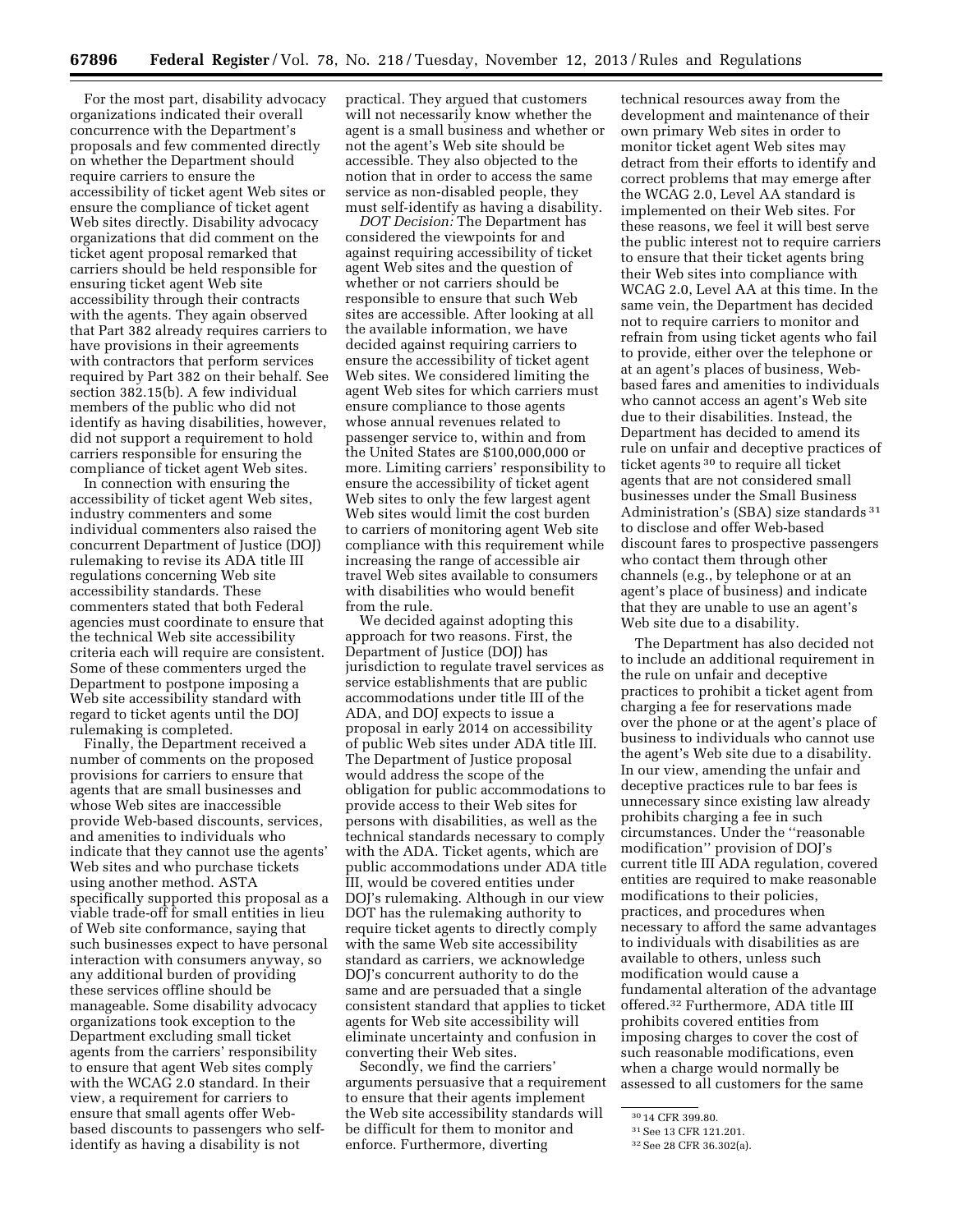For the most part, disability advocacy organizations indicated their overall concurrence with the Department's proposals and few commented directly on whether the Department should require carriers to ensure the accessibility of ticket agent Web sites or ensure the compliance of ticket agent Web sites directly. Disability advocacy organizations that did comment on the ticket agent proposal remarked that carriers should be held responsible for ensuring ticket agent Web site accessibility through their contracts with the agents. They again observed that Part 382 already requires carriers to have provisions in their agreements with contractors that perform services required by Part 382 on their behalf. See section 382.15(b). A few individual members of the public who did not identify as having disabilities, however, did not support a requirement to hold carriers responsible for ensuring the compliance of ticket agent Web sites.

In connection with ensuring the accessibility of ticket agent Web sites, industry commenters and some individual commenters also raised the concurrent Department of Justice (DOJ) rulemaking to revise its ADA title III regulations concerning Web site accessibility standards. These commenters stated that both Federal agencies must coordinate to ensure that the technical Web site accessibility criteria each will require are consistent. Some of these commenters urged the Department to postpone imposing a Web site accessibility standard with regard to ticket agents until the DOJ rulemaking is completed.

Finally, the Department received a number of comments on the proposed provisions for carriers to ensure that agents that are small businesses and whose Web sites are inaccessible provide Web-based discounts, services, and amenities to individuals who indicate that they cannot use the agents' Web sites and who purchase tickets using another method. ASTA specifically supported this proposal as a viable trade-off for small entities in lieu of Web site conformance, saying that such businesses expect to have personal interaction with consumers anyway, so any additional burden of providing these services offline should be manageable. Some disability advocacy organizations took exception to the Department excluding small ticket agents from the carriers' responsibility to ensure that agent Web sites comply with the WCAG 2.0 standard. In their view, a requirement for carriers to ensure that small agents offer Web-based discounts to passengers who self-identify as having a disability is not practical. They argued that customers will not necessarily know whether the agent is a small business and whether or not the agent's Web site should be accessible. They also objected to the notion that in order to access the same service as non-disabled people, they must self-identify as having a disability.

*DOT Decision:* The Department has considered the viewpoints for and against requiring accessibility of ticket agent Web sites and the question of whether or not carriers should be responsible to ensure that such Web sites are accessible. After looking at all the available information, we have decided against requiring carriers to ensure the accessibility of ticket agent Web sites. We considered limiting the agent Web sites for which carriers must ensure compliance to those agents whose annual revenues related to passenger service to, within and from the United States are $100,000,000 or more. Limiting carriers' responsibility to ensure the accessibility of ticket agent Web sites to only the few largest agent Web sites would limit the cost burden to carriers of monitoring agent Web site compliance with this requirement while increasing the range of accessible air travel Web sites available to consumers with disabilities who would benefit from the rule.

We decided against adopting this approach for two reasons. First, the Department of Justice (DOJ) has jurisdiction to regulate travel services as service establishments that are public accommodations under title III of the ADA, and DOJ expects to issue a proposal in early 2014 on accessibility of public Web sites under ADA title III. The Department of Justice proposal would address the scope of the obligation for public accommodations to provide access to their Web sites for persons with disabilities, as well as the technical standards necessary to comply with the ADA. Ticket agents, which are public accommodations under ADA title III, would be covered entities under DOJ's rulemaking. Although in our view DOT has the rulemaking authority to require ticket agents to directly comply with the same Web site accessibility standard as carriers, we acknowledge DOJ's concurrent authority to do the same and are persuaded that a single consistent standard that applies to ticket agents for Web site accessibility will eliminate uncertainty and confusion in converting their Web sites.

Secondly, we find the carriers' arguments persuasive that a requirement to ensure that their agents implement the Web site accessibility standards will be difficult for them to monitor and enforce. Furthermore, diverting technical resources away from the development and maintenance of their own primary Web sites in order to monitor ticket agent Web sites may detract from their efforts to identify and correct problems that may emerge after the WCAG 2.0, Level AA standard is implemented on their Web sites. For these reasons, we feel it will best serve the public interest not to require carriers to ensure that their ticket agents bring their Web sites into compliance with WCAG 2.0, Level AA at this time. In the same vein, the Department has decided not to require carriers to monitor and refrain from using ticket agents who fail to provide, either over the telephone or at an agent's places of business, Web-based fares and amenities to individuals who cannot access an agent's Web site due to their disabilities. Instead, the Department has decided to amend its rule on unfair and deceptive practices of ticket agents[30] to require all ticket agents that are not considered small businesses under the Small Business Administration's (SBA) size standards[31] to disclose and offer Web-based discount fares to prospective passengers who contact them through other channels (e.g., by telephone or at an agent's place of business) and indicate that they are unable to use an agent's Web site due to a disability.

The Department has also decided not to include an additional requirement in the rule on unfair and deceptive practices to prohibit a ticket agent from charging a fee for reservations made over the phone or at the agent's place of business to individuals who cannot use the agent's Web site due to a disability. In our view, amending the unfair and deceptive practices rule to bar fees is unnecessary since existing law already prohibits charging a fee in such circumstances. Under the "reasonable modification" provision of DOJ's current title III ADA regulation, covered entities are required to make reasonable modifications to their policies, practices, and procedures when necessary to afford the same advantages to individuals with disabilities as are available to others, unless such modification would cause a fundamental alteration of the advantage offered.[32] Furthermore, ADA title III prohibits covered entities from imposing charges to cover the cost of such reasonable modifications, even when a charge would normally be assessed to all customers for the same

---

[30] 14 CFR 399.80.

[31] See 13 CFR 121.201.

[32] See 28 CFR 36.302(a).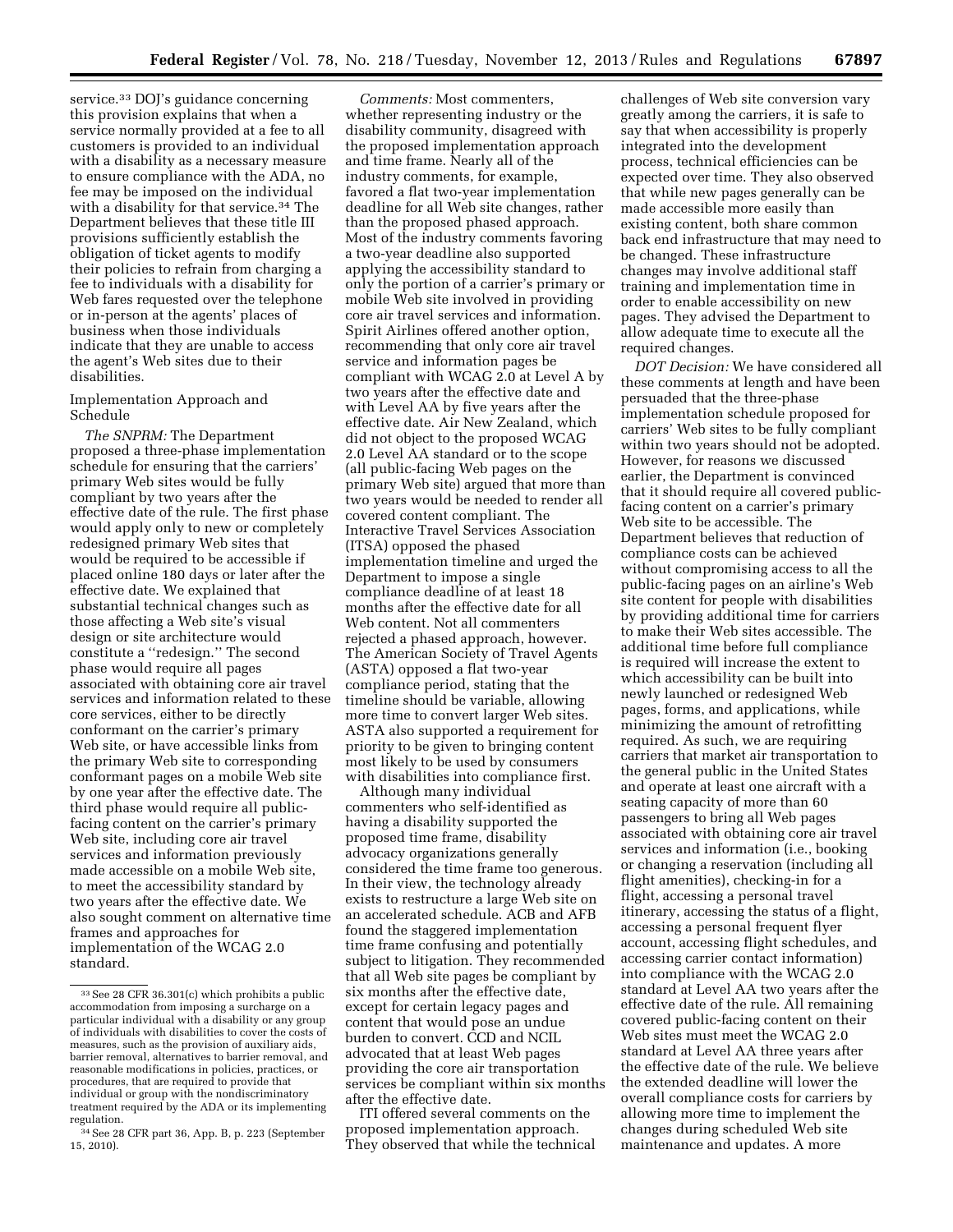service.[33] DOJ's guidance concerning this provision explains that when a service normally provided at a fee to all customers is provided to an individual with a disability as a necessary measure to ensure compliance with the ADA, no fee may be imposed on the individual with a disability for that service.[34] The Department believes that these title III provisions sufficiently establish the obligation of ticket agents to modify their policies to refrain from charging a fee to individuals with a disability for Web fares requested over the telephone or in-person at the agents' places of business when those individuals indicate that they are unable to access the agent's Web sites due to their disabilities.

Implementation Approach and Schedule

*The SNPRM:* The Department proposed a three-phase implementation schedule for ensuring that the carriers' primary Web sites would be fully compliant by two years after the effective date of the rule. The first phase would apply only to new or completely redesigned primary Web sites that would be required to be accessible if placed online 180 days or later after the effective date. We explained that substantial technical changes such as those affecting a Web site's visual design or site architecture would constitute a ''redesign.'' The second phase would require all pages associated with obtaining core air travel services and information related to these core services, either to be directly conformant on the carrier's primary Web site, or have accessible links from the primary Web site to corresponding conformant pages on a mobile Web site by one year after the effective date. The third phase would require all public-facing content on the carrier's primary Web site, including core air travel services and information previously made accessible on a mobile Web site, to meet the accessibility standard by two years after the effective date. We also sought comment on alternative time frames and approaches for implementation of the WCAG 2.0 standard.

*Comments:* Most commenters, whether representing industry or the disability community, disagreed with the proposed implementation approach and time frame. Nearly all of the industry comments, for example, favored a flat two-year implementation deadline for all Web site changes, rather than the proposed phased approach. Most of the industry comments favoring a two-year deadline also supported applying the accessibility standard to only the portion of a carrier's primary or mobile Web site involved in providing core air travel services and information. Spirit Airlines offered another option, recommending that only core air travel service and information pages be compliant with WCAG 2.0 at Level A by two years after the effective date and with Level AA by five years after the effective date. Air New Zealand, which did not object to the proposed WCAG 2.0 Level AA standard or to the scope (all public-facing Web pages on the primary Web site) argued that more than two years would be needed to render all covered content compliant. The Interactive Travel Services Association (ITSA) opposed the phased implementation timeline and urged the Department to impose a single compliance deadline of at least 18 months after the effective date for all Web content. Not all commenters rejected a phased approach, however. The American Society of Travel Agents (ASTA) opposed a flat two-year compliance period, stating that the timeline should be variable, allowing more time to convert larger Web sites. ASTA also supported a requirement for priority to be given to bringing content most likely to be used by consumers with disabilities into compliance first.

Although many individual commenters who self-identified as having a disability supported the proposed time frame, disability advocacy organizations generally considered the time frame too generous. In their view, the technology already exists to restructure a large Web site on an accelerated schedule. ACB and AFB found the staggered implementation time frame confusing and potentially subject to litigation. They recommended that all Web site pages be compliant by six months after the effective date, except for certain legacy pages and content that would pose an undue burden to convert. CCD and NCIL advocated that at least Web pages providing the core air transportation services be compliant within six months after the effective date.

ITI offered several comments on the proposed implementation approach. They observed that while the technical challenges of Web site conversion vary greatly among the carriers, it is safe to say that when accessibility is properly integrated into the development process, technical efficiencies can be expected over time. They also observed that while new pages generally can be made accessible more easily than existing content, both share common back end infrastructure that may need to be changed. These infrastructure changes may involve additional staff training and implementation time in order to enable accessibility on new pages. They advised the Department to allow adequate time to execute all the required changes.

*DOT Decision:* We have considered all these comments at length and have been persuaded that the three-phase implementation schedule proposed for carriers' Web sites to be fully compliant within two years should not be adopted. However, for reasons we discussed earlier, the Department is convinced that it should require all covered public-facing content on a carrier's primary Web site to be accessible. The Department believes that reduction of compliance costs can be achieved without compromising access to all the public-facing pages on an airline's Web site content for people with disabilities by providing additional time for carriers to make their Web sites accessible. The additional time before full compliance is required will increase the extent to which accessibility can be built into newly launched or redesigned Web pages, forms, and applications, while minimizing the amount of retrofitting required. As such, we are requiring carriers that market air transportation to the general public in the United States and operate at least one aircraft with a seating capacity of more than 60 passengers to bring all Web pages associated with obtaining core air travel services and information (i.e., booking or changing a reservation (including all flight amenities), checking-in for a flight, accessing a personal travel itinerary, accessing the status of a flight, accessing a personal frequent flyer account, accessing flight schedules, and accessing carrier contact information) into compliance with the WCAG 2.0 standard at Level AA two years after the effective date of the rule. All remaining covered public-facing content on their Web sites must meet the WCAG 2.0 standard at Level AA three years after the effective date of the rule. We believe the extended deadline will lower the overall compliance costs for carriers by allowing more time to implement the changes during scheduled Web site maintenance and updates. A more

---

[33] See 28 CFR 36.301(c) which prohibits a public accommodation from imposing a surcharge on a particular individual with a disability or any group of individuals with disabilities to cover the costs of measures, such as the provision of auxiliary aids, barrier removal, alternatives to barrier removal, and reasonable modifications in policies, practices, or procedures, that are required to provide that individual or group with the nondiscriminatory treatment required by the ADA or its implementing regulation.

[34] See 28 CFR part 36, App. B, p. 223 (September 15, 2010).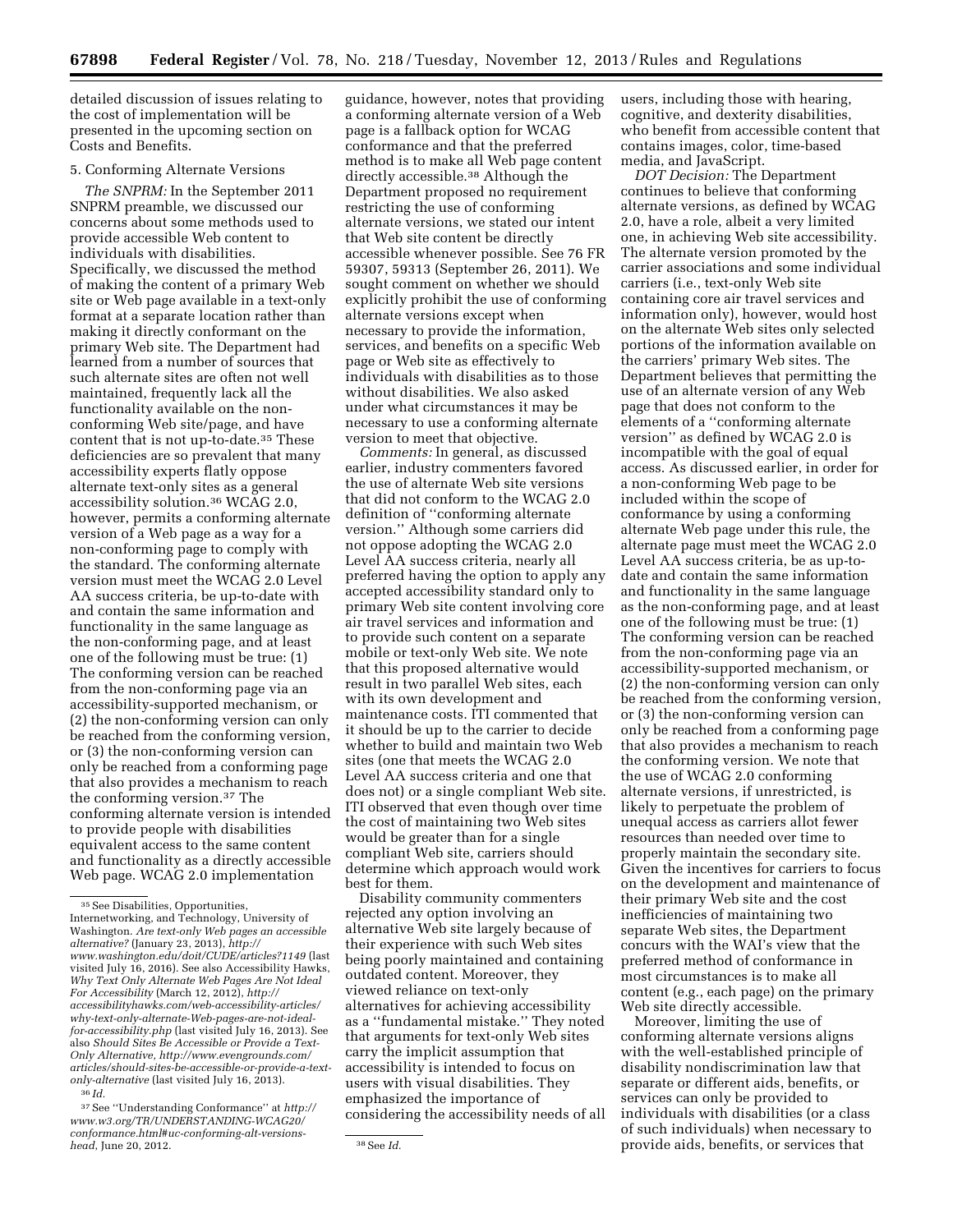detailed discussion of issues relating to the cost of implementation will be presented in the upcoming section on Costs and Benefits.

5. Conforming Alternate Versions

*The SNPRM:* In the September 2011 SNPRM preamble, we discussed our concerns about some methods used to provide accessible Web content to individuals with disabilities. Specifically, we discussed the method of making the content of a primary Web site or Web page available in a text-only format at a separate location rather than making it directly conformant on the primary Web site. The Department had learned from a number of sources that such alternate sites are often not well maintained, frequently lack all the functionality available on the non-conforming Web site/page, and have content that is not up-to-date.[35] These deficiencies are so prevalent that many accessibility experts flatly oppose alternate text-only sites as a general accessibility solution.[36] WCAG 2.0, however, permits a conforming alternate version of a Web page as a way for a non-conforming page to comply with the standard. The conforming alternate version must meet the WCAG 2.0 Level AA success criteria, be up-to-date with and contain the same information and functionality in the same language as the non-conforming page, and at least one of the following must be true: (1) The conforming version can be reached from the non-conforming page via an accessibility-supported mechanism, or (2) the non-conforming version can only be reached from the conforming version, or (3) the non-conforming version can only be reached from a conforming page that also provides a mechanism to reach the conforming version.[37] The conforming alternate version is intended to provide people with disabilities equivalent access to the same content and functionality as a directly accessible Web page. WCAG 2.0 implementation guidance, however, notes that providing a conforming alternate version of a Web page is a fallback option for WCAG conformance and that the preferred method is to make all Web page content directly accessible.[38] Although the Department proposed no requirement restricting the use of conforming alternate versions, we stated our intent that Web site content be directly accessible whenever possible. See 76 FR 59307, 59313 (September 26, 2011). We sought comment on whether we should explicitly prohibit the use of conforming alternate versions except when necessary to provide the information, services, and benefits on a specific Web page or Web site as effectively to individuals with disabilities as to those without disabilities. We also asked under what circumstances it may be necessary to use a conforming alternate version to meet that objective.

*Comments:* In general, as discussed earlier, industry commenters favored the use of alternate Web site versions that did not conform to the WCAG 2.0 definition of ''conforming alternate version.'' Although some carriers did not oppose adopting the WCAG 2.0 Level AA success criteria, nearly all preferred having the option to apply any accepted accessibility standard only to primary Web site content involving core air travel services and information and to provide such content on a separate mobile or text-only Web site. We note that this proposed alternative would result in two parallel Web sites, each with its own development and maintenance costs. ITI commented that it should be up to the carrier to decide whether to build and maintain two Web sites (one that meets the WCAG 2.0 Level AA success criteria and one that does not) or a single compliant Web site. ITI observed that even though over time the cost of maintaining two Web sites would be greater than for a single compliant Web site, carriers should determine which approach would work best for them.

Disability community commenters rejected any option involving an alternative Web site largely because of their experience with such Web sites being poorly maintained and containing outdated content. Moreover, they viewed reliance on text-only alternatives for achieving accessibility as a ''fundamental mistake.'' They noted that arguments for text-only Web sites carry the implicit assumption that accessibility is intended to focus on users with visual disabilities. They emphasized the importance of considering the accessibility needs of all users, including those with hearing, cognitive, and dexterity disabilities, who benefit from accessible content that contains images, color, time-based media, and JavaScript.

*DOT Decision:* The Department continues to believe that conforming alternate versions, as defined by WCAG 2.0, have a role, albeit a very limited one, in achieving Web site accessibility. The alternate version promoted by the carrier associations and some individual carriers (i.e., text-only Web site containing core air travel services and information only), however, would host on the alternate Web sites only selected portions of the information available on the carriers' primary Web sites. The Department believes that permitting the use of an alternate version of any Web page that does not conform to the elements of a ''conforming alternate version'' as defined by WCAG 2.0 is incompatible with the goal of equal access. As discussed earlier, in order for a non-conforming Web page to be included within the scope of conformance by using a conforming alternate Web page under this rule, the alternate page must meet the WCAG 2.0 Level AA success criteria, be as up-to-date and contain the same information and functionality in the same language as the non-conforming page, and at least one of the following must be true: (1) The conforming version can be reached from the non-conforming page via an accessibility-supported mechanism, or (2) the non-conforming version can only be reached from the conforming version, or (3) the non-conforming version can only be reached from a conforming page that also provides a mechanism to reach the conforming version. We note that the use of WCAG 2.0 conforming alternate versions, if unrestricted, is likely to perpetuate the problem of unequal access as carriers allot fewer resources than needed over time to properly maintain the secondary site. Given the incentives for carriers to focus on the development and maintenance of their primary Web site and the cost inefficiencies of maintaining two separate Web sites, the Department concurs with the WAI's view that the preferred method of conformance in most circumstances is to make all content (e.g., each page) on the primary Web site directly accessible.

Moreover, limiting the use of conforming alternate versions aligns with the well-established principle of disability nondiscrimination law that separate or different aids, benefits, or services can only be provided to individuals with disabilities (or a class of such individuals) when necessary to provide aids, benefits, or services that

---

[35] See Disabilities, Opportunities, Internetworking, and Technology, University of Washington. *Are text-only Web pages an accessible alternative?* (January 23, 2013), *http://www.washington.edu/doit/CUDE/articles?1149* (last visited July 16, 2016). See also Accessibility Hawks, *Why Text Only Alternate Web Pages Are Not Ideal For Accessibility* (March 12, 2012), *http://accessibilityhawks.com/web-accessibility-articles/why-text-only-alternate-Web-pages-are-not-ideal-for-accessibility.php* (last visited July 16, 2013). See also *Should Sites Be Accessible or Provide a Text-Only Alternative, http://www.evengrounds.com/articles/should-sites-be-accessible-or-provide-a-text-only-alternative* (last visited July 16, 2013).

[36] *Id.*

[37] See ''Understanding Conformance'' at *http://www.w3.org/TR/UNDERSTANDING-WCAG20/conformance.html#uc-conforming-alt-versions-head*, June 20, 2012.

[38] See *Id.*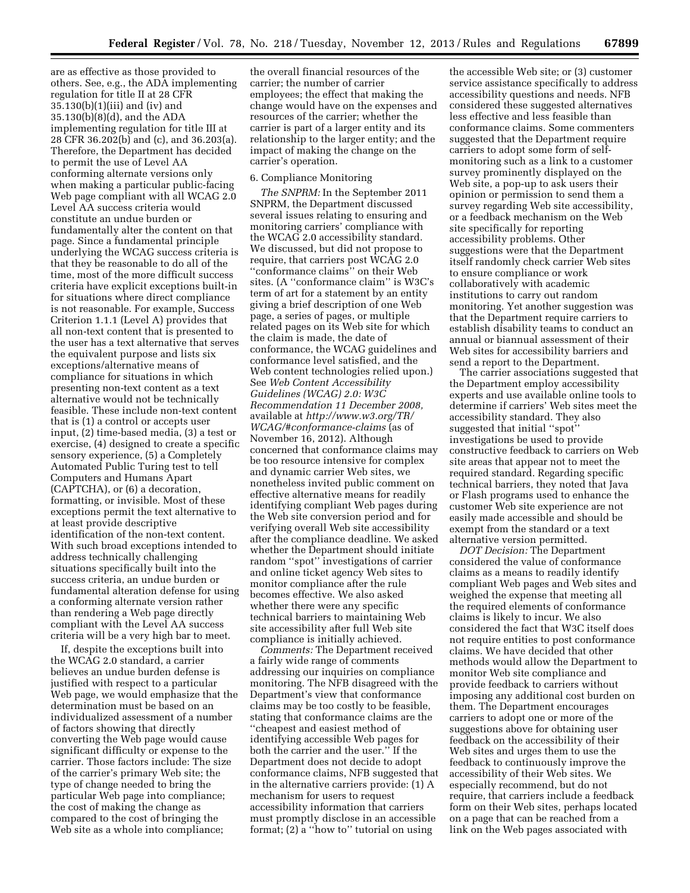are as effective as those provided to others. See, e.g., the ADA implementing regulation for title II at 28 CFR 35.130(b)(1)(iii) and (iv) and 35.130(b)(8)(d), and the ADA implementing regulation for title III at 28 CFR 36.202(b) and (c), and 36.203(a). Therefore, the Department has decided to permit the use of Level AA conforming alternate versions only when making a particular public-facing Web page compliant with all WCAG 2.0 Level AA success criteria would constitute an undue burden or fundamentally alter the content on that page. Since a fundamental principle underlying the WCAG success criteria is that they be reasonable to do all of the time, most of the more difficult success criteria have explicit exceptions built-in for situations where direct compliance is not reasonable. For example, Success Criterion 1.1.1 (Level A) provides that all non-text content that is presented to the user has a text alternative that serves the equivalent purpose and lists six exceptions/alternative means of compliance for situations in which presenting non-text content as a text alternative would not be technically feasible. These include non-text content that is (1) a control or accepts user input, (2) time-based media, (3) a test or exercise, (4) designed to create a specific sensory experience, (5) a Completely Automated Public Turing test to tell Computers and Humans Apart (CAPTCHA), or (6) a decoration, formatting, or invisible. Most of these exceptions permit the text alternative to at least provide descriptive identification of the non-text content. With such broad exceptions intended to address technically challenging situations specifically built into the success criteria, an undue burden or fundamental alteration defense for using a conforming alternate version rather than rendering a Web page directly compliant with the Level AA success criteria will be a very high bar to meet.

If, despite the exceptions built into the WCAG 2.0 standard, a carrier believes an undue burden defense is justified with respect to a particular Web page, we would emphasize that the determination must be based on an individualized assessment of a number of factors showing that directly converting the Web page would cause significant difficulty or expense to the carrier. Those factors include: The size of the carrier's primary Web site; the type of change needed to bring the particular Web page into compliance; the cost of making the change as compared to the cost of bringing the Web site as a whole into compliance; the overall financial resources of the carrier; the number of carrier employees; the effect that making the change would have on the expenses and resources of the carrier; whether the carrier is part of a larger entity and its relationship to the larger entity; and the impact of making the change on the carrier's operation.

6. Compliance Monitoring

*The SNPRM:* In the September 2011 SNPRM, the Department discussed several issues relating to ensuring and monitoring carriers' compliance with the WCAG 2.0 accessibility standard. We discussed, but did not propose to require, that carriers post WCAG 2.0 "conformance claims" on their Web sites. (A "conformance claim" is W3C's term of art for a statement by an entity giving a brief description of one Web page, a series of pages, or multiple related pages on its Web site for which the claim is made, the date of conformance, the WCAG guidelines and conformance level satisfied, and the Web content technologies relied upon.) See *Web Content Accessibility Guidelines (WCAG) 2.0: W3C Recommendation 11 December 2008,* available at *http://www.w3.org/TR/WCAG/#conformance-claims* (as of November 16, 2012). Although concerned that conformance claims may be too resource intensive for complex and dynamic carrier Web sites, we nonetheless invited public comment on effective alternative means for readily identifying compliant Web pages during the Web site conversion period and for verifying overall Web site accessibility after the compliance deadline. We asked whether the Department should initiate random "spot" investigations of carrier and online ticket agency Web sites to monitor compliance after the rule becomes effective. We also asked whether there were any specific technical barriers to maintaining Web site accessibility after full Web site compliance is initially achieved.

*Comments:* The Department received a fairly wide range of comments addressing our inquiries on compliance monitoring. The NFB disagreed with the Department's view that conformance claims may be too costly to be feasible, stating that conformance claims are the "cheapest and easiest method of identifying accessible Web pages for both the carrier and the user." If the Department does not decide to adopt conformance claims, NFB suggested that in the alternative carriers provide: (1) A mechanism for users to request accessibility information that carriers must promptly disclose in an accessible format; (2) a "how to" tutorial on using the accessible Web site; or (3) customer service assistance specifically to address accessibility questions and needs. NFB considered these suggested alternatives less effective and less feasible than conformance claims. Some commenters suggested that the Department require carriers to adopt some form of self-monitoring such as a link to a customer survey prominently displayed on the Web site, a pop-up to ask users their opinion or permission to send them a survey regarding Web site accessibility, or a feedback mechanism on the Web site specifically for reporting accessibility problems. Other suggestions were that the Department itself randomly check carrier Web sites to ensure compliance or work collaboratively with academic institutions to carry out random monitoring. Yet another suggestion was that the Department require carriers to establish disability teams to conduct an annual or biannual assessment of their Web sites for accessibility barriers and send a report to the Department.

The carrier associations suggested that the Department employ accessibility experts and use available online tools to determine if carriers' Web sites meet the accessibility standard. They also suggested that initial "spot" investigations be used to provide constructive feedback to carriers on Web site areas that appear not to meet the required standard. Regarding specific technical barriers, they noted that Java or Flash programs used to enhance the customer Web site experience are not easily made accessible and should be exempt from the standard or a text alternative version permitted.

*DOT Decision:* The Department considered the value of conformance claims as a means to readily identify compliant Web pages and Web sites and weighed the expense that meeting all the required elements of conformance claims is likely to incur. We also considered the fact that W3C itself does not require entities to post conformance claims. We have decided that other methods would allow the Department to monitor Web site compliance and provide feedback to carriers without imposing any additional cost burden on them. The Department encourages carriers to adopt one or more of the suggestions above for obtaining user feedback on the accessibility of their Web sites and urges them to use the feedback to continuously improve the accessibility of their Web sites. We especially recommend, but do not require, that carriers include a feedback form on their Web sites, perhaps located on a page that can be reached from a link on the Web pages associated with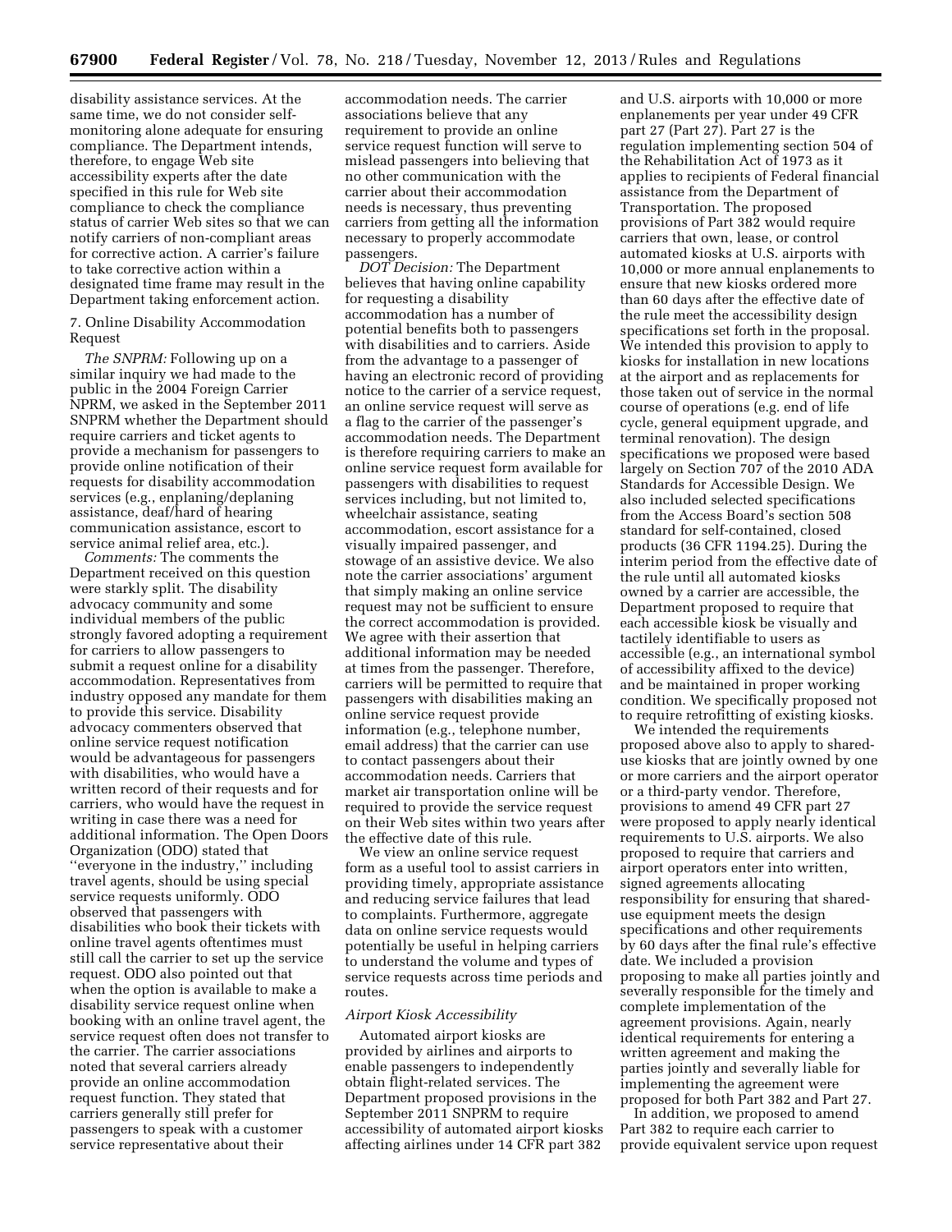disability assistance services. At the same time, we do not consider self-monitoring alone adequate for ensuring compliance. The Department intends, therefore, to engage Web site accessibility experts after the date specified in this rule for Web site compliance to check the compliance status of carrier Web sites so that we can notify carriers of non-compliant areas for corrective action. A carrier's failure to take corrective action within a designated time frame may result in the Department taking enforcement action.

7. Online Disability Accommodation Request

*The SNPRM:* Following up on a similar inquiry we had made to the public in the 2004 Foreign Carrier NPRM, we asked in the September 2011 SNPRM whether the Department should require carriers and ticket agents to provide a mechanism for passengers to provide online notification of their requests for disability accommodation services (e.g., enplaning/deplaning assistance, deaf/hard of hearing communication assistance, escort to service animal relief area, etc.).

*Comments:* The comments the Department received on this question were starkly split. The disability advocacy community and some individual members of the public strongly favored adopting a requirement for carriers to allow passengers to submit a request online for a disability accommodation. Representatives from industry opposed any mandate for them to provide this service. Disability advocacy commenters observed that online service request notification would be advantageous for passengers with disabilities, who would have a written record of their requests and for carriers, who would have the request in writing in case there was a need for additional information. The Open Doors Organization (ODO) stated that ''everyone in the industry,'' including travel agents, should be using special service requests uniformly. ODO observed that passengers with disabilities who book their tickets with online travel agents oftentimes must still call the carrier to set up the service request. ODO also pointed out that when the option is available to make a disability service request online when booking with an online travel agent, the service request often does not transfer to the carrier. The carrier associations noted that several carriers already provide an online accommodation request function. They stated that carriers generally still prefer for passengers to speak with a customer service representative about their accommodation needs. The carrier associations believe that any requirement to provide an online service request function will serve to mislead passengers into believing that no other communication with the carrier about their accommodation needs is necessary, thus preventing carriers from getting all the information necessary to properly accommodate passengers.

*DOT Decision:* The Department believes that having online capability for requesting a disability accommodation has a number of potential benefits both to passengers with disabilities and to carriers. Aside from the advantage to a passenger of having an electronic record of providing notice to the carrier of a service request, an online service request will serve as a flag to the carrier of the passenger's accommodation needs. The Department is therefore requiring carriers to make an online service request form available for passengers with disabilities to request services including, but not limited to, wheelchair assistance, seating accommodation, escort assistance for a visually impaired passenger, and stowage of an assistive device. We also note the carrier associations' argument that simply making an online service request may not be sufficient to ensure the correct accommodation is provided. We agree with their assertion that additional information may be needed at times from the passenger. Therefore, carriers will be permitted to require that passengers with disabilities making an online service request provide information (e.g., telephone number, email address) that the carrier can use to contact passengers about their accommodation needs. Carriers that market air transportation online will be required to provide the service request on their Web sites within two years after the effective date of this rule.

We view an online service request form as a useful tool to assist carriers in providing timely, appropriate assistance and reducing service failures that lead to complaints. Furthermore, aggregate data on online service requests would potentially be useful in helping carriers to understand the volume and types of service requests across time periods and routes.

### *Airport Kiosk Accessibility*

Automated airport kiosks are provided by airlines and airports to enable passengers to independently obtain flight-related services. The Department proposed provisions in the September 2011 SNPRM to require accessibility of automated airport kiosks affecting airlines under 14 CFR part 382 and U.S. airports with 10,000 or more enplanements per year under 49 CFR part 27 (Part 27). Part 27 is the regulation implementing section 504 of the Rehabilitation Act of 1973 as it applies to recipients of Federal financial assistance from the Department of Transportation. The proposed provisions of Part 382 would require carriers that own, lease, or control automated kiosks at U.S. airports with 10,000 or more annual enplanements to ensure that new kiosks ordered more than 60 days after the effective date of the rule meet the accessibility design specifications set forth in the proposal. We intended this provision to apply to kiosks for installation in new locations at the airport and as replacements for those taken out of service in the normal course of operations (e.g. end of life cycle, general equipment upgrade, and terminal renovation). The design specifications we proposed were based largely on Section 707 of the 2010 ADA Standards for Accessible Design. We also included selected specifications from the Access Board's section 508 standard for self-contained, closed products (36 CFR 1194.25). During the interim period from the effective date of the rule until all automated kiosks owned by a carrier are accessible, the Department proposed to require that each accessible kiosk be visually and tactilely identifiable to users as accessible (e.g., an international symbol of accessibility affixed to the device) and be maintained in proper working condition. We specifically proposed not to require retrofitting of existing kiosks.

We intended the requirements proposed above also to apply to shared-use kiosks that are jointly owned by one or more carriers and the airport operator or a third-party vendor. Therefore, provisions to amend 49 CFR part 27 were proposed to apply nearly identical requirements to U.S. airports. We also proposed to require that carriers and airport operators enter into written, signed agreements allocating responsibility for ensuring that shared-use equipment meets the design specifications and other requirements by 60 days after the final rule's effective date. We included a provision proposing to make all parties jointly and severally responsible for the timely and complete implementation of the agreement provisions. Again, nearly identical requirements for entering a written agreement and making the parties jointly and severally liable for implementing the agreement were proposed for both Part 382 and Part 27.

In addition, we proposed to amend Part 382 to require each carrier to provide equivalent service upon request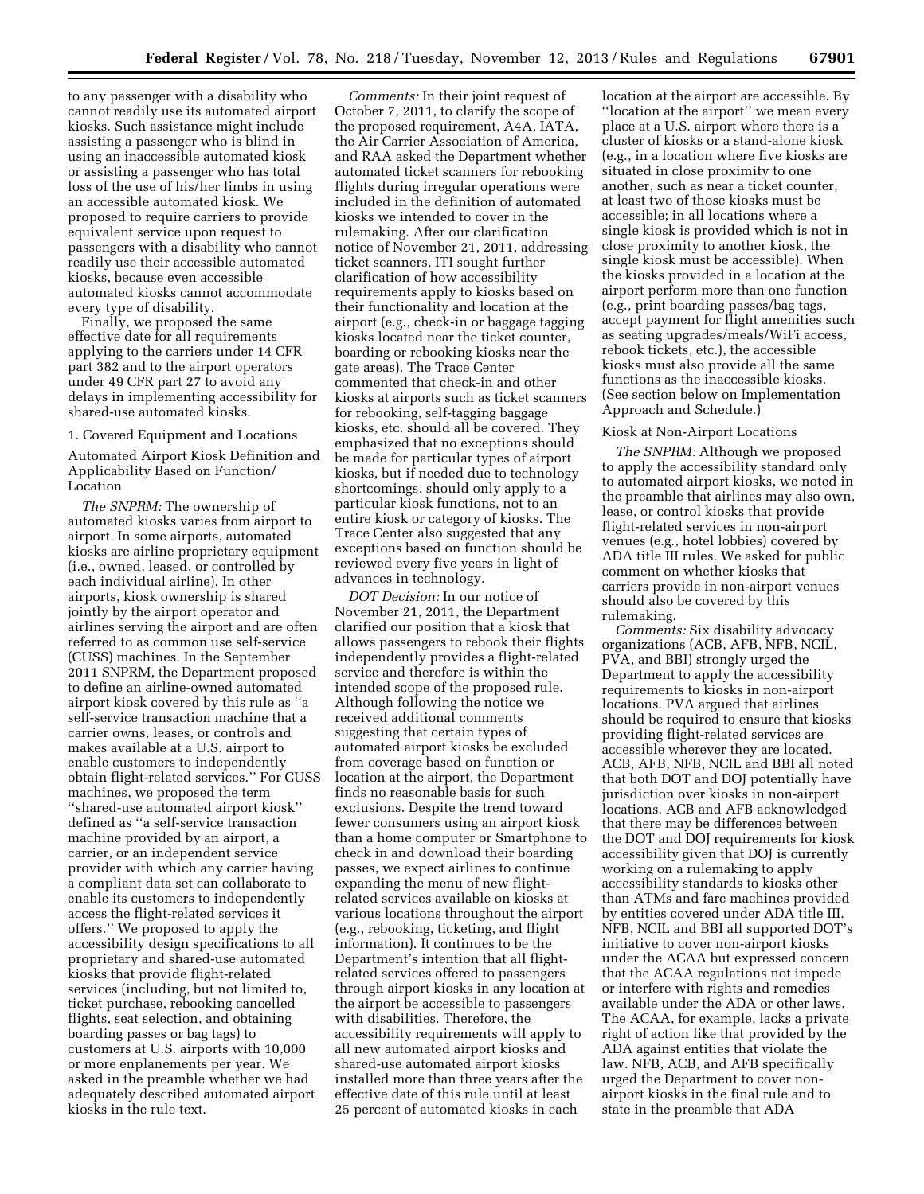to any passenger with a disability who cannot readily use its automated airport kiosks. Such assistance might include assisting a passenger who is blind in using an inaccessible automated kiosk or assisting a passenger who has total loss of the use of his/her limbs in using an accessible automated kiosk. We proposed to require carriers to provide equivalent service upon request to passengers with a disability who cannot readily use their accessible automated kiosks, because even accessible automated kiosks cannot accommodate every type of disability.

Finally, we proposed the same effective date for all requirements applying to the carriers under 14 CFR part 382 and to the airport operators under 49 CFR part 27 to avoid any delays in implementing accessibility for shared-use automated kiosks.

1. Covered Equipment and Locations

Automated Airport Kiosk Definition and Applicability Based on Function/Location

*The SNPRM:* The ownership of automated kiosks varies from airport to airport. In some airports, automated kiosks are airline proprietary equipment (i.e., owned, leased, or controlled by each individual airline). In other airports, kiosk ownership is shared jointly by the airport operator and airlines serving the airport and are often referred to as common use self-service (CUSS) machines. In the September 2011 SNPRM, the Department proposed to define an airline-owned automated airport kiosk covered by this rule as ''a self-service transaction machine that a carrier owns, leases, or controls and makes available at a U.S. airport to enable customers to independently obtain flight-related services.'' For CUSS machines, we proposed the term ''shared-use automated airport kiosk'' defined as ''a self-service transaction machine provided by an airport, a carrier, or an independent service provider with which any carrier having a compliant data set can collaborate to enable its customers to independently access the flight-related services it offers.'' We proposed to apply the accessibility design specifications to all proprietary and shared-use automated kiosks that provide flight-related services (including, but not limited to, ticket purchase, rebooking cancelled flights, seat selection, and obtaining boarding passes or bag tags) to customers at U.S. airports with 10,000 or more enplanements per year. We asked in the preamble whether we had adequately described automated airport kiosks in the rule text.

*Comments:* In their joint request of October 7, 2011, to clarify the scope of the proposed requirement, A4A, IATA, the Air Carrier Association of America, and RAA asked the Department whether automated ticket scanners for rebooking flights during irregular operations were included in the definition of automated kiosks we intended to cover in the rulemaking. After our clarification notice of November 21, 2011, addressing ticket scanners, ITI sought further clarification of how accessibility requirements apply to kiosks based on their functionality and location at the airport (e.g., check-in or baggage tagging kiosks located near the ticket counter, boarding or rebooking kiosks near the gate areas). The Trace Center commented that check-in and other kiosks at airports such as ticket scanners for rebooking, self-tagging baggage kiosks, etc. should all be covered. They emphasized that no exceptions should be made for particular types of airport kiosks, but if needed due to technology shortcomings, should only apply to a particular kiosk functions, not to an entire kiosk or category of kiosks. The Trace Center also suggested that any exceptions based on function should be reviewed every five years in light of advances in technology.

*DOT Decision:* In our notice of November 21, 2011, the Department clarified our position that a kiosk that allows passengers to rebook their flights independently provides a flight-related service and therefore is within the intended scope of the proposed rule. Although following the notice we received additional comments suggesting that certain types of automated airport kiosks be excluded from coverage based on function or location at the airport, the Department finds no reasonable basis for such exclusions. Despite the trend toward fewer consumers using an airport kiosk than a home computer or Smartphone to check in and download their boarding passes, we expect airlines to continue expanding the menu of new flight-related services available on kiosks at various locations throughout the airport (e.g., rebooking, ticketing, and flight information). It continues to be the Department's intention that all flight-related services offered to passengers through airport kiosks in any location at the airport be accessible to passengers with disabilities. Therefore, the accessibility requirements will apply to all new automated airport kiosks and shared-use automated airport kiosks installed more than three years after the effective date of this rule until at least 25 percent of automated kiosks in each location at the airport are accessible. By ''location at the airport'' we mean every place at a U.S. airport where there is a cluster of kiosks or a stand-alone kiosk (e.g., in a location where five kiosks are situated in close proximity to one another, such as near a ticket counter, at least two of those kiosks must be accessible; in all locations where a single kiosk is provided which is not in close proximity to another kiosk, the single kiosk must be accessible). When the kiosks provided in a location at the airport perform more than one function (e.g., print boarding passes/bag tags, accept payment for flight amenities such as seating upgrades/meals/WiFi access, rebook tickets, etc.), the accessible kiosks must also provide all the same functions as the inaccessible kiosks. (See section below on Implementation Approach and Schedule.)

Kiosk at Non-Airport Locations

*The SNPRM:* Although we proposed to apply the accessibility standard only to automated airport kiosks, we noted in the preamble that airlines may also own, lease, or control kiosks that provide flight-related services in non-airport venues (e.g., hotel lobbies) covered by ADA title III rules. We asked for public comment on whether kiosks that carriers provide in non-airport venues should also be covered by this rulemaking.

*Comments:* Six disability advocacy organizations (ACB, AFB, NFB, NCIL, PVA, and BBI) strongly urged the Department to apply the accessibility requirements to kiosks in non-airport locations. PVA argued that airlines should be required to ensure that kiosks providing flight-related services are accessible wherever they are located. ACB, AFB, NFB, NCIL and BBI all noted that both DOT and DOJ potentially have jurisdiction over kiosks in non-airport locations. ACB and AFB acknowledged that there may be differences between the DOT and DOJ requirements for kiosk accessibility given that DOJ is currently working on a rulemaking to apply accessibility standards to kiosks other than ATMs and fare machines provided by entities covered under ADA title III. NFB, NCIL and BBI all supported DOT's initiative to cover non-airport kiosks under the ACAA but expressed concern that the ACAA regulations not impede or interfere with rights and remedies available under the ADA or other laws. The ACAA, for example, lacks a private right of action like that provided by the ADA against entities that violate the law. NFB, ACB, and AFB specifically urged the Department to cover non-airport kiosks in the final rule and to state in the preamble that ADA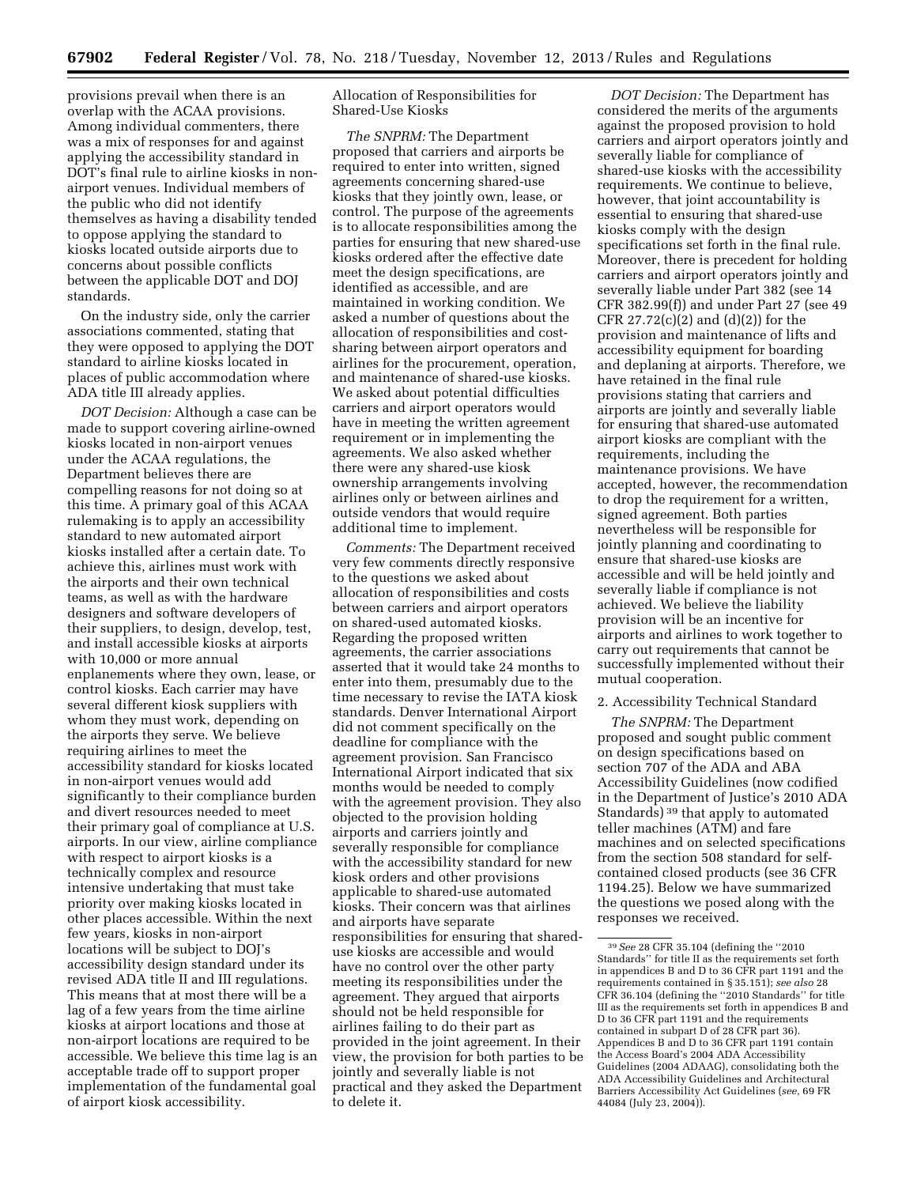provisions prevail when there is an overlap with the ACAA provisions. Among individual commenters, there was a mix of responses for and against applying the accessibility standard in DOT's final rule to airline kiosks in non-airport venues. Individual members of the public who did not identify themselves as having a disability tended to oppose applying the standard to kiosks located outside airports due to concerns about possible conflicts between the applicable DOT and DOJ standards.

On the industry side, only the carrier associations commented, stating that they were opposed to applying the DOT standard to airline kiosks located in places of public accommodation where ADA title III already applies.

*DOT Decision:* Although a case can be made to support covering airline-owned kiosks located in non-airport venues under the ACAA regulations, the Department believes there are compelling reasons for not doing so at this time. A primary goal of this ACAA rulemaking is to apply an accessibility standard to new automated airport kiosks installed after a certain date. To achieve this, airlines must work with the airports and their own technical teams, as well as with the hardware designers and software developers of their suppliers, to design, develop, test, and install accessible kiosks at airports with 10,000 or more annual enplanements where they own, lease, or control kiosks. Each carrier may have several different kiosk suppliers with whom they must work, depending on the airports they serve. We believe requiring airlines to meet the accessibility standard for kiosks located in non-airport venues would add significantly to their compliance burden and divert resources needed to meet their primary goal of compliance at U.S. airports. In our view, airline compliance with respect to airport kiosks is a technically complex and resource intensive undertaking that must take priority over making kiosks located in other places accessible. Within the next few years, kiosks in non-airport locations will be subject to DOJ's accessibility design standard under its revised ADA title II and III regulations. This means that at most there will be a lag of a few years from the time airline kiosks at airport locations and those at non-airport locations are required to be accessible. We believe this time lag is an acceptable trade off to support proper implementation of the fundamental goal of airport kiosk accessibility.

Allocation of Responsibilities for Shared-Use Kiosks

*The SNPRM:* The Department proposed that carriers and airports be required to enter into written, signed agreements concerning shared-use kiosks that they jointly own, lease, or control. The purpose of the agreements is to allocate responsibilities among the parties for ensuring that new shared-use kiosks ordered after the effective date meet the design specifications, are identified as accessible, and are maintained in working condition. We asked a number of questions about the allocation of responsibilities and cost-sharing between airport operators and airlines for the procurement, operation, and maintenance of shared-use kiosks. We asked about potential difficulties carriers and airport operators would have in meeting the written agreement requirement or in implementing the agreements. We also asked whether there were any shared-use kiosk ownership arrangements involving airlines only or between airlines and outside vendors that would require additional time to implement.

*Comments:* The Department received very few comments directly responsive to the questions we asked about allocation of responsibilities and costs between carriers and airport operators on shared-used automated kiosks. Regarding the proposed written agreements, the carrier associations asserted that it would take 24 months to enter into them, presumably due to the time necessary to revise the IATA kiosk standards. Denver International Airport did not comment specifically on the deadline for compliance with the agreement provision. San Francisco International Airport indicated that six months would be needed to comply with the agreement provision. They also objected to the provision holding airports and carriers jointly and severally responsible for compliance with the accessibility standard for new kiosk orders and other provisions applicable to shared-use automated kiosks. Their concern was that airlines and airports have separate responsibilities for ensuring that shared-use kiosks are accessible and would have no control over the other party meeting its responsibilities under the agreement. They argued that airports should not be held responsible for airlines failing to do their part as provided in the joint agreement. In their view, the provision for both parties to be jointly and severally liable is not practical and they asked the Department to delete it.

*DOT Decision:* The Department has considered the merits of the arguments against the proposed provision to hold carriers and airport operators jointly and severally liable for compliance of shared-use kiosks with the accessibility requirements. We continue to believe, however, that joint accountability is essential to ensuring that shared-use kiosks comply with the design specifications set forth in the final rule. Moreover, there is precedent for holding carriers and airport operators jointly and severally liable under Part 382 (see 14 CFR 382.99(f)) and under Part 27 (see 49 CFR 27.72(c)(2) and (d)(2)) for the provision and maintenance of lifts and accessibility equipment for boarding and deplaning at airports. Therefore, we have retained in the final rule provisions stating that carriers and airports are jointly and severally liable for ensuring that shared-use automated airport kiosks are compliant with the requirements, including the maintenance provisions. We have accepted, however, the recommendation to drop the requirement for a written, signed agreement. Both parties nevertheless will be responsible for jointly planning and coordinating to ensure that shared-use kiosks are accessible and will be held jointly and severally liable if compliance is not achieved. We believe the liability provision will be an incentive for airports and airlines to work together to carry out requirements that cannot be successfully implemented without their mutual cooperation.

2. Accessibility Technical Standard

*The SNPRM:* The Department proposed and sought public comment on design specifications based on section 707 of the ADA and ABA Accessibility Guidelines (now codified in the Department of Justice's 2010 ADA Standards) [39] that apply to automated teller machines (ATM) and fare machines and on selected specifications from the section 508 standard for self-contained closed products (see 36 CFR 1194.25). Below we have summarized the questions we posed along with the responses we received.

[39] *See* 28 CFR 35.104 (defining the "2010 Standards" for title II as the requirements set forth in appendices B and D to 36 CFR part 1191 and the requirements contained in § 35.151); *see also* 28 CFR 36.104 (defining the "2010 Standards" for title III as the requirements set forth in appendices B and D to 36 CFR part 1191 and the requirements contained in subpart D of 28 CFR part 36). Appendices B and D to 36 CFR part 1191 contain the Access Board's 2004 ADA Accessibility Guidelines (2004 ADAAG), consolidating both the ADA Accessibility Guidelines and Architectural Barriers Accessibility Act Guidelines (*see,* 69 FR 44084 (July 23, 2004)).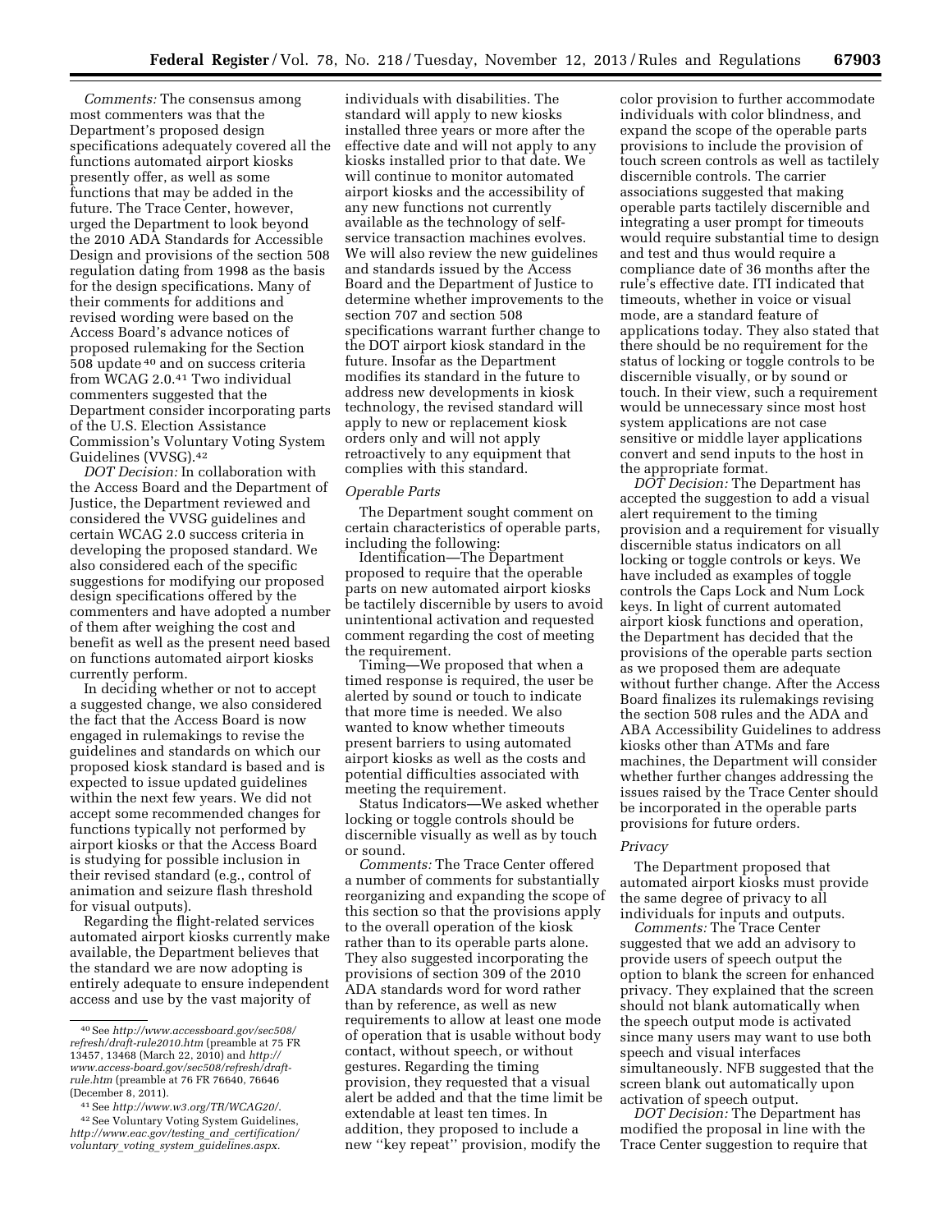*Comments:* The consensus among most commenters was that the Department's proposed design specifications adequately covered all the functions automated airport kiosks presently offer, as well as some functions that may be added in the future. The Trace Center, however, urged the Department to look beyond the 2010 ADA Standards for Accessible Design and provisions of the section 508 regulation dating from 1998 as the basis for the design specifications. Many of their comments for additions and revised wording were based on the Access Board's advance notices of proposed rulemaking for the Section 508 update [40] and on success criteria from WCAG 2.0.[41] Two individual commenters suggested that the Department consider incorporating parts of the U.S. Election Assistance Commission's Voluntary Voting System Guidelines (VVSG).[42]

*DOT Decision:* In collaboration with the Access Board and the Department of Justice, the Department reviewed and considered the VVSG guidelines and certain WCAG 2.0 success criteria in developing the proposed standard. We also considered each of the specific suggestions for modifying our proposed design specifications offered by the commenters and have adopted a number of them after weighing the cost and benefit as well as the present need based on functions automated airport kiosks currently perform.

In deciding whether or not to accept a suggested change, we also considered the fact that the Access Board is now engaged in rulemakings to revise the guidelines and standards on which our proposed kiosk standard is based and is expected to issue updated guidelines within the next few years. We did not accept some recommended changes for functions typically not performed by airport kiosks or that the Access Board is studying for possible inclusion in their revised standard (e.g., control of animation and seizure flash threshold for visual outputs).

Regarding the flight-related services automated airport kiosks currently make available, the Department believes that the standard we are now adopting is entirely adequate to ensure independent access and use by the vast majority of individuals with disabilities. The standard will apply to new kiosks installed three years or more after the effective date and will not apply to any kiosks installed prior to that date. We will continue to monitor automated airport kiosks and the accessibility of any new functions not currently available as the technology of self-service transaction machines evolves. We will also review the new guidelines and standards issued by the Access Board and the Department of Justice to determine whether improvements to the section 707 and section 508 specifications warrant further change to the DOT airport kiosk standard in the future. Insofar as the Department modifies its standard in the future to address new developments in kiosk technology, the revised standard will apply to new or replacement kiosk orders only and will not apply retroactively to any equipment that complies with this standard.

*Operable Parts*

The Department sought comment on certain characteristics of operable parts, including the following:

Identification—The Department proposed to require that the operable parts on new automated airport kiosks be tactilely discernible by users to avoid unintentional activation and requested comment regarding the cost of meeting the requirement.

Timing—We proposed that when a timed response is required, the user be alerted by sound or touch to indicate that more time is needed. We also wanted to know whether timeouts present barriers to using automated airport kiosks as well as the costs and potential difficulties associated with meeting the requirement.

Status Indicators—We asked whether locking or toggle controls should be discernible visually as well as by touch or sound.

*Comments:* The Trace Center offered a number of comments for substantially reorganizing and expanding the scope of this section so that the provisions apply to the overall operation of the kiosk rather than to its operable parts alone. They also suggested incorporating the provisions of section 309 of the 2010 ADA standards word for word rather than by reference, as well as new requirements to allow at least one mode of operation that is usable without body contact, without speech, or without gestures. Regarding the timing provision, they requested that a visual alert be added and that the time limit be extendable at least ten times. In addition, they proposed to include a new "key repeat" provision, modify the color provision to further accommodate individuals with color blindness, and expand the scope of the operable parts provisions to include the provision of touch screen controls as well as tactilely discernible controls. The carrier associations suggested that making operable parts tactilely discernible and integrating a user prompt for timeouts would require substantial time to design and test and thus would require a compliance date of 36 months after the rule's effective date. ITI indicated that timeouts, whether in voice or visual mode, are a standard feature of applications today. They also stated that there should be no requirement for the status of locking or toggle controls to be discernible visually, or by sound or touch. In their view, such a requirement would be unnecessary since most host system applications are not case sensitive or middle layer applications convert and send inputs to the host in the appropriate format.

*DOT Decision:* The Department has accepted the suggestion to add a visual alert requirement to the timing provision and a requirement for visually discernible status indicators on all locking or toggle controls or keys. We have included as examples of toggle controls the Caps Lock and Num Lock keys. In light of current automated airport kiosk functions and operation, the Department has decided that the provisions of the operable parts section as we proposed them are adequate without further change. After the Access Board finalizes its rulemakings revising the section 508 rules and the ADA and ABA Accessibility Guidelines to address kiosks other than ATMs and fare machines, the Department will consider whether further changes addressing the issues raised by the Trace Center should be incorporated in the operable parts provisions for future orders.

*Privacy*

The Department proposed that automated airport kiosks must provide the same degree of privacy to all individuals for inputs and outputs.

*Comments:* The Trace Center suggested that we add an advisory to provide users of speech output the option to blank the screen for enhanced privacy. They explained that the screen should not blank automatically when the speech output mode is activated since many users may want to use both speech and visual interfaces simultaneously. NFB suggested that the screen blank out automatically upon activation of speech output.

*DOT Decision:* The Department has modified the proposal in line with the Trace Center suggestion to require that

---

[40] See *http://www.accessboard.gov/sec508/refresh/draft-rule2010.htm* (preamble at 75 FR 13457, 13468 (March 22, 2010) and *http://www.access-board.gov/sec508/refresh/draft-rule.htm* (preamble at 76 FR 76640, 76646 (December 8, 2011).

[41] See *http://www.w3.org/TR/WCAG20/*.

[42] See Voluntary Voting System Guidelines, *http://www.eac.gov/testing_and_certification/voluntary_voting_system_guidelines.aspx*.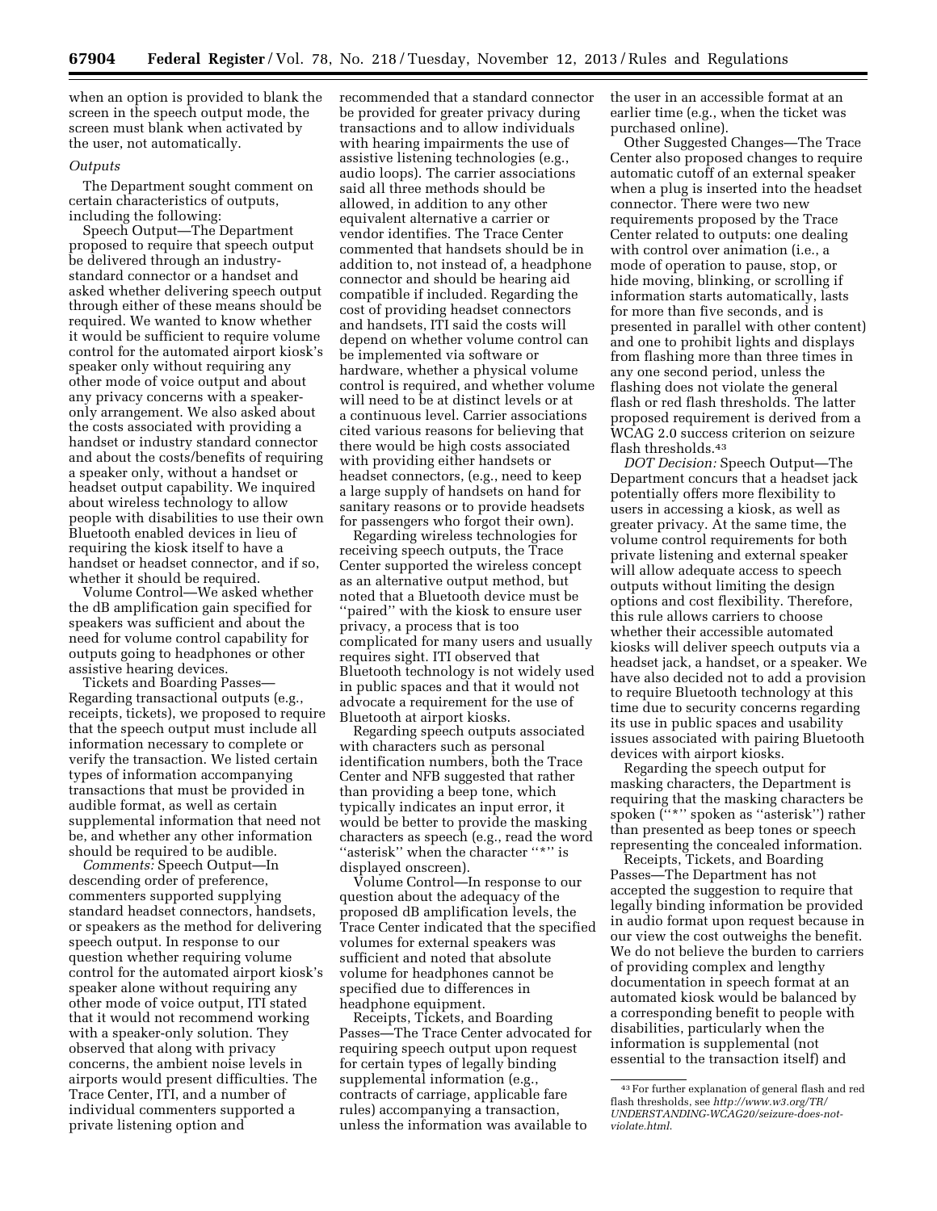when an option is provided to blank the screen in the speech output mode, the screen must blank when activated by the user, not automatically.

*Outputs*

The Department sought comment on certain characteristics of outputs, including the following:

Speech Output—The Department proposed to require that speech output be delivered through an industry-standard connector or a handset and asked whether delivering speech output through either of these means should be required. We wanted to know whether it would be sufficient to require volume control for the automated airport kiosk's speaker only without requiring any other mode of voice output and about any privacy concerns with a speaker-only arrangement. We also asked about the costs associated with providing a handset or industry standard connector and about the costs/benefits of requiring a speaker only, without a handset or headset output capability. We inquired about wireless technology to allow people with disabilities to use their own Bluetooth enabled devices in lieu of requiring the kiosk itself to have a handset or headset connector, and if so, whether it should be required.

Volume Control—We asked whether the dB amplification gain specified for speakers was sufficient and about the need for volume control capability for outputs going to headphones or other assistive hearing devices.

Tickets and Boarding Passes—Regarding transactional outputs (e.g., receipts, tickets), we proposed to require that the speech output must include all information necessary to complete or verify the transaction. We listed certain types of information accompanying transactions that must be provided in audible format, as well as certain supplemental information that need not be, and whether any other information should be required to be audible.

*Comments:* Speech Output—In descending order of preference, commenters supported supplying standard headset connectors, handsets, or speakers as the method for delivering speech output. In response to our question whether requiring volume control for the automated airport kiosk's speaker alone without requiring any other mode of voice output, ITI stated that it would not recommend working with a speaker-only solution. They observed that along with privacy concerns, the ambient noise levels in airports would present difficulties. The Trace Center, ITI, and a number of individual commenters supported a private listening option and recommended that a standard connector be provided for greater privacy during transactions and to allow individuals with hearing impairments the use of assistive listening technologies (e.g., audio loops). The carrier associations said all three methods should be allowed, in addition to any other equivalent alternative a carrier or vendor identifies. The Trace Center commented that handsets should be in addition to, not instead of, a headphone connector and should be hearing aid compatible if included. Regarding the cost of providing headset connectors and handsets, ITI said the costs will depend on whether volume control can be implemented via software or hardware, whether a physical volume control is required, and whether volume will need to be at distinct levels or at a continuous level. Carrier associations cited various reasons for believing that there would be high costs associated with providing either handsets or headset connectors, (e.g., need to keep a large supply of handsets on hand for sanitary reasons or to provide headsets for passengers who forgot their own).

Regarding wireless technologies for receiving speech outputs, the Trace Center supported the wireless concept as an alternative output method, but noted that a Bluetooth device must be "paired" with the kiosk to ensure user privacy, a process that is too complicated for many users and usually requires sight. ITI observed that Bluetooth technology is not widely used in public spaces and that it would not advocate a requirement for the use of Bluetooth at airport kiosks.

Regarding speech outputs associated with characters such as personal identification numbers, both the Trace Center and NFB suggested that rather than providing a beep tone, which typically indicates an input error, it would be better to provide the masking characters as speech (e.g., read the word "asterisk" when the character "*" is displayed onscreen).

Volume Control—In response to our question about the adequacy of the proposed dB amplification levels, the Trace Center indicated that the specified volumes for external speakers was sufficient and noted that absolute volume for headphones cannot be specified due to differences in headphone equipment.

Receipts, Tickets, and Boarding Passes—The Trace Center advocated for requiring speech output upon request for certain types of legally binding supplemental information (e.g., contracts of carriage, applicable fare rules) accompanying a transaction, unless the information was available to the user in an accessible format at an earlier time (e.g., when the ticket was purchased online).

Other Suggested Changes—The Trace Center also proposed changes to require automatic cutoff of an external speaker when a plug is inserted into the headset connector. There were two new requirements proposed by the Trace Center related to outputs: one dealing with control over animation (i.e., a mode of operation to pause, stop, or hide moving, blinking, or scrolling if information starts automatically, lasts for more than five seconds, and is presented in parallel with other content) and one to prohibit lights and displays from flashing more than three times in any one second period, unless the flashing does not violate the general flash or red flash thresholds. The latter proposed requirement is derived from a WCAG 2.0 success criterion on seizure flash thresholds.[43]

*DOT Decision:* Speech Output—The Department concurs that a headset jack potentially offers more flexibility to users in accessing a kiosk, as well as greater privacy. At the same time, the volume control requirements for both private listening and external speaker will allow adequate access to speech outputs without limiting the design options and cost flexibility. Therefore, this rule allows carriers to choose whether their accessible automated kiosks will deliver speech outputs via a headset jack, a handset, or a speaker. We have also decided not to add a provision to require Bluetooth technology at this time due to security concerns regarding its use in public spaces and usability issues associated with pairing Bluetooth devices with airport kiosks.

Regarding the speech output for masking characters, the Department is requiring that the masking characters be spoken ("*" spoken as "asterisk") rather than presented as beep tones or speech representing the concealed information.

Receipts, Tickets, and Boarding Passes—The Department has not accepted the suggestion to require that legally binding information be provided in audio format upon request because in our view the cost outweighs the benefit. We do not believe the burden to carriers of providing complex and lengthy documentation in speech format at an automated kiosk would be balanced by a corresponding benefit to people with disabilities, particularly when the information is supplemental (not essential to the transaction itself) and

[43] For further explanation of general flash and red flash thresholds, see *http://www.w3.org/TR/UNDERSTANDING-WCAG20/seizure-does-not-violate.html.*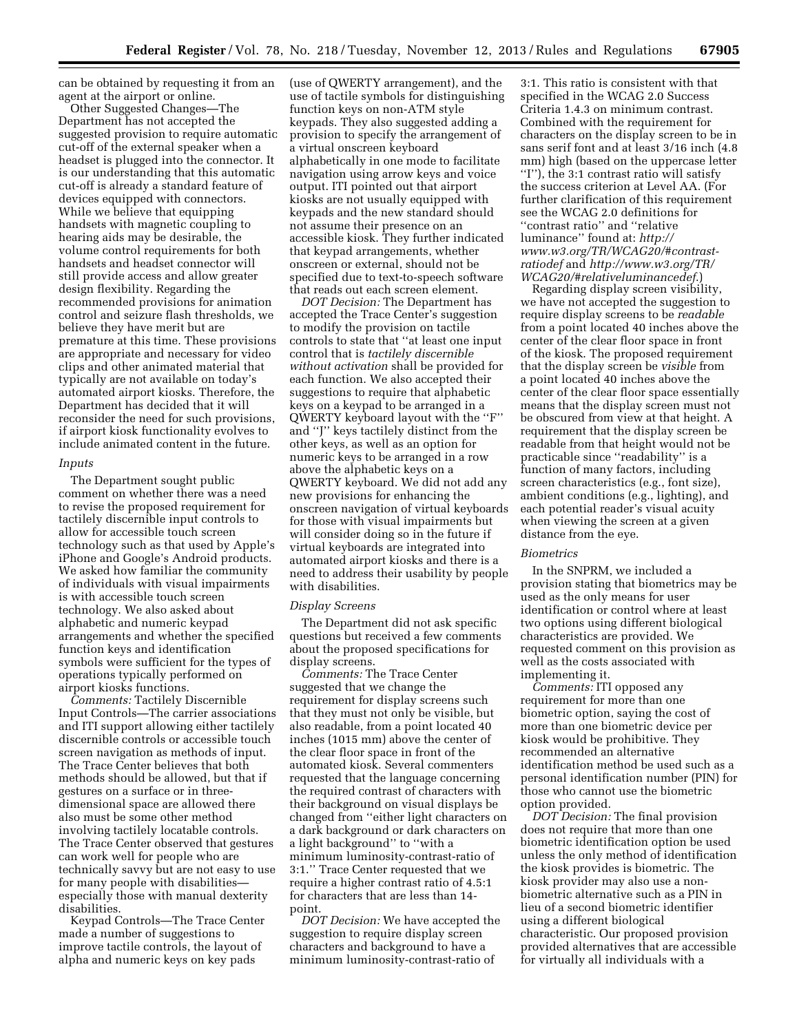can be obtained by requesting it from an agent at the airport or online.

Other Suggested Changes—The Department has not accepted the suggested provision to require automatic cut-off of the external speaker when a headset is plugged into the connector. It is our understanding that this automatic cut-off is already a standard feature of devices equipped with connectors. While we believe that equipping handsets with magnetic coupling to hearing aids may be desirable, the volume control requirements for both handsets and headset connector will still provide access and allow greater design flexibility. Regarding the recommended provisions for animation control and seizure flash thresholds, we believe they have merit but are premature at this time. These provisions are appropriate and necessary for video clips and other animated material that typically are not available on today's automated airport kiosks. Therefore, the Department has decided that it will reconsider the need for such provisions, if airport kiosk functionality evolves to include animated content in the future.

*Inputs*

The Department sought public comment on whether there was a need to revise the proposed requirement for tactilely discernible input controls to allow for accessible touch screen technology such as that used by Apple's iPhone and Google's Android products. We asked how familiar the community of individuals with visual impairments is with accessible touch screen technology. We also asked about alphabetic and numeric keypad arrangements and whether the specified function keys and identification symbols were sufficient for the types of operations typically performed on airport kiosks functions.

*Comments:* Tactilely Discernible Input Controls—The carrier associations and ITI support allowing either tactilely discernible controls or accessible touch screen navigation as methods of input. The Trace Center believes that both methods should be allowed, but that if gestures on a surface or in three-dimensional space are allowed there also must be some other method involving tactilely locatable controls. The Trace Center observed that gestures can work well for people who are technically savvy but are not easy to use for many people with disabilities—especially those with manual dexterity disabilities.

Keypad Controls—The Trace Center made a number of suggestions to improve tactile controls, the layout of alpha and numeric keys on key pads (use of QWERTY arrangement), and the use of tactile symbols for distinguishing function keys on non-ATM style keypads. They also suggested adding a provision to specify the arrangement of a virtual onscreen keyboard alphabetically in one mode to facilitate navigation using arrow keys and voice output. ITI pointed out that airport kiosks are not usually equipped with keypads and the new standard should not assume their presence on an accessible kiosk. They further indicated that keypad arrangements, whether onscreen or external, should not be specified due to text-to-speech software that reads out each screen element.

*DOT Decision:* The Department has accepted the Trace Center's suggestion to modify the provision on tactile controls to state that ''at least one input control that is *tactilely discernible without activation* shall be provided for each function. We also accepted their suggestions to require that alphabetic keys on a keypad to be arranged in a QWERTY keyboard layout with the ''F'' and ''J'' keys tactilely distinct from the other keys, as well as an option for numeric keys to be arranged in a row above the alphabetic keys on a QWERTY keyboard. We did not add any new provisions for enhancing the onscreen navigation of virtual keyboards for those with visual impairments but will consider doing so in the future if virtual keyboards are integrated into automated airport kiosks and there is a need to address their usability by people with disabilities.

*Display Screens*

The Department did not ask specific questions but received a few comments about the proposed specifications for display screens.

*Comments:* The Trace Center suggested that we change the requirement for display screens such that they must not only be visible, but also readable, from a point located 40 inches (1015 mm) above the center of the clear floor space in front of the automated kiosk. Several commenters requested that the language concerning the required contrast of characters with their background on visual displays be changed from ''either light characters on a dark background or dark characters on a light background'' to ''with a minimum luminosity-contrast-ratio of 3:1.'' Trace Center requested that we require a higher contrast ratio of 4.5:1 for characters that are less than 14-point.

*DOT Decision:* We have accepted the suggestion to require display screen characters and background to have a minimum luminosity-contrast-ratio of 3:1. This ratio is consistent with that specified in the WCAG 2.0 Success Criteria 1.4.3 on minimum contrast. Combined with the requirement for characters on the display screen to be in sans serif font and at least 3/16 inch (4.8 mm) high (based on the uppercase letter ''I''), the 3:1 contrast ratio will satisfy the success criterion at Level AA. (For further clarification of this requirement see the WCAG 2.0 definitions for ''contrast ratio'' and ''relative luminance'' found at: *http://www.w3.org/TR/WCAG20/#contrast-ratiodef* and *http://www.w3.org/TR/WCAG20/#relativeluminancedef*.)

Regarding display screen visibility, we have not accepted the suggestion to require display screens to be *readable* from a point located 40 inches above the center of the clear floor space in front of the kiosk. The proposed requirement that the display screen be *visible* from a point located 40 inches above the center of the clear floor space essentially means that the display screen must not be obscured from view at that height. A requirement that the display screen be readable from that height would not be practicable since ''readability'' is a function of many factors, including screen characteristics (e.g., font size), ambient conditions (e.g., lighting), and each potential reader's visual acuity when viewing the screen at a given distance from the eye.

*Biometrics*

In the SNPRM, we included a provision stating that biometrics may be used as the only means for user identification or control where at least two options using different biological characteristics are provided. We requested comment on this provision as well as the costs associated with implementing it.

*Comments:* ITI opposed any requirement for more than one biometric option, saying the cost of more than one biometric device per kiosk would be prohibitive. They recommended an alternative identification method be used such as a personal identification number (PIN) for those who cannot use the biometric option provided.

*DOT Decision:* The final provision does not require that more than one biometric identification option be used unless the only method of identification the kiosk provides is biometric. The kiosk provider may also use a non-biometric alternative such as a PIN in lieu of a second biometric identifier using a different biological characteristic. Our proposed provision provided alternatives that are accessible for virtually all individuals with a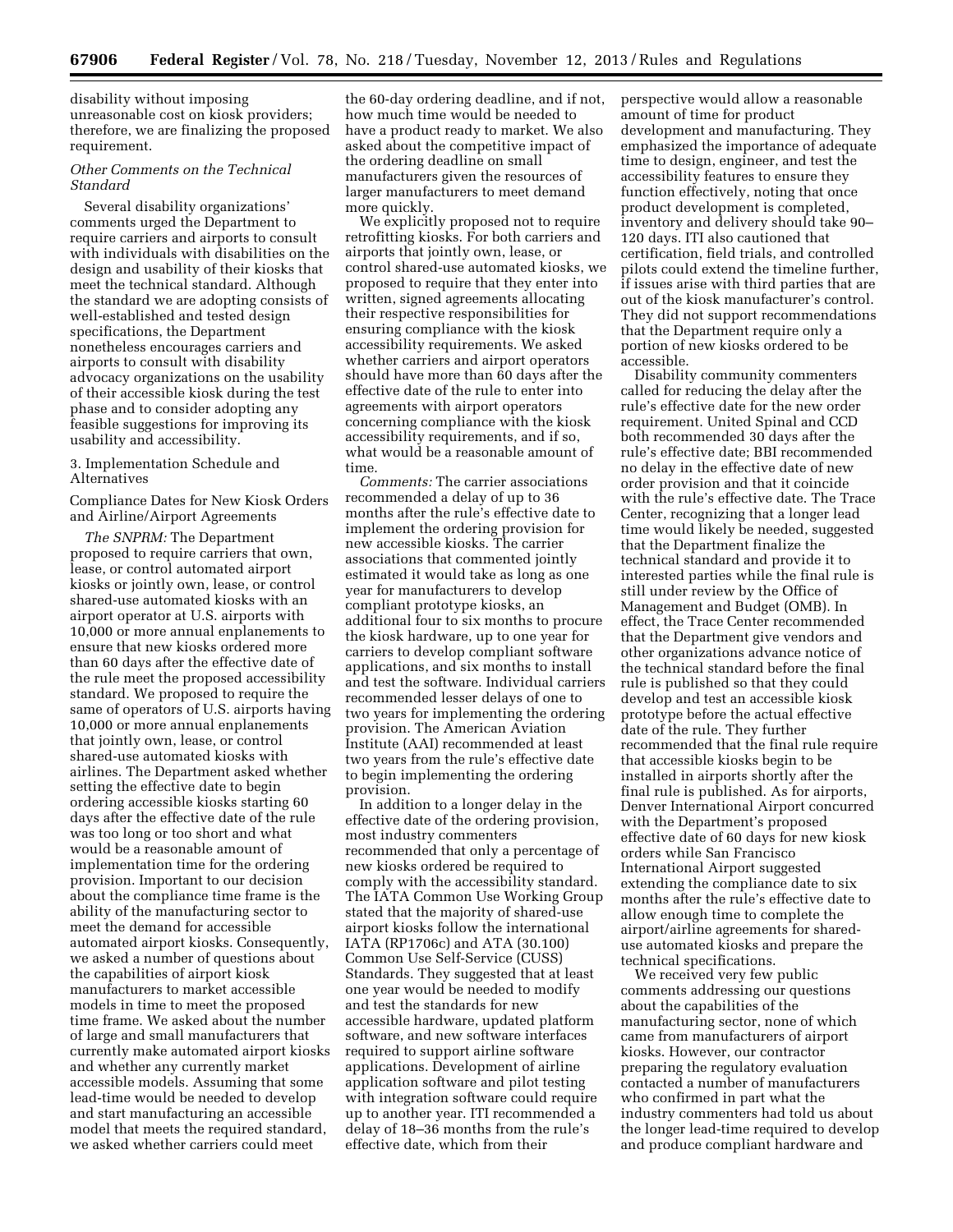disability without imposing unreasonable cost on kiosk providers; therefore, we are finalizing the proposed requirement.

*Other Comments on the Technical Standard*

Several disability organizations' comments urged the Department to require carriers and airports to consult with individuals with disabilities on the design and usability of their kiosks that meet the technical standard. Although the standard we are adopting consists of well-established and tested design specifications, the Department nonetheless encourages carriers and airports to consult with disability advocacy organizations on the usability of their accessible kiosk during the test phase and to consider adopting any feasible suggestions for improving its usability and accessibility.

3. Implementation Schedule and Alternatives

Compliance Dates for New Kiosk Orders and Airline/Airport Agreements

*The SNPRM:* The Department proposed to require carriers that own, lease, or control automated airport kiosks or jointly own, lease, or control shared-use automated kiosks with an airport operator at U.S. airports with 10,000 or more annual enplanements to ensure that new kiosks ordered more than 60 days after the effective date of the rule meet the proposed accessibility standard. We proposed to require the same of operators of U.S. airports having 10,000 or more annual enplanements that jointly own, lease, or control shared-use automated kiosks with airlines. The Department asked whether setting the effective date to begin ordering accessible kiosks starting 60 days after the effective date of the rule was too long or too short and what would be a reasonable amount of implementation time for the ordering provision. Important to our decision about the compliance time frame is the ability of the manufacturing sector to meet the demand for accessible automated airport kiosks. Consequently, we asked a number of questions about the capabilities of airport kiosk manufacturers to market accessible models in time to meet the proposed time frame. We asked about the number of large and small manufacturers that currently make automated airport kiosks and whether any currently market accessible models. Assuming that some lead-time would be needed to develop and start manufacturing an accessible model that meets the required standard, we asked whether carriers could meet the 60-day ordering deadline, and if not, how much time would be needed to have a product ready to market. We also asked about the competitive impact of the ordering deadline on small manufacturers given the resources of larger manufacturers to meet demand more quickly.

We explicitly proposed not to require retrofitting kiosks. For both carriers and airports that jointly own, lease, or control shared-use automated kiosks, we proposed to require that they enter into written, signed agreements allocating their respective responsibilities for ensuring compliance with the kiosk accessibility requirements. We asked whether carriers and airport operators should have more than 60 days after the effective date of the rule to enter into agreements with airport operators concerning compliance with the kiosk accessibility requirements, and if so, what would be a reasonable amount of time.

*Comments:* The carrier associations recommended a delay of up to 36 months after the rule's effective date to implement the ordering provision for new accessible kiosks. The carrier associations that commented jointly estimated it would take as long as one year for manufacturers to develop compliant prototype kiosks, an additional four to six months to procure the kiosk hardware, up to one year for carriers to develop compliant software applications, and six months to install and test the software. Individual carriers recommended lesser delays of one to two years for implementing the ordering provision. The American Aviation Institute (AAI) recommended at least two years from the rule's effective date to begin implementing the ordering provision.

In addition to a longer delay in the effective date of the ordering provision, most industry commenters recommended that only a percentage of new kiosks ordered be required to comply with the accessibility standard. The IATA Common Use Working Group stated that the majority of shared-use airport kiosks follow the international IATA (RP1706c) and ATA (30.100) Common Use Self-Service (CUSS) Standards. They suggested that at least one year would be needed to modify and test the standards for new accessible hardware, updated platform software, and new software interfaces required to support airline software applications. Development of airline application software and pilot testing with integration software could require up to another year. ITI recommended a delay of 18–36 months from the rule's effective date, which from their perspective would allow a reasonable amount of time for product development and manufacturing. They emphasized the importance of adequate time to design, engineer, and test the accessibility features to ensure they function effectively, noting that once product development is completed, inventory and delivery should take 90–120 days. ITI also cautioned that certification, field trials, and controlled pilots could extend the timeline further, if issues arise with third parties that are out of the kiosk manufacturer's control. They did not support recommendations that the Department require only a portion of new kiosks ordered to be accessible.

Disability community commenters called for reducing the delay after the rule's effective date for the new order requirement. United Spinal and CCD both recommended 30 days after the rule's effective date; BBI recommended no delay in the effective date of new order provision and that it coincide with the rule's effective date. The Trace Center, recognizing that a longer lead time would likely be needed, suggested that the Department finalize the technical standard and provide it to interested parties while the final rule is still under review by the Office of Management and Budget (OMB). In effect, the Trace Center recommended that the Department give vendors and other organizations advance notice of the technical standard before the final rule is published so that they could develop and test an accessible kiosk prototype before the actual effective date of the rule. They further recommended that the final rule require that accessible kiosks begin to be installed in airports shortly after the final rule is published. As for airports, Denver International Airport concurred with the Department's proposed effective date of 60 days for new kiosk orders while San Francisco International Airport suggested extending the compliance date to six months after the rule's effective date to allow enough time to complete the airport/airline agreements for shared-use automated kiosks and prepare the technical specifications.

We received very few public comments addressing our questions about the capabilities of the manufacturing sector, none of which came from manufacturers of airport kiosks. However, our contractor preparing the regulatory evaluation contacted a number of manufacturers who confirmed in part what the industry commenters had told us about the longer lead-time required to develop and produce compliant hardware and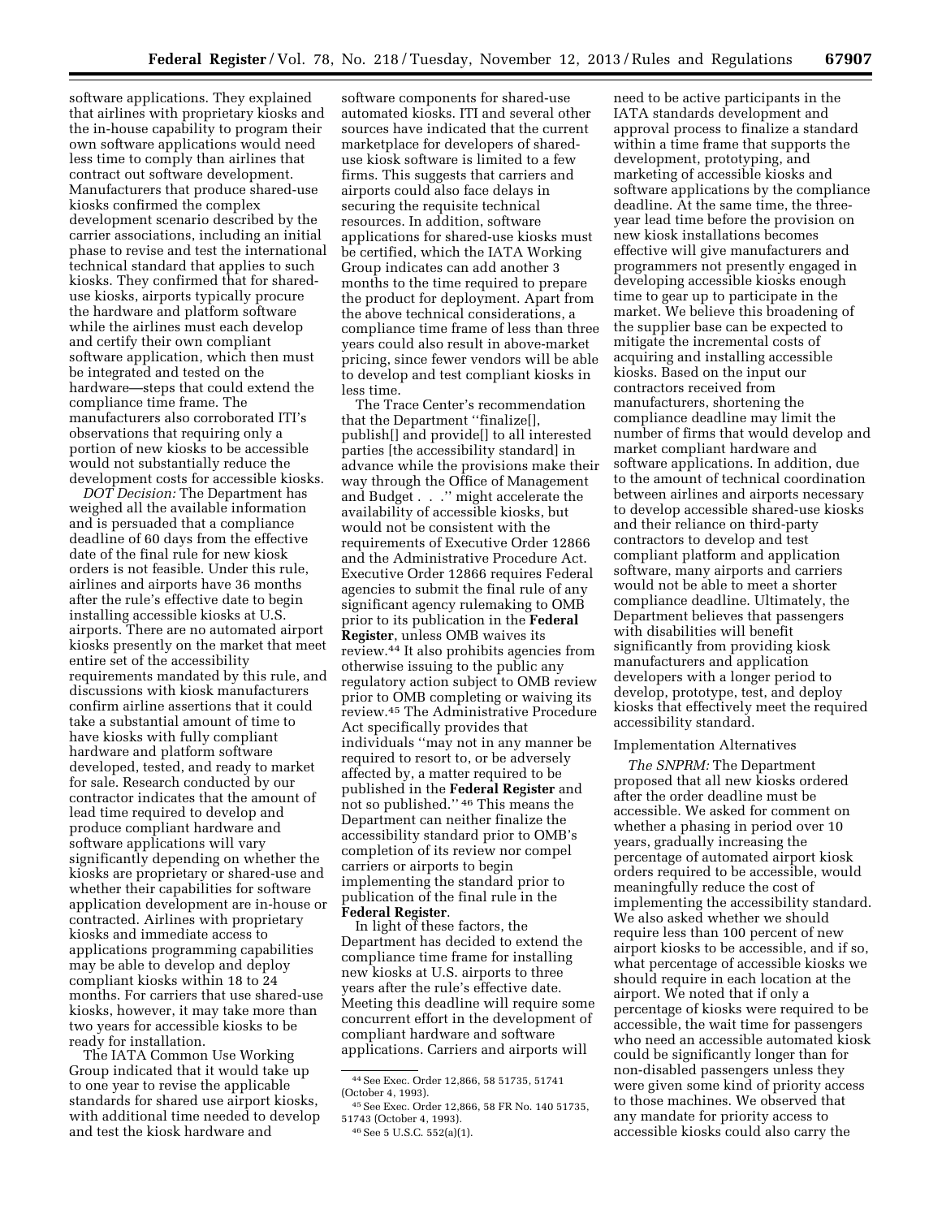software applications. They explained that airlines with proprietary kiosks and the in-house capability to program their own software applications would need less time to comply than airlines that contract out software development. Manufacturers that produce shared-use kiosks confirmed the complex development scenario described by the carrier associations, including an initial phase to revise and test the international technical standard that applies to such kiosks. They confirmed that for shared-use kiosks, airports typically procure the hardware and platform software while the airlines must each develop and certify their own compliant software application, which then must be integrated and tested on the hardware—steps that could extend the compliance time frame. The manufacturers also corroborated ITI's observations that requiring only a portion of new kiosks to be accessible would not substantially reduce the development costs for accessible kiosks.

*DOT Decision:* The Department has weighed all the available information and is persuaded that a compliance deadline of 60 days from the effective date of the final rule for new kiosk orders is not feasible. Under this rule, airlines and airports have 36 months after the rule's effective date to begin installing accessible kiosks at U.S. airports. There are no automated airport kiosks presently on the market that meet entire set of the accessibility requirements mandated by this rule, and discussions with kiosk manufacturers confirm airline assertions that it could take a substantial amount of time to have kiosks with fully compliant hardware and platform software developed, tested, and ready to market for sale. Research conducted by our contractor indicates that the amount of lead time required to develop and produce compliant hardware and software applications will vary significantly depending on whether the kiosks are proprietary or shared-use and whether their capabilities for software application development are in-house or contracted. Airlines with proprietary kiosks and immediate access to applications programming capabilities may be able to develop and deploy compliant kiosks within 18 to 24 months. For carriers that use shared-use kiosks, however, it may take more than two years for accessible kiosks to be ready for installation.

The IATA Common Use Working Group indicated that it would take up to one year to revise the applicable standards for shared use airport kiosks, with additional time needed to develop and test the kiosk hardware and software components for shared-use automated kiosks. ITI and several other sources have indicated that the current marketplace for developers of shared-use kiosk software is limited to a few firms. This suggests that carriers and airports could also face delays in securing the requisite technical resources. In addition, software applications for shared-use kiosks must be certified, which the IATA Working Group indicates can add another 3 months to the time required to prepare the product for deployment. Apart from the above technical considerations, a compliance time frame of less than three years could also result in above-market pricing, since fewer vendors will be able to develop and test compliant kiosks in less time.

The Trace Center's recommendation that the Department ''finalize[], publish[] and provide[] to all interested parties [the accessibility standard] in advance while the provisions make their way through the Office of Management and Budget . . .'' might accelerate the availability of accessible kiosks, but would not be consistent with the requirements of Executive Order 12866 and the Administrative Procedure Act. Executive Order 12866 requires Federal agencies to submit the final rule of any significant agency rulemaking to OMB prior to its publication in the **Federal Register**, unless OMB waives its review.[44] It also prohibits agencies from otherwise issuing to the public any regulatory action subject to OMB review prior to OMB completing or waiving its review.[45] The Administrative Procedure Act specifically provides that individuals ''may not in any manner be required to resort to, or be adversely affected by, a matter required to be published in the **Federal Register** and not so published.''[46] This means the Department can neither finalize the accessibility standard prior to OMB's completion of its review nor compel carriers or airports to begin implementing the standard prior to publication of the final rule in the **Federal Register**.

In light of these factors, the Department has decided to extend the compliance time frame for installing new kiosks at U.S. airports to three years after the rule's effective date. Meeting this deadline will require some concurrent effort in the development of compliant hardware and software applications. Carriers and airports will need to be active participants in the IATA standards development and approval process to finalize a standard within a time frame that supports the development, prototyping, and marketing of accessible kiosks and software applications by the compliance deadline. At the same time, the three-year lead time before the provision on new kiosk installations becomes effective will give manufacturers and programmers not presently engaged in developing accessible kiosks enough time to gear up to participate in the market. We believe this broadening of the supplier base can be expected to mitigate the incremental costs of acquiring and installing accessible kiosks. Based on the input our contractors received from manufacturers, shortening the compliance deadline may limit the number of firms that would develop and market compliant hardware and software applications. In addition, due to the amount of technical coordination between airlines and airports necessary to develop accessible shared-use kiosks and their reliance on third-party contractors to develop and test compliant platform and application software, many airports and carriers would not be able to meet a shorter compliance deadline. Ultimately, the Department believes that passengers with disabilities will benefit significantly from providing kiosk manufacturers and application developers with a longer period to develop, prototype, test, and deploy kiosks that effectively meet the required accessibility standard.

Implementation Alternatives

*The SNPRM:* The Department proposed that all new kiosks ordered after the order deadline must be accessible. We asked for comment on whether a phasing in period over 10 years, gradually increasing the percentage of automated airport kiosk orders required to be accessible, would meaningfully reduce the cost of implementing the accessibility standard. We also asked whether we should require less than 100 percent of new airport kiosks to be accessible, and if so, what percentage of accessible kiosks we should require in each location at the airport. We noted that if only a percentage of kiosks were required to be accessible, the wait time for passengers who need an accessible automated kiosk could be significantly longer than for non-disabled passengers unless they were given some kind of priority access to those machines. We observed that any mandate for priority access to accessible kiosks could also carry the

---

[44] See Exec. Order 12,866, 58 51735, 51741 (October 4, 1993).

[45] See Exec. Order 12,866, 58 FR No. 140 51735, 51743 (October 4, 1993).

[46] See 5 U.S.C. 552(a)(1).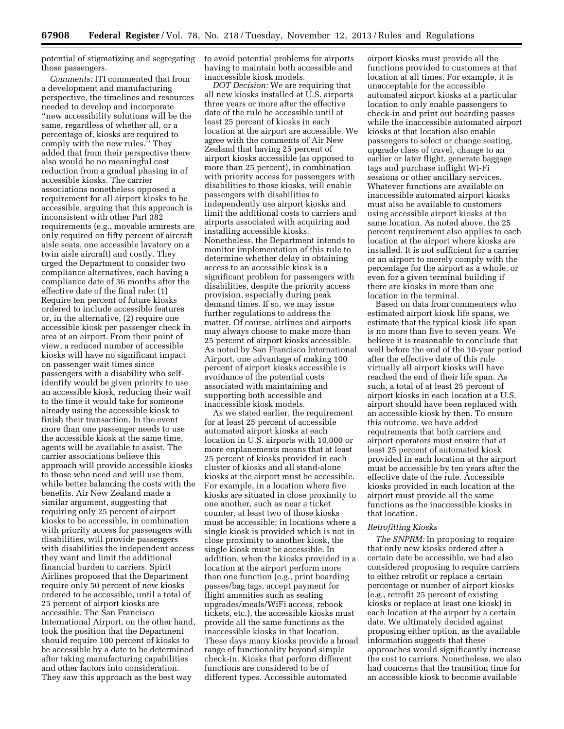potential of stigmatizing and segregating those passengers.

*Comments:* ITI commented that from a development and manufacturing perspective, the timelines and resources needed to develop and incorporate ''new accessibility solutions will be the same, regardless of whether all, or a percentage of, kiosks are required to comply with the new rules.'' They added that from their perspective there also would be no meaningful cost reduction from a gradual phasing in of accessible kiosks. The carrier associations nonetheless opposed a requirement for all airport kiosks to be accessible, arguing that this approach is inconsistent with other Part 382 requirements (e.g., movable armrests are only required on fifty percent of aircraft aisle seats, one accessible lavatory on a twin aisle aircraft) and costly. They urged the Department to consider two compliance alternatives, each having a compliance date of 36 months after the effective date of the final rule: (1) Require ten percent of future kiosks ordered to include accessible features or, in the alternative, (2) require one accessible kiosk per passenger check in area at an airport. From their point of view, a reduced number of accessible kiosks will have no significant impact on passenger wait times since passengers with a disability who self-identify would be given priority to use an accessible kiosk, reducing their wait to the time it would take for someone already using the accessible kiosk to finish their transaction. In the event more than one passenger needs to use the accessible kiosk at the same time, agents will be available to assist. The carrier associations believe this approach will provide accessible kiosks to those who need and will use them, while better balancing the costs with the benefits. Air New Zealand made a similar argument, suggesting that requiring only 25 percent of airport kiosks to be accessible, in combination with priority access for passengers with disabilities, will provide passengers with disabilities the independent access they want and limit the additional financial burden to carriers. Spirit Airlines proposed that the Department require only 50 percent of new kiosks ordered to be accessible, until a total of 25 percent of airport kiosks are accessible. The San Francisco International Airport, on the other hand, took the position that the Department should require 100 percent of kiosks to be accessible by a date to be determined after taking manufacturing capabilities and other factors into consideration. They saw this approach as the best way to avoid potential problems for airports having to maintain both accessible and inaccessible kiosk models.

*DOT Decision:* We are requiring that all new kiosks installed at U.S. airports three years or more after the effective date of the rule be accessible until at least 25 percent of kiosks in each location at the airport are accessible. We agree with the comments of Air New Zealand that having 25 percent of airport kiosks accessible (as opposed to more than 25 percent), in combination with priority access for passengers with disabilities to those kiosks, will enable passengers with disabilities to independently use airport kiosks and limit the additional costs to carriers and airports associated with acquiring and installing accessible kiosks. Nonetheless, the Department intends to monitor implementation of this rule to determine whether delay in obtaining access to an accessible kiosk is a significant problem for passengers with disabilities, despite the priority access provision, especially during peak demand times. If so, we may issue further regulations to address the matter. Of course, airlines and airports may always choose to make more than 25 percent of airport kiosks accessible. As noted by San Francisco International Airport, one advantage of making 100 percent of airport kiosks accessible is avoidance of the potential costs associated with maintaining and supporting both accessible and inaccessible kiosk models.

As we stated earlier, the requirement for at least 25 percent of accessible automated airport kiosks at each location in U.S. airports with 10,000 or more enplanements means that at least 25 percent of kiosks provided in each cluster of kiosks and all stand-alone kiosks at the airport must be accessible. For example, in a location where five kiosks are situated in close proximity to one another, such as near a ticket counter, at least two of those kiosks must be accessible; in locations where a single kiosk is provided which is not in close proximity to another kiosk, the single kiosk must be accessible. In addition, when the kiosks provided in a location at the airport perform more than one function (e.g., print boarding passes/bag tags, accept payment for flight amenities such as seating upgrades/meals/WiFi access, rebook tickets, etc.), the accessible kiosks must provide all the same functions as the inaccessible kiosks in that location. These days many kiosks provide a broad range of functionality beyond simple check-in. Kiosks that perform different functions are considered to be of different types. Accessible automated airport kiosks must provide all the functions provided to customers at that location at all times. For example, it is unacceptable for the accessible automated airport kiosks at a particular location to only enable passengers to check-in and print out boarding passes while the inaccessible automated airport kiosks at that location also enable passengers to select or change seating, upgrade class of travel, change to an earlier or later flight, generate baggage tags and purchase inflight Wi-Fi sessions or other ancillary services. Whatever functions are available on inaccessible automated airport kiosks must also be available to customers using accessible airport kiosks at the same location. As noted above, the 25 percent requirement also applies to each location at the airport where kiosks are installed. It is not sufficient for a carrier or an airport to merely comply with the percentage for the airport as a whole, or even for a given terminal building if there are kiosks in more than one location in the terminal.

Based on data from commenters who estimated airport kiosk life spans, we estimate that the typical kiosk life span is no more than five to seven years. We believe it is reasonable to conclude that well before the end of the 10-year period after the effective date of this rule virtually all airport kiosks will have reached the end of their life span. As such, a total of at least 25 percent of airport kiosks in each location at a U.S. airport should have been replaced with an accessible kiosk by then. To ensure this outcome, we have added requirements that both carriers and airport operators must ensure that at least 25 percent of automated kiosk provided in each location at the airport must be accessible by ten years after the effective date of the rule. Accessible kiosks provided in each location at the airport must provide all the same functions as the inaccessible kiosks in that location.

### *Retrofitting Kiosks*

*The SNPRM:* In proposing to require that only new kiosks ordered after a certain date be accessible, we had also considered proposing to require carriers to either retrofit or replace a certain percentage or number of airport kiosks (e.g., retrofit 25 percent of existing kiosks or replace at least one kiosk) in each location at the airport by a certain date. We ultimately decided against proposing either option, as the available information suggests that these approaches would significantly increase the cost to carriers. Nonetheless, we also had concerns that the transition time for an accessible kiosk to become available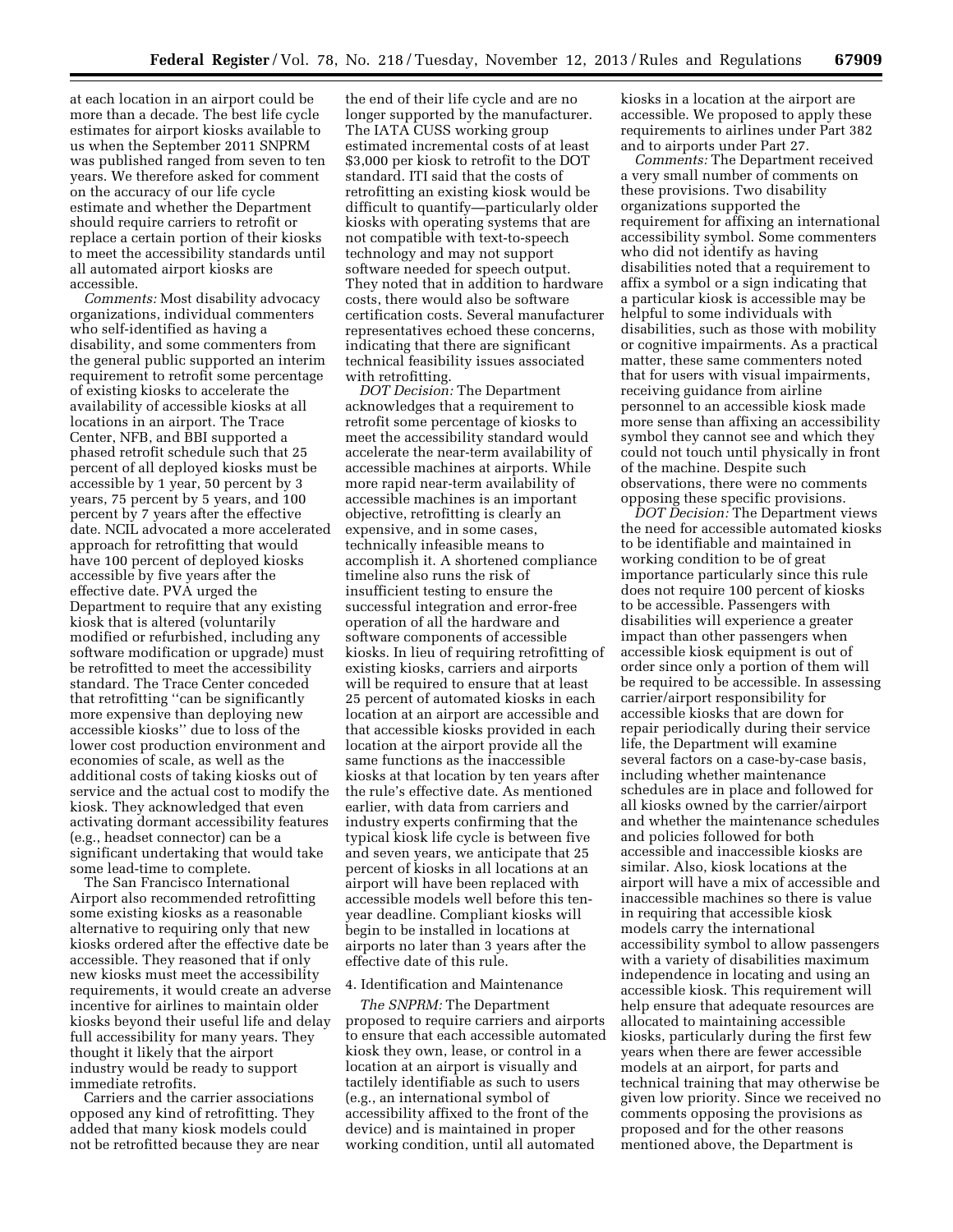at each location in an airport could be more than a decade. The best life cycle estimates for airport kiosks available to us when the September 2011 SNPRM was published ranged from seven to ten years. We therefore asked for comment on the accuracy of our life cycle estimate and whether the Department should require carriers to retrofit or replace a certain portion of their kiosks to meet the accessibility standards until all automated airport kiosks are accessible.

*Comments:* Most disability advocacy organizations, individual commenters who self-identified as having a disability, and some commenters from the general public supported an interim requirement to retrofit some percentage of existing kiosks to accelerate the availability of accessible kiosks at all locations in an airport. The Trace Center, NFB, and BBI supported a phased retrofit schedule such that 25 percent of all deployed kiosks must be accessible by 1 year, 50 percent by 3 years, 75 percent by 5 years, and 100 percent by 7 years after the effective date. NCIL advocated a more accelerated approach for retrofitting that would have 100 percent of deployed kiosks accessible by five years after the effective date. PVA urged the Department to require that any existing kiosk that is altered (voluntarily modified or refurbished, including any software modification or upgrade) must be retrofitted to meet the accessibility standard. The Trace Center conceded that retrofitting "can be significantly more expensive than deploying new accessible kiosks" due to loss of the lower cost production environment and economies of scale, as well as the additional costs of taking kiosks out of service and the actual cost to modify the kiosk. They acknowledged that even activating dormant accessibility features (e.g., headset connector) can be a significant undertaking that would take some lead-time to complete.

The San Francisco International Airport also recommended retrofitting some existing kiosks as a reasonable alternative to requiring only that new kiosks ordered after the effective date be accessible. They reasoned that if only new kiosks must meet the accessibility requirements, it would create an adverse incentive for airlines to maintain older kiosks beyond their useful life and delay full accessibility for many years. They thought it likely that the airport industry would be ready to support immediate retrofits.

Carriers and the carrier associations opposed any kind of retrofitting. They added that many kiosk models could not be retrofitted because they are near the end of their life cycle and are no longer supported by the manufacturer. The IATA CUSS working group estimated incremental costs of at least $3,000 per kiosk to retrofit to the DOT standard. ITI said that the costs of retrofitting an existing kiosk would be difficult to quantify—particularly older kiosks with operating systems that are not compatible with text-to-speech technology and may not support software needed for speech output. They noted that in addition to hardware costs, there would also be software certification costs. Several manufacturer representatives echoed these concerns, indicating that there are significant technical feasibility issues associated with retrofitting.

*DOT Decision:* The Department acknowledges that a requirement to retrofit some percentage of kiosks to meet the accessibility standard would accelerate the near-term availability of accessible machines at airports. While more rapid near-term availability of accessible machines is an important objective, retrofitting is clearly an expensive, and in some cases, technically infeasible means to accomplish it. A shortened compliance timeline also runs the risk of insufficient testing to ensure the successful integration and error-free operation of all the hardware and software components of accessible kiosks. In lieu of requiring retrofitting of existing kiosks, carriers and airports will be required to ensure that at least 25 percent of automated kiosks in each location at an airport are accessible and that accessible kiosks provided in each location at the airport provide all the same functions as the inaccessible kiosks at that location by ten years after the rule's effective date. As mentioned earlier, with data from carriers and industry experts confirming that the typical kiosk life cycle is between five and seven years, we anticipate that 25 percent of kiosks in all locations at an airport will have been replaced with accessible models well before this ten-year deadline. Compliant kiosks will begin to be installed in locations at airports no later than 3 years after the effective date of this rule.

4. Identification and Maintenance

*The SNPRM:* The Department proposed to require carriers and airports to ensure that each accessible automated kiosk they own, lease, or control in a location at an airport is visually and tactilely identifiable as such to users (e.g., an international symbol of accessibility affixed to the front of the device) and is maintained in proper working condition, until all automated kiosks in a location at the airport are accessible. We proposed to apply these requirements to airlines under Part 382 and to airports under Part 27.

*Comments:* The Department received a very small number of comments on these provisions. Two disability organizations supported the requirement for affixing an international accessibility symbol. Some commenters who did not identify as having disabilities noted that a requirement to affix a symbol or a sign indicating that a particular kiosk is accessible may be helpful to some individuals with disabilities, such as those with mobility or cognitive impairments. As a practical matter, these same commenters noted that for users with visual impairments, receiving guidance from airline personnel to an accessible kiosk made more sense than affixing an accessibility symbol they cannot see and which they could not touch until physically in front of the machine. Despite such observations, there were no comments opposing these specific provisions.

*DOT Decision:* The Department views the need for accessible automated kiosks to be identifiable and maintained in working condition to be of great importance particularly since this rule does not require 100 percent of kiosks to be accessible. Passengers with disabilities will experience a greater impact than other passengers when accessible kiosk equipment is out of order since only a portion of them will be required to be accessible. In assessing carrier/airport responsibility for accessible kiosks that are down for repair periodically during their service life, the Department will examine several factors on a case-by-case basis, including whether maintenance schedules are in place and followed for all kiosks owned by the carrier/airport and whether the maintenance schedules and policies followed for both accessible and inaccessible kiosks are similar. Also, kiosk locations at the airport will have a mix of accessible and inaccessible machines so there is value in requiring that accessible kiosk models carry the international accessibility symbol to allow passengers with a variety of disabilities maximum independence in locating and using an accessible kiosk. This requirement will help ensure that adequate resources are allocated to maintaining accessible kiosks, particularly during the first few years when there are fewer accessible models at an airport, for parts and technical training that may otherwise be given low priority. Since we received no comments opposing the provisions as proposed and for the other reasons mentioned above, the Department is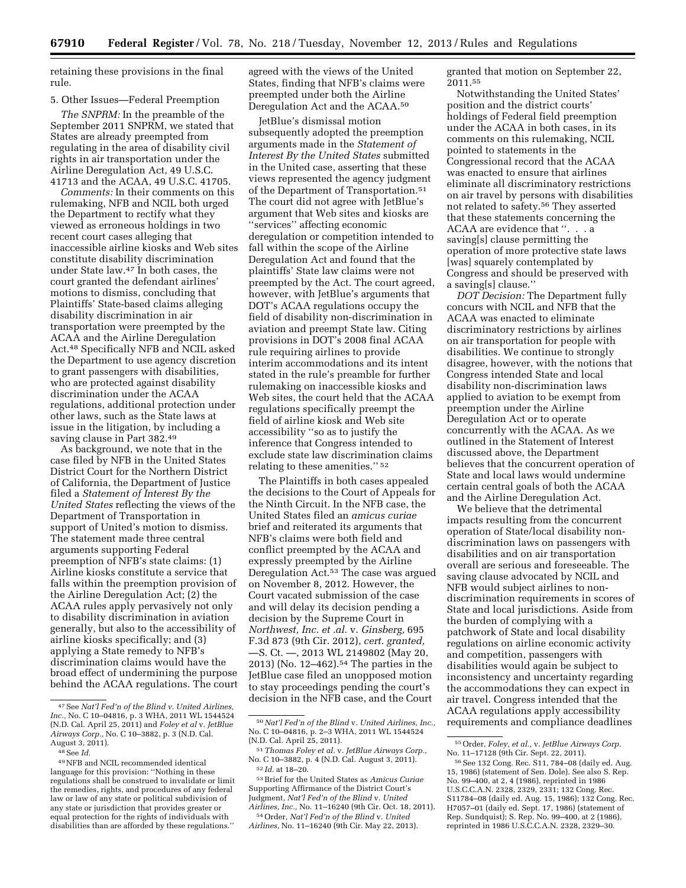retaining these provisions in the final rule.

5. Other Issues—Federal Preemption

*The SNPRM:* In the preamble of the September 2011 SNPRM, we stated that States are already preempted from regulating in the area of disability civil rights in air transportation under the Airline Deregulation Act, 49 U.S.C. 41713 and the ACAA, 49 U.S.C. 41705.

*Comments:* In their comments on this rulemaking, NFB and NCIL both urged the Department to rectify what they viewed as erroneous holdings in two recent court cases alleging that inaccessible airline kiosks and Web sites constitute disability discrimination under State law.[47] In both cases, the court granted the defendant airlines' motions to dismiss, concluding that Plaintiffs' State-based claims alleging disability discrimination in air transportation were preempted by the ACAA and the Airline Deregulation Act.[48] Specifically NFB and NCIL asked the Department to use agency discretion to grant passengers with disabilities, who are protected against disability discrimination under the ACAA regulations, additional protection under other laws, such as the State laws at issue in the litigation, by including a saving clause in Part 382.[49]

As background, we note that in the case filed by NFB in the United States District Court for the Northern District of California, the Department of Justice filed a *Statement of Interest By the United States* reflecting the views of the Department of Transportation in support of United's motion to dismiss. The statement made three central arguments supporting Federal preemption of NFB's state claims: (1) Airline kiosks constitute a service that falls within the preemption provision of the Airline Deregulation Act; (2) the ACAA rules apply pervasively not only to disability discrimination in aviation generally, but also to the accessibility of airline kiosks specifically; and (3) applying a State remedy to NFB's discrimination claims would have the broad effect of undermining the purpose behind the ACAA regulations. The court agreed with the views of the United States, finding that NFB's claims were preempted under both the Airline Deregulation Act and the ACAA.[50]

JetBlue's dismissal motion subsequently adopted the preemption arguments made in the *Statement of Interest By the United States* submitted in the United case, asserting that these views represented the agency judgment of the Department of Transportation.[51] The court did not agree with JetBlue's argument that Web sites and kiosks are "services" affecting economic deregulation or competition intended to fall within the scope of the Airline Deregulation Act and found that the plaintiffs' State law claims were not preempted by the Act. The court agreed, however, with JetBlue's arguments that DOT's ACAA regulations occupy the field of disability non-discrimination in aviation and preempt State law. Citing provisions in DOT's 2008 final ACAA rule requiring airlines to provide interim accommodations and its intent stated in the rule's preamble for further rulemaking on inaccessible kiosks and Web sites, the court held that the ACAA regulations specifically preempt the field of airline kiosk and Web site accessibility "so as to justify the inference that Congress intended to exclude state law discrimination claims relating to these amenities." [52]

The Plaintiffs in both cases appealed the decisions to the Court of Appeals for the Ninth Circuit. In the NFB case, the United States filed an *amicus curiae* brief and reiterated its arguments that NFB's claims were both field and conflict preempted by the ACAA and expressly preempted by the Airline Deregulation Act.[53] The case was argued on November 8, 2012. However, the Court vacated submission of the case and will delay its decision pending a decision by the Supreme Court in *Northwest, Inc. et .al.* v. *Ginsberg,* 695 F.3d 873 (9th Cir. 2012), *cert. granted,* —S. Ct. —, 2013 WL 2149802 (May 20, 2013) (No. 12–462).[54] The parties in the JetBlue case filed an unopposed motion to stay proceedings pending the court's decision in the NFB case, and the Court granted that motion on September 22, 2011.[55]

Notwithstanding the United States' position and the district courts' holdings of Federal field preemption under the ACAA in both cases, in its comments on this rulemaking, NCIL pointed to statements in the Congressional record that the ACAA was enacted to ensure that airlines eliminate all discriminatory restrictions on air travel by persons with disabilities not related to safety.[56] They asserted that these statements concerning the ACAA are evidence that ". . . a saving[s] clause permitting the operation of more protective state laws [was] squarely contemplated by Congress and should be preserved with a saving[s] clause."

*DOT Decision:* The Department fully concurs with NCIL and NFB that the ACAA was enacted to eliminate discriminatory restrictions by airlines on air transportation for people with disabilities. We continue to strongly disagree, however, with the notions that Congress intended State and local disability non-discrimination laws applied to aviation to be exempt from preemption under the Airline Deregulation Act or to operate concurrently with the ACAA. As we outlined in the Statement of Interest discussed above, the Department believes that the concurrent operation of State and local laws would undermine certain central goals of both the ACAA and the Airline Deregulation Act.

We believe that the detrimental impacts resulting from the concurrent operation of State/local disability non-discrimination laws on passengers with disabilities and on air transportation overall are serious and foreseeable. The saving clause advocated by NCIL and NFB would subject airlines to non-discrimination requirements in scores of State and local jurisdictions. Aside from the burden of complying with a patchwork of State and local disability regulations on airline economic activity and competition, passengers with disabilities would again be subject to inconsistency and uncertainty regarding the accommodations they can expect in air travel. Congress intended that the ACAA regulations apply accessibility requirements and compliance deadlines

---

[47] See *Nat'l Fed'n of the Blind v. United Airlines, Inc.,* No. C 10–04816, p. 3 WHA, 2011 WL 1544524 (N.D. Cal. April 25, 2011) and *Foley et al* v. *JetBlue Airways Corp.,* No. C 10–3882, p. 3 (N.D. Cal. August 3, 2011).

[48] See *Id.*

[49] NFB and NCIL recommended identical language for this provision: "Nothing in these regulations shall be construed to invalidate or limit the remedies, rights, and procedures of any federal law or law of any state or political subdivision of any state or jurisdiction that provides greater or equal protection for the rights of individuals with disabilities than are afforded by these regulations."

[50] *Nat'l Fed'n of the Blind* v. *United Airlines, Inc.,* No. C 10–04816, p. 2–3 WHA, 2011 WL 1544524 (N.D. Cal. April 25, 2011).

[51] *Thomas Foley et al.* v. *JetBlue Airways Corp.,* No. C 10–3882, p. 4 (N.D. Cal. August 3, 2011).

[52] *Id.* at 18–20.

[53] Brief for the United States as *Amicus Curiae* Supporting Affirmance of the District Court's Judgment, *Nat'l Fed'n of the Blind* v. *United Airlines, Inc.,* No. 11–16240 (9th Cir. Oct. 18, 2011).

[54] Order, *Nat'l Fed'n of the Blind* v. *United Airlines,* No. 11–16240 (9th Cir. May 22, 2013).

[55] Order, *Foley, et al.,* v. *JetBlue Airways Corp.* No. 11–17128 (9th Cir. Sept. 22, 2011).

[56] See 132 Cong. Rec. S11, 784–08 (daily ed. Aug. 15, 1986) (statement of Sen. Dole). See also S. Rep. No. 99–400, at 2, 4 (1986), reprinted in 1986 U.S.C.C.A.N. 2328, 2329, 2331; 132 Cong. Rec. S11784–08 (daily ed. Aug. 15, 1986); 132 Cong. Rec. H7057–01 (daily ed. Sept. 17, 1986) (statement of Rep. Sundquist); S. Rep. No. 99–400, at 2 (1986), reprinted in 1986 U.S.C.C.A.N. 2328, 2329–30.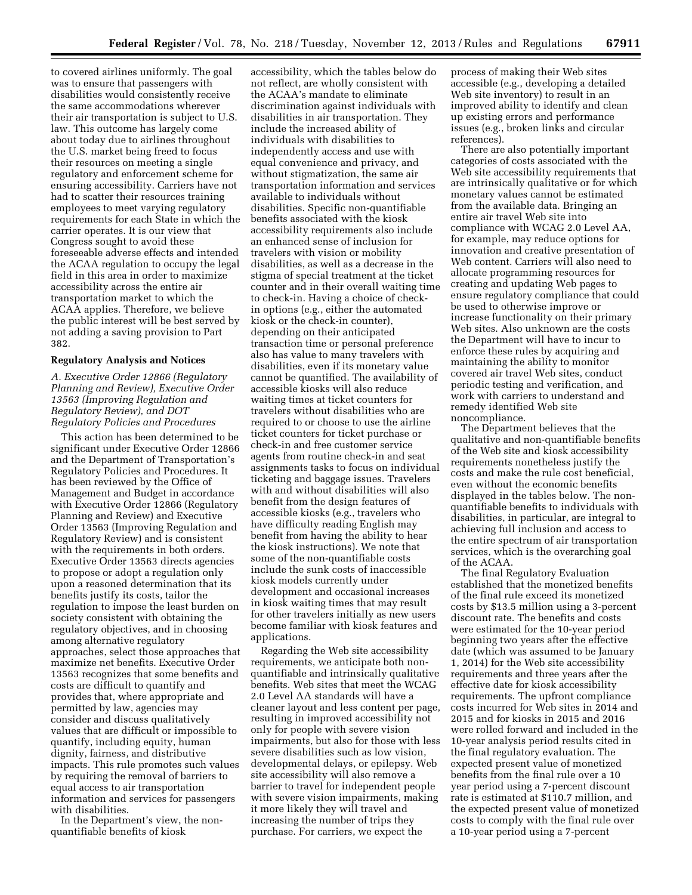to covered airlines uniformly. The goal was to ensure that passengers with disabilities would consistently receive the same accommodations wherever their air transportation is subject to U.S. law. This outcome has largely come about today due to airlines throughout the U.S. market being freed to focus their resources on meeting a single regulatory and enforcement scheme for ensuring accessibility. Carriers have not had to scatter their resources training employees to meet varying regulatory requirements for each State in which the carrier operates. It is our view that Congress sought to avoid these foreseeable adverse effects and intended the ACAA regulation to occupy the legal field in this area in order to maximize accessibility across the entire air transportation market to which the ACAA applies. Therefore, we believe the public interest will be best served by not adding a saving provision to Part 382.

## Regulatory Analysis and Notices

### *A. Executive Order 12866 (Regulatory Planning and Review), Executive Order 13563 (Improving Regulation and Regulatory Review), and DOT Regulatory Policies and Procedures*

This action has been determined to be significant under Executive Order 12866 and the Department of Transportation's Regulatory Policies and Procedures. It has been reviewed by the Office of Management and Budget in accordance with Executive Order 12866 (Regulatory Planning and Review) and Executive Order 13563 (Improving Regulation and Regulatory Review) and is consistent with the requirements in both orders. Executive Order 13563 directs agencies to propose or adopt a regulation only upon a reasoned determination that its benefits justify its costs, tailor the regulation to impose the least burden on society consistent with obtaining the regulatory objectives, and in choosing among alternative regulatory approaches, select those approaches that maximize net benefits. Executive Order 13563 recognizes that some benefits and costs are difficult to quantify and provides that, where appropriate and permitted by law, agencies may consider and discuss qualitatively values that are difficult or impossible to quantify, including equity, human dignity, fairness, and distributive impacts. This rule promotes such values by requiring the removal of barriers to equal access to air transportation information and services for passengers with disabilities.

In the Department's view, the non-quantifiable benefits of kiosk accessibility, which the tables below do not reflect, are wholly consistent with the ACAA's mandate to eliminate discrimination against individuals with disabilities in air transportation. They include the increased ability of individuals with disabilities to independently access and use with equal convenience and privacy, and without stigmatization, the same air transportation information and services available to individuals without disabilities. Specific non-quantifiable benefits associated with the kiosk accessibility requirements also include an enhanced sense of inclusion for travelers with vision or mobility disabilities, as well as a decrease in the stigma of special treatment at the ticket counter and in their overall waiting time to check-in. Having a choice of check-in options (e.g., either the automated kiosk or the check-in counter), depending on their anticipated transaction time or personal preference also has value to many travelers with disabilities, even if its monetary value cannot be quantified. The availability of accessible kiosks will also reduce waiting times at ticket counters for travelers without disabilities who are required to or choose to use the airline ticket counters for ticket purchase or check-in and free customer service agents from routine check-in and seat assignments tasks to focus on individual ticketing and baggage issues. Travelers with and without disabilities will also benefit from the design features of accessible kiosks (e.g., travelers who have difficulty reading English may benefit from having the ability to hear the kiosk instructions). We note that some of the non-quantifiable costs include the sunk costs of inaccessible kiosk models currently under development and occasional increases in kiosk waiting times that may result for other travelers initially as new users become familiar with kiosk features and applications.

Regarding the Web site accessibility requirements, we anticipate both non-quantifiable and intrinsically qualitative benefits. Web sites that meet the WCAG 2.0 Level AA standards will have a cleaner layout and less content per page, resulting in improved accessibility not only for people with severe vision impairments, but also for those with less severe disabilities such as low vision, developmental delays, or epilepsy. Web site accessibility will also remove a barrier to travel for independent people with severe vision impairments, making it more likely they will travel and increasing the number of trips they purchase. For carriers, we expect the process of making their Web sites accessible (e.g., developing a detailed Web site inventory) to result in an improved ability to identify and clean up existing errors and performance issues (e.g., broken links and circular references).

There are also potentially important categories of costs associated with the Web site accessibility requirements that are intrinsically qualitative or for which monetary values cannot be estimated from the available data. Bringing an entire air travel Web site into compliance with WCAG 2.0 Level AA, for example, may reduce options for innovation and creative presentation of Web content. Carriers will also need to allocate programming resources for creating and updating Web pages to ensure regulatory compliance that could be used to otherwise improve or increase functionality on their primary Web sites. Also unknown are the costs the Department will have to incur to enforce these rules by acquiring and maintaining the ability to monitor covered air travel Web sites, conduct periodic testing and verification, and work with carriers to understand and remedy identified Web site noncompliance.

The Department believes that the qualitative and non-quantifiable benefits of the Web site and kiosk accessibility requirements nonetheless justify the costs and make the rule cost beneficial, even without the economic benefits displayed in the tables below. The non-quantifiable benefits to individuals with disabilities, in particular, are integral to achieving full inclusion and access to the entire spectrum of air transportation services, which is the overarching goal of the ACAA.

The final Regulatory Evaluation established that the monetized benefits of the final rule exceed its monetized costs by $13.5 million using a 3-percent discount rate. The benefits and costs were estimated for the 10-year period beginning two years after the effective date (which was assumed to be January 1, 2014) for the Web site accessibility requirements and three years after the effective date for kiosk accessibility requirements. The upfront compliance costs incurred for Web sites in 2014 and 2015 and for kiosks in 2015 and 2016 were rolled forward and included in the 10-year analysis period results cited in the final regulatory evaluation. The expected present value of monetized benefits from the final rule over a 10 year period using a 7-percent discount rate is estimated at $110.7 million, and the expected present value of monetized costs to comply with the final rule over a 10-year period using a 7-percent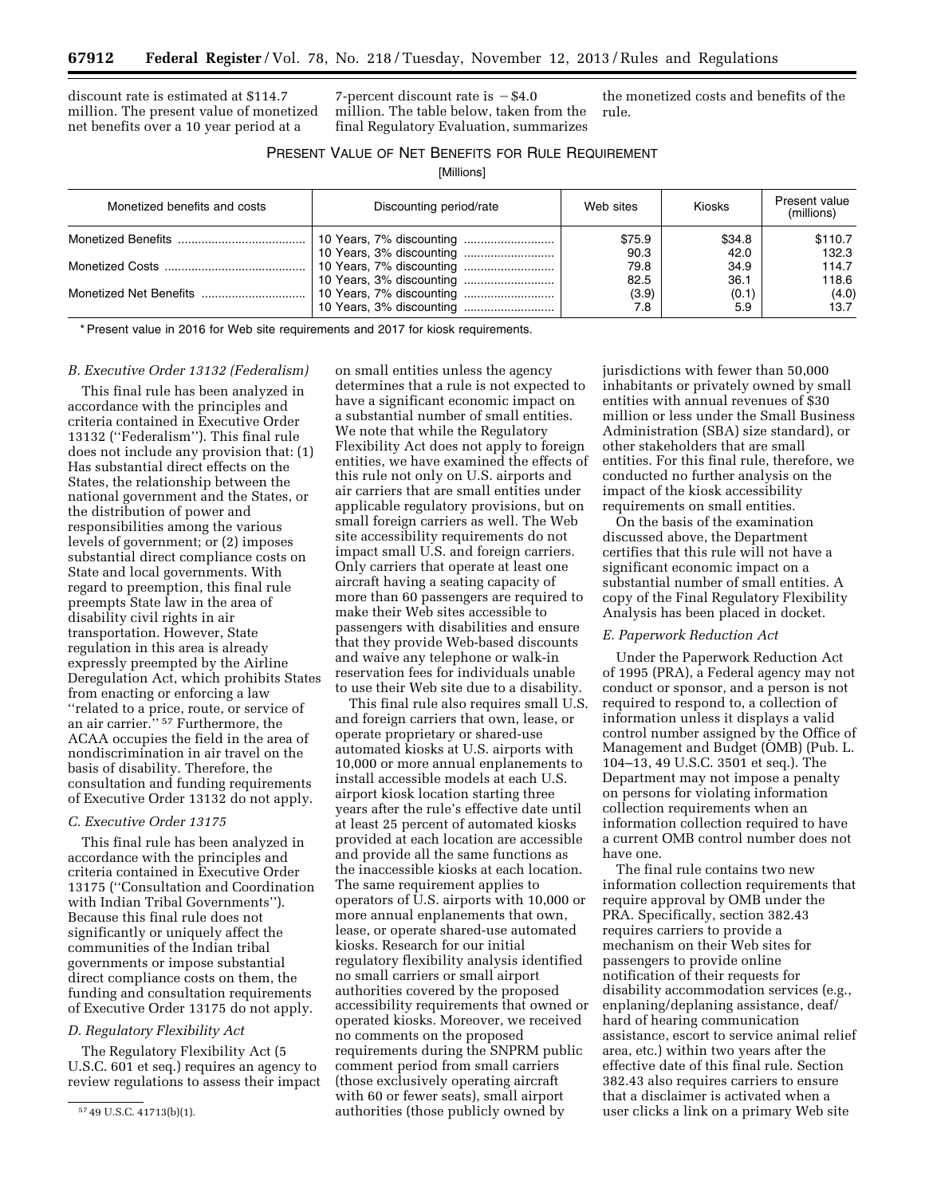discount rate is estimated at $114.7 million. The present value of monetized net benefits over a 10 year period at a 7-percent discount rate is −$4.0 million. The table below, taken from the final Regulatory Evaluation, summarizes the monetized costs and benefits of the rule.

PRESENT VALUE OF NET BENEFITS FOR RULE REQUIREMENT

[Millions]

| Monetized benefits and costs | Discounting period/rate | Web sites | Kiosks | Present value (millions) |
|---|---|---|---|---|
| Monetized Benefits | 10 Years, 7% discounting | $75.9 | $34.8 | $110.7 |
| | 10 Years, 3% discounting | 90.3 | 42.0 | 132.3 |
| Monetized Costs | 10 Years, 7% discounting | 79.8 | 34.9 | 114.7 |
| | 10 Years, 3% discounting | 82.5 | 36.1 | 118.6 |
| Monetized Net Benefits | 10 Years, 7% discounting | (3.9) | (0.1) | (4.0) |
| | 10 Years, 3% discounting | 7.8 | 5.9 | 13.7 |

\* Present value in 2016 for Web site requirements and 2017 for kiosk requirements.

### B. Executive Order 13132 (Federalism)

This final rule has been analyzed in accordance with the principles and criteria contained in Executive Order 13132 (''Federalism''). This final rule does not include any provision that: (1) Has substantial direct effects on the States, the relationship between the national government and the States, or the distribution of power and responsibilities among the various levels of government; or (2) imposes substantial direct compliance costs on State and local governments. With regard to preemption, this final rule preempts State law in the area of disability civil rights in air transportation. However, State regulation in this area is already expressly preempted by the Airline Deregulation Act, which prohibits States from enacting or enforcing a law ''related to a price, route, or service of an air carrier.''[57] Furthermore, the ACAA occupies the field in the area of nondiscrimination in air travel on the basis of disability. Therefore, the consultation and funding requirements of Executive Order 13132 do not apply.

### C. Executive Order 13175

This final rule has been analyzed in accordance with the principles and criteria contained in Executive Order 13175 (''Consultation and Coordination with Indian Tribal Governments''). Because this final rule does not significantly or uniquely affect the communities of the Indian tribal governments or impose substantial direct compliance costs on them, the funding and consultation requirements of Executive Order 13175 do not apply.

### D. Regulatory Flexibility Act

The Regulatory Flexibility Act (5 U.S.C. 601 et seq.) requires an agency to review regulations to assess their impact on small entities unless the agency determines that a rule is not expected to have a significant economic impact on a substantial number of small entities. We note that while the Regulatory Flexibility Act does not apply to foreign entities, we have examined the effects of this rule not only on U.S. airports and air carriers that are small entities under applicable regulatory provisions, but on small foreign carriers as well. The Web site accessibility requirements do not impact small U.S. and foreign carriers. Only carriers that operate at least one aircraft having a seating capacity of more than 60 passengers are required to make their Web sites accessible to passengers with disabilities and ensure that they provide Web-based discounts and waive any telephone or walk-in reservation fees for individuals unable to use their Web site due to a disability.

This final rule also requires small U.S. and foreign carriers that own, lease, or operate proprietary or shared-use automated kiosks at U.S. airports with 10,000 or more annual enplanements to install accessible models at each U.S. airport kiosk location starting three years after the rule's effective date until at least 25 percent of automated kiosks provided at each location are accessible and provide all the same functions as the inaccessible kiosks at each location. The same requirement applies to operators of U.S. airports with 10,000 or more annual enplanements that own, lease, or operate shared-use automated kiosks. Research for our initial regulatory flexibility analysis identified no small carriers or small airport authorities covered by the proposed accessibility requirements that owned or operated kiosks. Moreover, we received no comments on the proposed requirements during the SNPRM public comment period from small carriers (those exclusively operating aircraft with 60 or fewer seats), small airport authorities (those publicly owned by jurisdictions with fewer than 50,000 inhabitants or privately owned by small entities with annual revenues of $30 million or less under the Small Business Administration (SBA) size standard), or other stakeholders that are small entities. For this final rule, therefore, we conducted no further analysis on the impact of the kiosk accessibility requirements on small entities.

On the basis of the examination discussed above, the Department certifies that this rule will not have a significant economic impact on a substantial number of small entities. A copy of the Final Regulatory Flexibility Analysis has been placed in docket.

### E. Paperwork Reduction Act

Under the Paperwork Reduction Act of 1995 (PRA), a Federal agency may not conduct or sponsor, and a person is not required to respond to, a collection of information unless it displays a valid control number assigned by the Office of Management and Budget (OMB) (Pub. L. 104–13, 49 U.S.C. 3501 et seq.). The Department may not impose a penalty on persons for violating information collection requirements when an information collection required to have a current OMB control number does not have one.

The final rule contains two new information collection requirements that require approval by OMB under the PRA. Specifically, section 382.43 requires carriers to provide a mechanism on their Web sites for passengers to provide online notification of their requests for disability accommodation services (e.g., enplaning/deplaning assistance, deaf/hard of hearing communication assistance, escort to service animal relief area, etc.) within two years after the effective date of this final rule. Section 382.43 also requires carriers to ensure that a disclaimer is activated when a user clicks a link on a primary Web site

[57] 49 U.S.C. 41713(b)(1).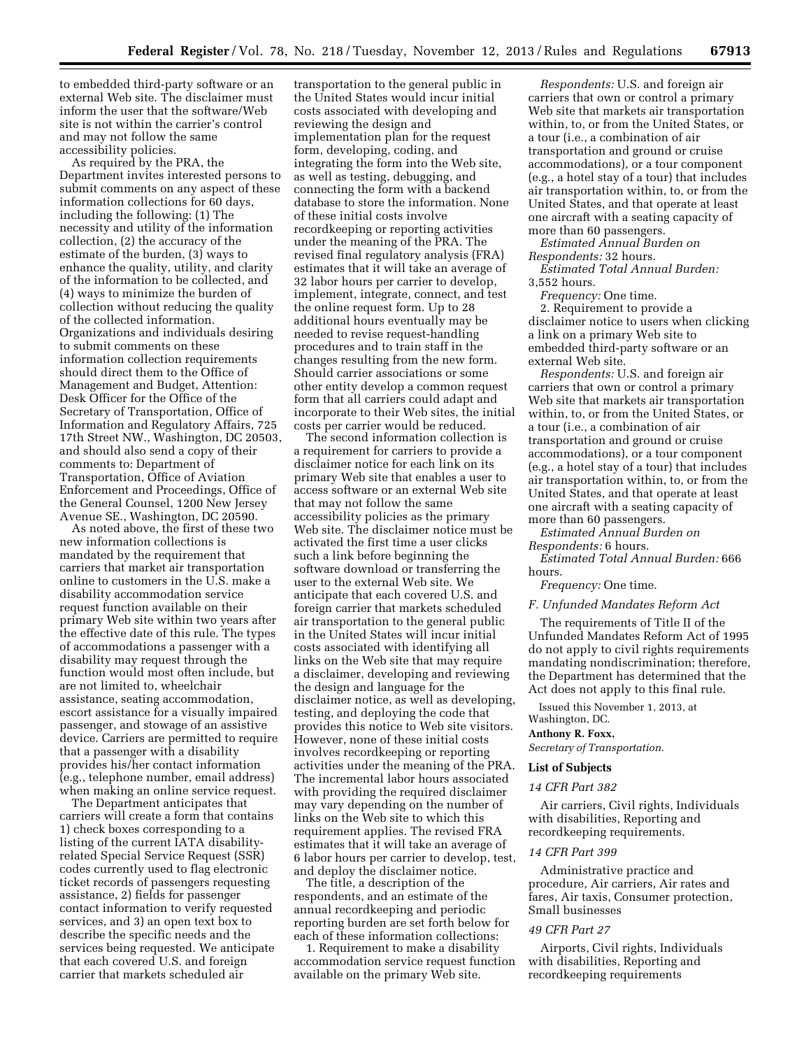to embedded third-party software or an external Web site. The disclaimer must inform the user that the software/Web site is not within the carrier's control and may not follow the same accessibility policies.

As required by the PRA, the Department invites interested persons to submit comments on any aspect of these information collections for 60 days, including the following: (1) The necessity and utility of the information collection, (2) the accuracy of the estimate of the burden, (3) ways to enhance the quality, utility, and clarity of the information to be collected, and (4) ways to minimize the burden of collection without reducing the quality of the collected information. Organizations and individuals desiring to submit comments on these information collection requirements should direct them to the Office of Management and Budget, Attention: Desk Officer for the Office of the Secretary of Transportation, Office of Information and Regulatory Affairs, 725 17th Street NW., Washington, DC 20503, and should also send a copy of their comments to: Department of Transportation, Office of Aviation Enforcement and Proceedings, Office of the General Counsel, 1200 New Jersey Avenue SE., Washington, DC 20590.

As noted above, the first of these two new information collections is mandated by the requirement that carriers that market air transportation online to customers in the U.S. make a disability accommodation service request function available on their primary Web site within two years after the effective date of this rule. The types of accommodations a passenger with a disability may request through the function would most often include, but are not limited to, wheelchair assistance, seating accommodation, escort assistance for a visually impaired passenger, and stowage of an assistive device. Carriers are permitted to require that a passenger with a disability provides his/her contact information (e.g., telephone number, email address) when making an online service request.

The Department anticipates that carriers will create a form that contains 1) check boxes corresponding to a listing of the current IATA disability-related Special Service Request (SSR) codes currently used to flag electronic ticket records of passengers requesting assistance, 2) fields for passenger contact information to verify requested services, and 3) an open text box to describe the specific needs and the services being requested. We anticipate that each covered U.S. and foreign carrier that markets scheduled air transportation to the general public in the United States would incur initial costs associated with developing and reviewing the design and implementation plan for the request form, developing, coding, and integrating the form into the Web site, as well as testing, debugging, and connecting the form with a backend database to store the information. None of these initial costs involve recordkeeping or reporting activities under the meaning of the PRA. The revised final regulatory analysis (FRA) estimates that it will take an average of 32 labor hours per carrier to develop, implement, integrate, connect, and test the online request form. Up to 28 additional hours eventually may be needed to revise request-handling procedures and to train staff in the changes resulting from the new form. Should carrier associations or some other entity develop a common request form that all carriers could adapt and incorporate to their Web sites, the initial costs per carrier would be reduced.

The second information collection is a requirement for carriers to provide a disclaimer notice for each link on its primary Web site that enables a user to access software or an external Web site that may not follow the same accessibility policies as the primary Web site. The disclaimer notice must be activated the first time a user clicks such a link before beginning the software download or transferring the user to the external Web site. We anticipate that each covered U.S. and foreign carrier that markets scheduled air transportation to the general public in the United States will incur initial costs associated with identifying all links on the Web site that may require a disclaimer, developing and reviewing the design and language for the disclaimer notice, as well as developing, testing, and deploying the code that provides this notice to Web site visitors. However, none of these initial costs involves recordkeeping or reporting activities under the meaning of the PRA. The incremental labor hours associated with providing the required disclaimer may vary depending on the number of links on the Web site to which this requirement applies. The revised FRA estimates that it will take an average of 6 labor hours per carrier to develop, test, and deploy the disclaimer notice.

The title, a description of the respondents, and an estimate of the annual recordkeeping and periodic reporting burden are set forth below for each of these information collections:

1. Requirement to make a disability accommodation service request function available on the primary Web site.

*Respondents:* U.S. and foreign air carriers that own or control a primary Web site that markets air transportation within, to, or from the United States, or a tour (i.e., a combination of air transportation and ground or cruise accommodations), or a tour component (e.g., a hotel stay of a tour) that includes air transportation within, to, or from the United States, and that operate at least one aircraft with a seating capacity of more than 60 passengers.

*Estimated Annual Burden on Respondents:* 32 hours.

*Estimated Total Annual Burden:* 3,552 hours.

*Frequency:* One time.

2. Requirement to provide a disclaimer notice to users when clicking a link on a primary Web site to embedded third-party software or an external Web site.

*Respondents:* U.S. and foreign air carriers that own or control a primary Web site that markets air transportation within, to, or from the United States, or a tour (i.e., a combination of air transportation and ground or cruise accommodations), or a tour component (e.g., a hotel stay of a tour) that includes air transportation within, to, or from the United States, and that operate at least one aircraft with a seating capacity of more than 60 passengers.

*Estimated Annual Burden on Respondents:* 6 hours.

*Estimated Total Annual Burden:* 666 hours.

*Frequency:* One time.

### *F. Unfunded Mandates Reform Act*

The requirements of Title II of the Unfunded Mandates Reform Act of 1995 do not apply to civil rights requirements mandating nondiscrimination; therefore, the Department has determined that the Act does not apply to this final rule.

Issued this November 1, 2013, at Washington, DC.

**Anthony R. Foxx,**
*Secretary of Transportation.*

### List of Subjects

#### *14 CFR Part 382*

Air carriers, Civil rights, Individuals with disabilities, Reporting and recordkeeping requirements.

#### *14 CFR Part 399*

Administrative practice and procedure, Air carriers, Air rates and fares, Air taxis, Consumer protection, Small businesses

#### *49 CFR Part 27*

Airports, Civil rights, Individuals with disabilities, Reporting and recordkeeping requirements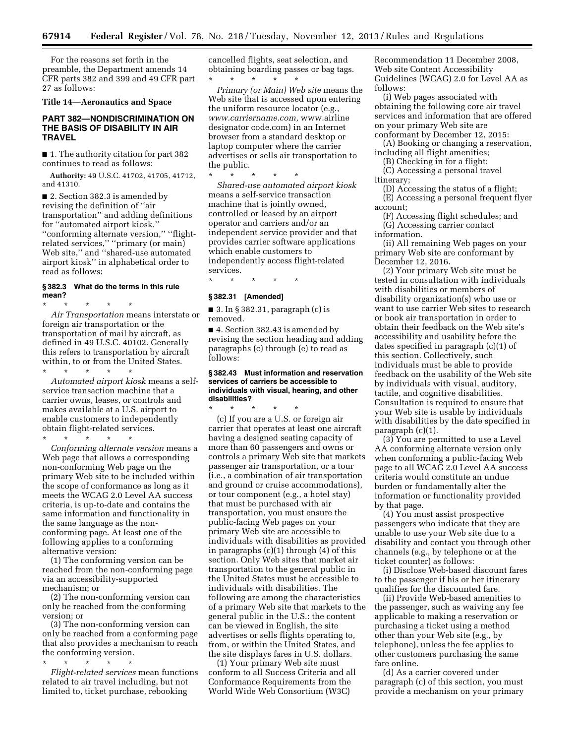For the reasons set forth in the preamble, the Department amends 14 CFR parts 382 and 399 and 49 CFR part 27 as follows:

**Title 14—Aeronautics and Space**

## PART 382—NONDISCRIMINATION ON THE BASIS OF DISABILITY IN AIR TRAVEL

■ 1. The authority citation for part 382 continues to read as follows:

**Authority:** 49 U.S.C. 41702, 41705, 41712, and 41310.

■ 2. Section 382.3 is amended by revising the definition of ''air transportation'' and adding definitions for ''automated airport kiosk,'' ''conforming alternate version,'' ''flight-related services,'' ''primary (or main) Web site,'' and ''shared-use automated airport kiosk'' in alphabetical order to read as follows:

### § 382.3 What do the terms in this rule mean?

\* \* \* \* \*

*Air Transportation* means interstate or foreign air transportation or the transportation of mail by aircraft, as defined in 49 U.S.C. 40102. Generally this refers to transportation by aircraft within, to or from the United States.

\* \* \* \* \*

*Automated airport kiosk* means a self-service transaction machine that a carrier owns, leases, or controls and makes available at a U.S. airport to enable customers to independently obtain flight-related services.

\* \* \* \* \*

*Conforming alternate version* means a Web page that allows a corresponding non-conforming Web page on the primary Web site to be included within the scope of conformance as long as it meets the WCAG 2.0 Level AA success criteria, is up-to-date and contains the same information and functionality in the same language as the non-conforming page. At least one of the following applies to a conforming alternative version:

(1) The conforming version can be reached from the non-conforming page via an accessibility-supported mechanism; or

(2) The non-conforming version can only be reached from the conforming version; or

(3) The non-conforming version can only be reached from a conforming page that also provides a mechanism to reach the conforming version.

\* \* \* \* \*

*Flight-related services* mean functions related to air travel including, but not limited to, ticket purchase, rebooking cancelled flights, seat selection, and obtaining boarding passes or bag tags.

\* \* \* \* \*

*Primary (or Main) Web site* means the Web site that is accessed upon entering the uniform resource locator (e.g., *www.carriername.com,* www.airline designator code.com) in an Internet browser from a standard desktop or laptop computer where the carrier advertises or sells air transportation to the public.

\* \* \* \* \*

*Shared-use automated airport kiosk* means a self-service transaction machine that is jointly owned, controlled or leased by an airport operator and carriers and/or an independent service provider and that provides carrier software applications which enable customers to independently access flight-related services.

\* \* \* \* \*

### § 382.31 [Amended]

■ 3. In § 382.31, paragraph (c) is removed.

■ 4. Section 382.43 is amended by revising the section heading and adding paragraphs (c) through (e) to read as follows:

### § 382.43 Must information and reservation services of carriers be accessible to individuals with visual, hearing, and other disabilities?

\* \* \* \* \*

(c) If you are a U.S. or foreign air carrier that operates at least one aircraft having a designed seating capacity of more than 60 passengers and owns or controls a primary Web site that markets passenger air transportation, or a tour (i.e., a combination of air transportation and ground or cruise accommodations), or tour component (e.g., a hotel stay) that must be purchased with air transportation, you must ensure the public-facing Web pages on your primary Web site are accessible to individuals with disabilities as provided in paragraphs (c)(1) through (4) of this section. Only Web sites that market air transportation to the general public in the United States must be accessible to individuals with disabilities. The following are among the characteristics of a primary Web site that markets to the general public in the U.S.: the content can be viewed in English, the site advertises or sells flights operating to, from, or within the United States, and the site displays fares in U.S. dollars.

(1) Your primary Web site must conform to all Success Criteria and all Conformance Requirements from the World Wide Web Consortium (W3C) Recommendation 11 December 2008, Web site Content Accessibility Guidelines (WCAG) 2.0 for Level AA as follows:

(i) Web pages associated with obtaining the following core air travel services and information that are offered on your primary Web site are conformant by December 12, 2015:

(A) Booking or changing a reservation, including all flight amenities;

(B) Checking in for a flight;

(C) Accessing a personal travel itinerary;

(D) Accessing the status of a flight;

(E) Accessing a personal frequent flyer account;

(F) Accessing flight schedules; and

(G) Accessing carrier contact information.

(ii) All remaining Web pages on your primary Web site are conformant by December 12, 2016.

(2) Your primary Web site must be tested in consultation with individuals with disabilities or members of disability organization(s) who use or want to use carrier Web sites to research or book air transportation in order to obtain their feedback on the Web site's accessibility and usability before the dates specified in paragraph (c)(1) of this section. Collectively, such individuals must be able to provide feedback on the usability of the Web site by individuals with visual, auditory, tactile, and cognitive disabilities. Consultation is required to ensure that your Web site is usable by individuals with disabilities by the date specified in paragraph (c)(1).

(3) You are permitted to use a Level AA conforming alternate version only when conforming a public-facing Web page to all WCAG 2.0 Level AA success criteria would constitute an undue burden or fundamentally alter the information or functionality provided by that page.

(4) You must assist prospective passengers who indicate that they are unable to use your Web site due to a disability and contact you through other channels (e.g., by telephone or at the ticket counter) as follows:

(i) Disclose Web-based discount fares to the passenger if his or her itinerary qualifies for the discounted fare.

(ii) Provide Web-based amenities to the passenger, such as waiving any fee applicable to making a reservation or purchasing a ticket using a method other than your Web site (e.g., by telephone), unless the fee applies to other customers purchasing the same fare online.

(d) As a carrier covered under paragraph (c) of this section, you must provide a mechanism on your primary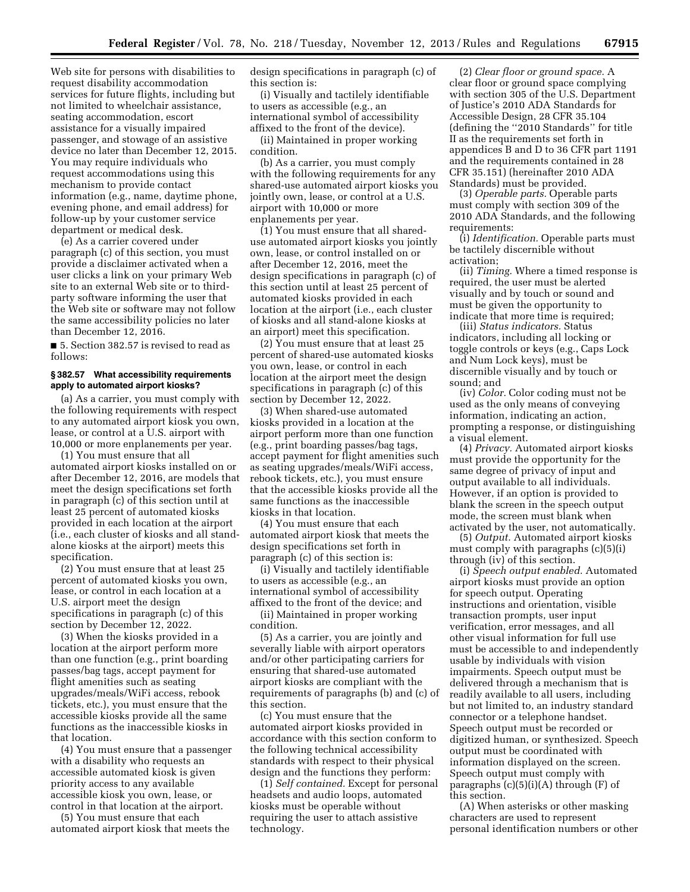Web site for persons with disabilities to request disability accommodation services for future flights, including but not limited to wheelchair assistance, seating accommodation, escort assistance for a visually impaired passenger, and stowage of an assistive device no later than December 12, 2015. You may require individuals who request accommodations using this mechanism to provide contact information (e.g., name, daytime phone, evening phone, and email address) for follow-up by your customer service department or medical desk.

(e) As a carrier covered under paragraph (c) of this section, you must provide a disclaimer activated when a user clicks a link on your primary Web site to an external Web site or to third-party software informing the user that the Web site or software may not follow the same accessibility policies no later than December 12, 2016.

■ 5. Section 382.57 is revised to read as follows:

### § 382.57 What accessibility requirements apply to automated airport kiosks?

(a) As a carrier, you must comply with the following requirements with respect to any automated airport kiosk you own, lease, or control at a U.S. airport with 10,000 or more enplanements per year.

(1) You must ensure that all automated airport kiosks installed on or after December 12, 2016, are models that meet the design specifications set forth in paragraph (c) of this section until at least 25 percent of automated kiosks provided in each location at the airport (i.e., each cluster of kiosks and all stand-alone kiosks at the airport) meets this specification.

(2) You must ensure that at least 25 percent of automated kiosks you own, lease, or control in each location at a U.S. airport meet the design specifications in paragraph (c) of this section by December 12, 2022.

(3) When the kiosks provided in a location at the airport perform more than one function (e.g., print boarding passes/bag tags, accept payment for flight amenities such as seating upgrades/meals/WiFi access, rebook tickets, etc.), you must ensure that the accessible kiosks provide all the same functions as the inaccessible kiosks in that location.

(4) You must ensure that a passenger with a disability who requests an accessible automated kiosk is given priority access to any available accessible kiosk you own, lease, or control in that location at the airport.

(5) You must ensure that each automated airport kiosk that meets the design specifications in paragraph (c) of this section is:

(i) Visually and tactilely identifiable to users as accessible (e.g., an international symbol of accessibility affixed to the front of the device).

(ii) Maintained in proper working condition.

(b) As a carrier, you must comply with the following requirements for any shared-use automated airport kiosks you jointly own, lease, or control at a U.S. airport with 10,000 or more enplanements per year.

(1) You must ensure that all shared-use automated airport kiosks you jointly own, lease, or control installed on or after December 12, 2016, meet the design specifications in paragraph (c) of this section until at least 25 percent of automated kiosks provided in each location at the airport (i.e., each cluster of kiosks and all stand-alone kiosks at an airport) meet this specification.

(2) You must ensure that at least 25 percent of shared-use automated kiosks you own, lease, or control in each location at the airport meet the design specifications in paragraph (c) of this section by December 12, 2022.

(3) When shared-use automated kiosks provided in a location at the airport perform more than one function (e.g., print boarding passes/bag tags, accept payment for flight amenities such as seating upgrades/meals/WiFi access, rebook tickets, etc.), you must ensure that the accessible kiosks provide all the same functions as the inaccessible kiosks in that location.

(4) You must ensure that each automated airport kiosk that meets the design specifications set forth in paragraph (c) of this section is:

(i) Visually and tactilely identifiable to users as accessible (e.g., an international symbol of accessibility affixed to the front of the device; and

(ii) Maintained in proper working condition.

(5) As a carrier, you are jointly and severally liable with airport operators and/or other participating carriers for ensuring that shared-use automated airport kiosks are compliant with the requirements of paragraphs (b) and (c) of this section.

(c) You must ensure that the automated airport kiosks provided in accordance with this section conform to the following technical accessibility standards with respect to their physical design and the functions they perform:

(1) *Self contained.* Except for personal headsets and audio loops, automated kiosks must be operable without requiring the user to attach assistive technology.

(2) *Clear floor or ground space.* A clear floor or ground space complying with section 305 of the U.S. Department of Justice's 2010 ADA Standards for Accessible Design, 28 CFR 35.104 (defining the "2010 Standards" for title II as the requirements set forth in appendices B and D to 36 CFR part 1191 and the requirements contained in 28 CFR 35.151) (hereinafter 2010 ADA Standards) must be provided.

(3) *Operable parts.* Operable parts must comply with section 309 of the 2010 ADA Standards, and the following requirements:

(i) *Identification.* Operable parts must be tactilely discernible without activation;

(ii) *Timing.* Where a timed response is required, the user must be alerted visually and by touch or sound and must be given the opportunity to indicate that more time is required;

(iii) *Status indicators.* Status indicators, including all locking or toggle controls or keys (e.g., Caps Lock and Num Lock keys), must be discernible visually and by touch or sound; and

(iv) *Color.* Color coding must not be used as the only means of conveying information, indicating an action, prompting a response, or distinguishing a visual element.

(4) *Privacy.* Automated airport kiosks must provide the opportunity for the same degree of privacy of input and output available to all individuals. However, if an option is provided to blank the screen in the speech output mode, the screen must blank when activated by the user, not automatically.

(5) *Output.* Automated airport kiosks must comply with paragraphs (c)(5)(i) through (iv) of this section.

(i) *Speech output enabled.* Automated airport kiosks must provide an option for speech output. Operating instructions and orientation, visible transaction prompts, user input verification, error messages, and all other visual information for full use must be accessible to and independently usable by individuals with vision impairments. Speech output must be delivered through a mechanism that is readily available to all users, including but not limited to, an industry standard connector or a telephone handset. Speech output must be recorded or digitized human, or synthesized. Speech output must be coordinated with information displayed on the screen. Speech output must comply with paragraphs (c)(5)(i)(A) through (F) of this section.

(A) When asterisks or other masking characters are used to represent personal identification numbers or other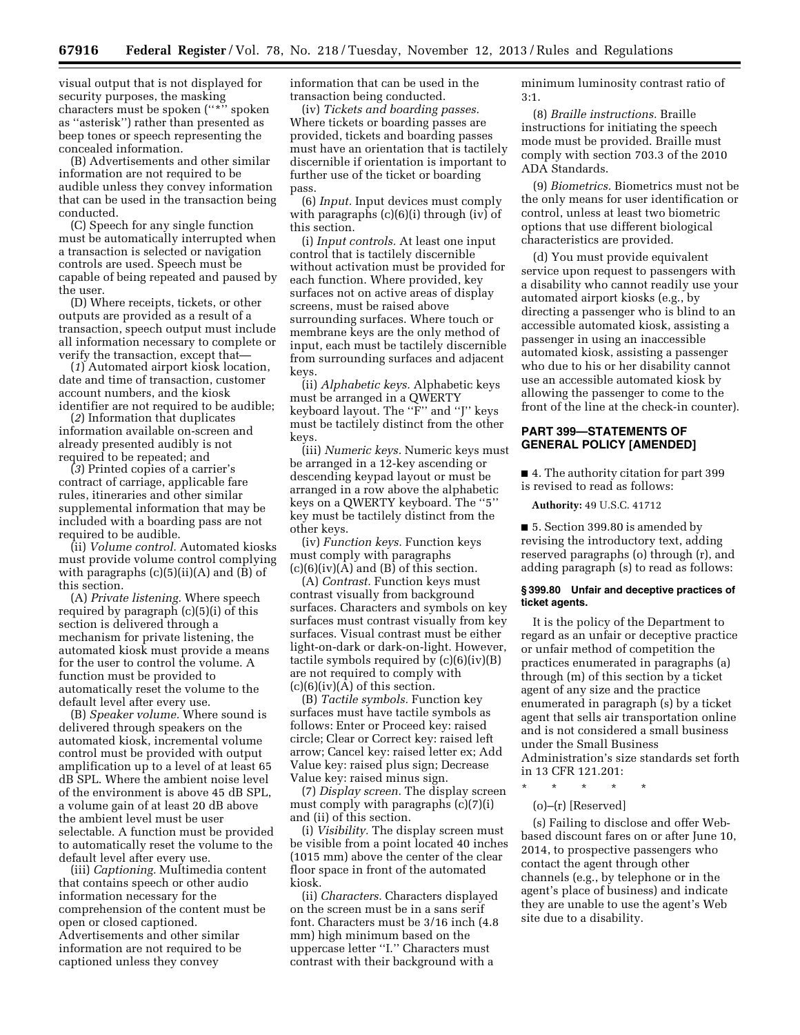visual output that is not displayed for security purposes, the masking characters must be spoken (''*'' spoken as ''asterisk'') rather than presented as beep tones or speech representing the concealed information.

(B) Advertisements and other similar information are not required to be audible unless they convey information that can be used in the transaction being conducted.

(C) Speech for any single function must be automatically interrupted when a transaction is selected or navigation controls are used. Speech must be capable of being repeated and paused by the user.

(D) Where receipts, tickets, or other outputs are provided as a result of a transaction, speech output must include all information necessary to complete or verify the transaction, except that—

(*1*) Automated airport kiosk location, date and time of transaction, customer account numbers, and the kiosk identifier are not required to be audible;

(*2*) Information that duplicates information available on-screen and already presented audibly is not required to be repeated; and

(*3*) Printed copies of a carrier's contract of carriage, applicable fare rules, itineraries and other similar supplemental information that may be included with a boarding pass are not required to be audible.

(ii) *Volume control.* Automated kiosks must provide volume control complying with paragraphs (c)(5)(ii)(A) and (B) of this section.

(A) *Private listening.* Where speech required by paragraph (c)(5)(i) of this section is delivered through a mechanism for private listening, the automated kiosk must provide a means for the user to control the volume. A function must be provided to automatically reset the volume to the default level after every use.

(B) *Speaker volume.* Where sound is delivered through speakers on the automated kiosk, incremental volume control must be provided with output amplification up to a level of at least 65 dB SPL. Where the ambient noise level of the environment is above 45 dB SPL, a volume gain of at least 20 dB above the ambient level must be user selectable. A function must be provided to automatically reset the volume to the default level after every use.

(iii) *Captioning.* Multimedia content that contains speech or other audio information necessary for the comprehension of the content must be open or closed captioned. Advertisements and other similar information are not required to be captioned unless they convey information that can be used in the transaction being conducted.

(iv) *Tickets and boarding passes.* Where tickets or boarding passes are provided, tickets and boarding passes must have an orientation that is tactilely discernible if orientation is important to further use of the ticket or boarding pass.

(6) *Input.* Input devices must comply with paragraphs (c)(6)(i) through (iv) of this section.

(i) *Input controls.* At least one input control that is tactilely discernible without activation must be provided for each function. Where provided, key surfaces not on active areas of display screens, must be raised above surrounding surfaces. Where touch or membrane keys are the only method of input, each must be tactilely discernible from surrounding surfaces and adjacent keys.

(ii) *Alphabetic keys.* Alphabetic keys must be arranged in a QWERTY keyboard layout. The ''F'' and ''J'' keys must be tactilely distinct from the other keys.

(iii) *Numeric keys.* Numeric keys must be arranged in a 12-key ascending or descending keypad layout or must be arranged in a row above the alphabetic keys on a QWERTY keyboard. The ''5'' key must be tactilely distinct from the other keys.

(iv) *Function keys.* Function keys must comply with paragraphs (c)(6)(iv)(A) and (B) of this section.

(A) *Contrast.* Function keys must contrast visually from background surfaces. Characters and symbols on key surfaces must contrast visually from key surfaces. Visual contrast must be either light-on-dark or dark-on-light. However, tactile symbols required by (c)(6)(iv)(B) are not required to comply with (c)(6)(iv)(A) of this section.

(B) *Tactile symbols.* Function key surfaces must have tactile symbols as follows: Enter or Proceed key: raised circle; Clear or Correct key: raised left arrow; Cancel key: raised letter ex; Add Value key: raised plus sign; Decrease Value key: raised minus sign.

(7) *Display screen.* The display screen must comply with paragraphs (c)(7)(i) and (ii) of this section.

(i) *Visibility.* The display screen must be visible from a point located 40 inches (1015 mm) above the center of the clear floor space in front of the automated kiosk.

(ii) *Characters.* Characters displayed on the screen must be in a sans serif font. Characters must be 3/16 inch (4.8 mm) high minimum based on the uppercase letter ''I.'' Characters must contrast with their background with a minimum luminosity contrast ratio of 3:1.

(8) *Braille instructions.* Braille instructions for initiating the speech mode must be provided. Braille must comply with section 703.3 of the 2010 ADA Standards.

(9) *Biometrics.* Biometrics must not be the only means for user identification or control, unless at least two biometric options that use different biological characteristics are provided.

(d) You must provide equivalent service upon request to passengers with a disability who cannot readily use your automated airport kiosks (e.g., by directing a passenger who is blind to an accessible automated kiosk, assisting a passenger in using an inaccessible automated kiosk, assisting a passenger who due to his or her disability cannot use an accessible automated kiosk by allowing the passenger to come to the front of the line at the check-in counter).

## PART 399—STATEMENTS OF GENERAL POLICY [AMENDED]

■ 4. The authority citation for part 399 is revised to read as follows:

**Authority:** 49 U.S.C. 41712

■ 5. Section 399.80 is amended by revising the introductory text, adding reserved paragraphs (o) through (r), and adding paragraph (s) to read as follows:

### § 399.80 Unfair and deceptive practices of ticket agents.

It is the policy of the Department to regard as an unfair or deceptive practice or unfair method of competition the practices enumerated in paragraphs (a) through (m) of this section by a ticket agent of any size and the practice enumerated in paragraph (s) by a ticket agent that sells air transportation online and is not considered a small business under the Small Business Administration's size standards set forth in 13 CFR 121.201:

\* \* \* \* \*

(o)–(r) [Reserved]

(s) Failing to disclose and offer Web-based discount fares on or after June 10, 2014, to prospective passengers who contact the agent through other channels (e.g., by telephone or in the agent's place of business) and indicate they are unable to use the agent's Web site due to a disability.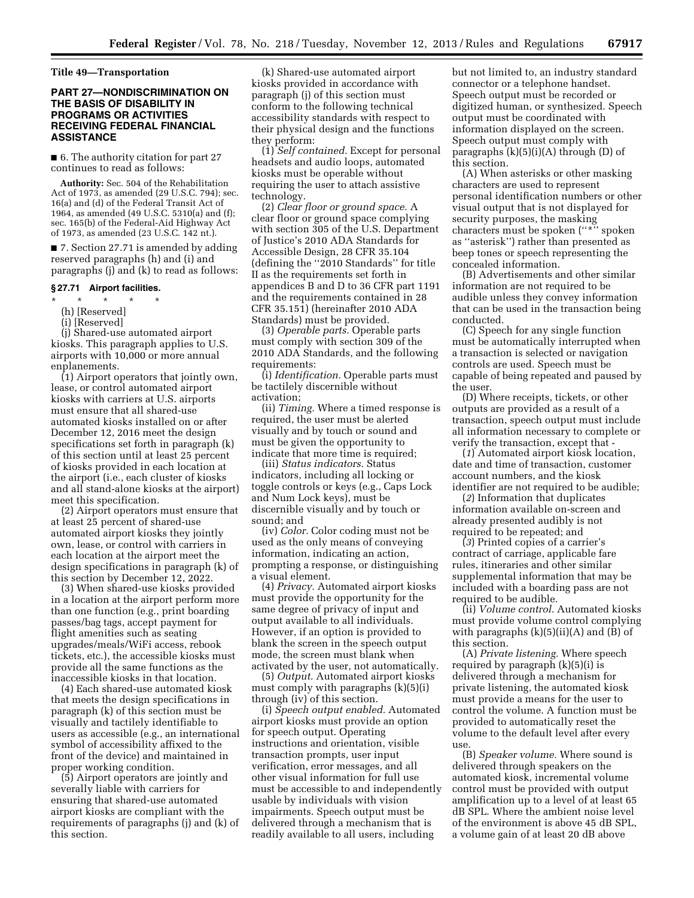## Title 49—Transportation

### PART 27—NONDISCRIMINATION ON THE BASIS OF DISABILITY IN PROGRAMS OR ACTIVITIES RECEIVING FEDERAL FINANCIAL ASSISTANCE

■ 6. The authority citation for part 27 continues to read as follows:

**Authority:** Sec. 504 of the Rehabilitation Act of 1973, as amended (29 U.S.C. 794); sec. 16(a) and (d) of the Federal Transit Act of 1964, as amended (49 U.S.C. 5310(a) and (f); sec. 165(b) of the Federal-Aid Highway Act of 1973, as amended (23 U.S.C. 142 nt.).

■ 7. Section 27.71 is amended by adding reserved paragraphs (h) and (i) and paragraphs (j) and (k) to read as follows:

#### § 27.71 Airport facilities.

\* \* \* \* \*

(h) [Reserved]

(i) [Reserved]

(j) Shared-use automated airport kiosks. This paragraph applies to U.S. airports with 10,000 or more annual enplanements.

(1) Airport operators that jointly own, lease, or control automated airport kiosks with carriers at U.S. airports must ensure that all shared-use automated kiosks installed on or after December 12, 2016 meet the design specifications set forth in paragraph (k) of this section until at least 25 percent of kiosks provided in each location at the airport (i.e., each cluster of kiosks and all stand-alone kiosks at the airport) meet this specification.

(2) Airport operators must ensure that at least 25 percent of shared-use automated airport kiosks they jointly own, lease, or control with carriers in each location at the airport meet the design specifications in paragraph (k) of this section by December 12, 2022.

(3) When shared-use kiosks provided in a location at the airport perform more than one function (e.g., print boarding passes/bag tags, accept payment for flight amenities such as seating upgrades/meals/WiFi access, rebook tickets, etc.), the accessible kiosks must provide all the same functions as the inaccessible kiosks in that location.

(4) Each shared-use automated kiosk that meets the design specifications in paragraph (k) of this section must be visually and tactilely identifiable to users as accessible (e.g., an international symbol of accessibility affixed to the front of the device) and maintained in proper working condition.

(5) Airport operators are jointly and severally liable with carriers for ensuring that shared-use automated airport kiosks are compliant with the requirements of paragraphs (j) and (k) of this section.

(k) Shared-use automated airport kiosks provided in accordance with paragraph (j) of this section must conform to the following technical accessibility standards with respect to their physical design and the functions they perform:

(1) *Self contained.* Except for personal headsets and audio loops, automated kiosks must be operable without requiring the user to attach assistive technology.

(2) *Clear floor or ground space.* A clear floor or ground space complying with section 305 of the U.S. Department of Justice's 2010 ADA Standards for Accessible Design, 28 CFR 35.104 (defining the ''2010 Standards'' for title II as the requirements set forth in appendices B and D to 36 CFR part 1191 and the requirements contained in 28 CFR 35.151) (hereinafter 2010 ADA Standards) must be provided.

(3) *Operable parts.* Operable parts must comply with section 309 of the 2010 ADA Standards, and the following requirements:

(i) *Identification.* Operable parts must be tactilely discernible without activation;

(ii) *Timing.* Where a timed response is required, the user must be alerted visually and by touch or sound and must be given the opportunity to indicate that more time is required;

(iii) *Status indicators.* Status indicators, including all locking or toggle controls or keys (e.g., Caps Lock and Num Lock keys), must be discernible visually and by touch or sound; and

(iv) *Color.* Color coding must not be used as the only means of conveying information, indicating an action, prompting a response, or distinguishing a visual element.

(4) *Privacy.* Automated airport kiosks must provide the opportunity for the same degree of privacy of input and output available to all individuals. However, if an option is provided to blank the screen in the speech output mode, the screen must blank when activated by the user, not automatically.

(5) *Output.* Automated airport kiosks must comply with paragraphs (k)(5)(i) through (iv) of this section.

(i) *Speech output enabled.* Automated airport kiosks must provide an option for speech output. Operating instructions and orientation, visible transaction prompts, user input verification, error messages, and all other visual information for full use must be accessible to and independently usable by individuals with vision impairments. Speech output must be delivered through a mechanism that is readily available to all users, including but not limited to, an industry standard connector or a telephone handset. Speech output must be recorded or digitized human, or synthesized. Speech output must be coordinated with information displayed on the screen. Speech output must comply with paragraphs (k)(5)(i)(A) through (D) of this section.

(A) When asterisks or other masking characters are used to represent personal identification numbers or other visual output that is not displayed for security purposes, the masking characters must be spoken (''*'' spoken as ''asterisk'') rather than presented as beep tones or speech representing the concealed information.

(B) Advertisements and other similar information are not required to be audible unless they convey information that can be used in the transaction being conducted.

(C) Speech for any single function must be automatically interrupted when a transaction is selected or navigation controls are used. Speech must be capable of being repeated and paused by the user.

(D) Where receipts, tickets, or other outputs are provided as a result of a transaction, speech output must include all information necessary to complete or verify the transaction, except that -

(*1*) Automated airport kiosk location, date and time of transaction, customer account numbers, and the kiosk identifier are not required to be audible;

(*2*) Information that duplicates information available on-screen and already presented audibly is not required to be repeated; and

(*3*) Printed copies of a carrier's contract of carriage, applicable fare rules, itineraries and other similar supplemental information that may be included with a boarding pass are not required to be audible.

(ii) *Volume control.* Automated kiosks must provide volume control complying with paragraphs (k)(5)(ii)(A) and (B) of this section.

(A) *Private listening.* Where speech required by paragraph (k)(5)(i) is delivered through a mechanism for private listening, the automated kiosk must provide a means for the user to control the volume. A function must be provided to automatically reset the volume to the default level after every use.

(B) *Speaker volume.* Where sound is delivered through speakers on the automated kiosk, incremental volume control must be provided with output amplification up to a level of at least 65 dB SPL. Where the ambient noise level of the environment is above 45 dB SPL, a volume gain of at least 20 dB above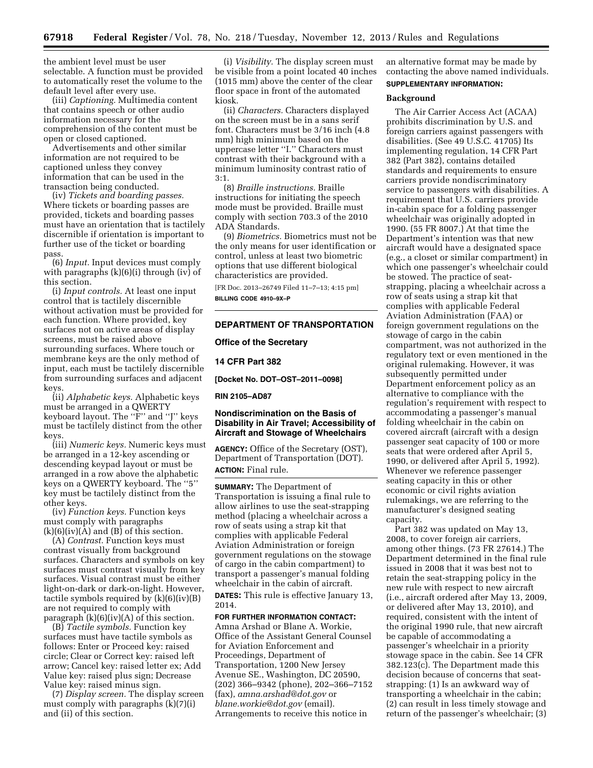the ambient level must be user selectable. A function must be provided to automatically reset the volume to the default level after every use.

(iii) *Captioning.* Multimedia content that contains speech or other audio information necessary for the comprehension of the content must be open or closed captioned.

Advertisements and other similar information are not required to be captioned unless they convey information that can be used in the transaction being conducted.

(iv) *Tickets and boarding passes.* Where tickets or boarding passes are provided, tickets and boarding passes must have an orientation that is tactilely discernible if orientation is important to further use of the ticket or boarding pass.

(6) *Input.* Input devices must comply with paragraphs (k)(6)(i) through (iv) of this section.

(i) *Input controls.* At least one input control that is tactilely discernible without activation must be provided for each function. Where provided, key surfaces not on active areas of display screens, must be raised above surrounding surfaces. Where touch or membrane keys are the only method of input, each must be tactilely discernible from surrounding surfaces and adjacent keys.

(ii) *Alphabetic keys.* Alphabetic keys must be arranged in a QWERTY keyboard layout. The ''F'' and ''J'' keys must be tactilely distinct from the other keys.

(iii) *Numeric keys.* Numeric keys must be arranged in a 12-key ascending or descending keypad layout or must be arranged in a row above the alphabetic keys on a QWERTY keyboard. The ''5'' key must be tactilely distinct from the other keys.

(iv) *Function keys.* Function keys must comply with paragraphs (k)(6)(iv)(A) and (B) of this section.

(A) *Contrast.* Function keys must contrast visually from background surfaces. Characters and symbols on key surfaces must contrast visually from key surfaces. Visual contrast must be either light-on-dark or dark-on-light. However, tactile symbols required by (k)(6)(iv)(B) are not required to comply with paragraph (k)(6)(iv)(A) of this section.

(B) *Tactile symbols.* Function key surfaces must have tactile symbols as follows: Enter or Proceed key: raised circle; Clear or Correct key: raised left arrow; Cancel key: raised letter ex; Add Value key: raised plus sign; Decrease Value key: raised minus sign.

(7) *Display screen.* The display screen must comply with paragraphs (k)(7)(i) and (ii) of this section.

(i) *Visibility.* The display screen must be visible from a point located 40 inches (1015 mm) above the center of the clear floor space in front of the automated kiosk.

(ii) *Characters.* Characters displayed on the screen must be in a sans serif font. Characters must be 3/16 inch (4.8 mm) high minimum based on the uppercase letter ''I.'' Characters must contrast with their background with a minimum luminosity contrast ratio of 3:1.

(8) *Braille instructions.* Braille instructions for initiating the speech mode must be provided. Braille must comply with section 703.3 of the 2010 ADA Standards.

(9) *Biometrics.* Biometrics must not be the only means for user identification or control, unless at least two biometric options that use different biological characteristics are provided.

[FR Doc. 2013–26749 Filed 11–7–13; 4:15 pm]

**BILLING CODE 4910–9X–P**

---

## DEPARTMENT OF TRANSPORTATION

### Office of the Secretary

### 14 CFR Part 382

**[Docket No. DOT–OST–2011–0098]**

**RIN 2105–AD87**

### Nondiscrimination on the Basis of Disability in Air Travel; Accessibility of Aircraft and Stowage of Wheelchairs

**AGENCY:** Office of the Secretary (OST), Department of Transportation (DOT).

**ACTION:** Final rule.

**SUMMARY:** The Department of Transportation is issuing a final rule to allow airlines to use the seat-strapping method (placing a wheelchair across a row of seats using a strap kit that complies with applicable Federal Aviation Administration or foreign government regulations on the stowage of cargo in the cabin compartment) to transport a passenger's manual folding wheelchair in the cabin of aircraft.

**DATES:** This rule is effective January 13, 2014.

**FOR FURTHER INFORMATION CONTACT:** Amna Arshad or Blane A. Workie, Office of the Assistant General Counsel for Aviation Enforcement and Proceedings, Department of Transportation, 1200 New Jersey Avenue SE., Washington, DC 20590, (202) 366–9342 (phone), 202–366–7152 (fax), *amna.arshad@dot.gov* or *blane.workie@dot.gov* (email). Arrangements to receive this notice in an alternative format may be made by contacting the above named individuals.

**SUPPLEMENTARY INFORMATION:**

#### Background

The Air Carrier Access Act (ACAA) prohibits discrimination by U.S. and foreign carriers against passengers with disabilities. (See 49 U.S.C. 41705) Its implementing regulation, 14 CFR Part 382 (Part 382), contains detailed standards and requirements to ensure carriers provide nondiscriminatory service to passengers with disabilities. A requirement that U.S. carriers provide in-cabin space for a folding passenger wheelchair was originally adopted in 1990. (55 FR 8007.) At that time the Department's intention was that new aircraft would have a designated space (e.g., a closet or similar compartment) in which one passenger's wheelchair could be stowed. The practice of seat-strapping, placing a wheelchair across a row of seats using a strap kit that complies with applicable Federal Aviation Administration (FAA) or foreign government regulations on the stowage of cargo in the cabin compartment, was not authorized in the regulatory text or even mentioned in the original rulemaking. However, it was subsequently permitted under Department enforcement policy as an alternative to compliance with the regulation's requirement with respect to accommodating a passenger's manual folding wheelchair in the cabin on covered aircraft (aircraft with a design passenger seat capacity of 100 or more seats that were ordered after April 5, 1990, or delivered after April 5, 1992). Whenever we reference passenger seating capacity in this or other economic or civil rights aviation rulemakings, we are referring to the manufacturer's designed seating capacity.

Part 382 was updated on May 13, 2008, to cover foreign air carriers, among other things. (73 FR 27614.) The Department determined in the final rule issued in 2008 that it was best not to retain the seat-strapping policy in the new rule with respect to new aircraft (i.e., aircraft ordered after May 13, 2009, or delivered after May 13, 2010), and required, consistent with the intent of the original 1990 rule, that new aircraft be capable of accommodating a passenger's wheelchair in a priority stowage space in the cabin. See 14 CFR 382.123(c). The Department made this decision because of concerns that seat-strapping: (1) Is an awkward way of transporting a wheelchair in the cabin; (2) can result in less timely stowage and return of the passenger's wheelchair; (3)